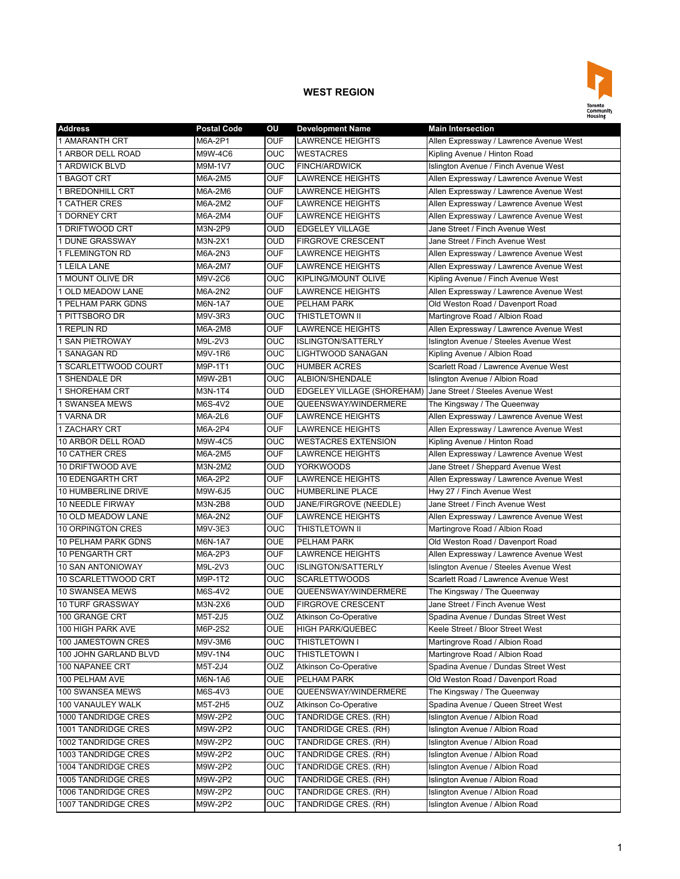## WEST REGION

| Address | Postal Code | OU | Development Name | Main Intersection |
|---|---|---|---|---|
| 1 AMARANTH CRT | M6A-2P1 | OUF | LAWRENCE HEIGHTS | Allen Expressway / Lawrence Avenue West |
| 1 ARBOR DELL ROAD | M9W-4C6 | OUC | WESTACRES | Kipling Avenue / Hinton Road |
| 1 ARDWICK BLVD | M9M-1V7 | OUC | FINCH/ARDWICK | Islington Avenue / Finch Avenue West |
| 1 BAGOT CRT | M6A-2M5 | OUF | LAWRENCE HEIGHTS | Allen Expressway / Lawrence Avenue West |
| 1 BREDONHILL CRT | M6A-2M6 | OUF | LAWRENCE HEIGHTS | Allen Expressway / Lawrence Avenue West |
| 1 CATHER CRES | M6A-2M2 | OUF | LAWRENCE HEIGHTS | Allen Expressway / Lawrence Avenue West |
| 1 DORNEY CRT | M6A-2M4 | OUF | LAWRENCE HEIGHTS | Allen Expressway / Lawrence Avenue West |
| 1 DRIFTWOOD CRT | M3N-2P9 | OUD | EDGELEY VILLAGE | Jane Street / Finch Avenue West |
| 1 DUNE GRASSWAY | M3N-2X1 | OUD | FIRGROVE CRESCENT | Jane Street / Finch Avenue West |
| 1 FLEMINGTON RD | M6A-2N3 | OUF | LAWRENCE HEIGHTS | Allen Expressway / Lawrence Avenue West |
| 1 LEILA LANE | M6A-2M7 | OUF | LAWRENCE HEIGHTS | Allen Expressway / Lawrence Avenue West |
| 1 MOUNT OLIVE DR | M9V-2C6 | OUC | KIPLING/MOUNT OLIVE | Kipling Avenue / Finch Avenue West |
| 1 OLD MEADOW LANE | M6A-2N2 | OUF | LAWRENCE HEIGHTS | Allen Expressway / Lawrence Avenue West |
| 1 PELHAM PARK GDNS | M6N-1A7 | OUE | PELHAM PARK | Old Weston Road / Davenport Road |
| 1 PITTSBORO DR | M9V-3R3 | OUC | THISTLETOWN II | Martingrove Road / Albion Road |
| 1 REPLIN RD | M6A-2M8 | OUF | LAWRENCE HEIGHTS | Allen Expressway / Lawrence Avenue West |
| 1 SAN PIETROWAY | M9L-2V3 | OUC | ISLINGTON/SATTERLY | Islington Avenue / Steeles Avenue West |
| 1 SANAGAN RD | M9V-1R6 | OUC | LIGHTWOOD SANAGAN | Kipling Avenue / Albion Road |
| 1 SCARLETTWOOD COURT | M9P-1T1 | OUC | HUMBER ACRES | Scarlett Road / Lawrence Avenue West |
| 1 SHENDALE DR | M9W-2B1 | OUC | ALBION/SHENDALE | Islington Avenue / Albion Road |
| 1 SHOREHAM CRT | M3N-1T4 | OUD | EDGELEY VILLAGE (SHOREHAM) | Jane Street / Steeles Avenue West |
| 1 SWANSEA MEWS | M6S-4V2 | OUE | QUEENSWAY/WINDERMERE | The Kingsway / The Queenway |
| 1 VARNA DR | M6A-2L6 | OUF | LAWRENCE HEIGHTS | Allen Expressway / Lawrence Avenue West |
| 1 ZACHARY CRT | M6A-2P4 | OUF | LAWRENCE HEIGHTS | Allen Expressway / Lawrence Avenue West |
| 10 ARBOR DELL ROAD | M9W-4C5 | OUC | WESTACRES EXTENSION | Kipling Avenue / Hinton Road |
| 10 CATHER CRES | M6A-2M5 | OUF | LAWRENCE HEIGHTS | Allen Expressway / Lawrence Avenue West |
| 10 DRIFTWOOD AVE | M3N-2M2 | OUD | YORKWOODS | Jane Street / Sheppard Avenue West |
| 10 EDENGARTH CRT | M6A-2P2 | OUF | LAWRENCE HEIGHTS | Allen Expressway / Lawrence Avenue West |
| 10 HUMBERLINE DRIVE | M9W-6J5 | OUC | HUMBERLINE PLACE | Hwy 27 / Finch Avenue West |
| 10 NEEDLE FIRWAY | M3N-2B8 | OUD | JANE/FIRGROVE (NEEDLE) | Jane Street / Finch Avenue West |
| 10 OLD MEADOW LANE | M6A-2N2 | OUF | LAWRENCE HEIGHTS | Allen Expressway / Lawrence Avenue West |
| 10 ORPINGTON CRES | M9V-3E3 | OUC | THISTLETOWN II | Martingrove Road / Albion Road |
| 10 PELHAM PARK GDNS | M6N-1A7 | OUE | PELHAM PARK | Old Weston Road / Davenport Road |
| 10 PENGARTH CRT | M6A-2P3 | OUF | LAWRENCE HEIGHTS | Allen Expressway / Lawrence Avenue West |
| 10 SAN ANTONIOWAY | M9L-2V3 | OUC | ISLINGTON/SATTERLY | Islington Avenue / Steeles Avenue West |
| 10 SCARLETTWOOD CRT | M9P-1T2 | OUC | SCARLETTWOODS | Scarlett Road / Lawrence Avenue West |
| 10 SWANSEA MEWS | M6S-4V2 | OUE | QUEENSWAY/WINDERMERE | The Kingsway / The Queenway |
| 10 TURF GRASSWAY | M3N-2X6 | OUD | FIRGROVE CRESCENT | Jane Street / Finch Avenue West |
| 100 GRANGE CRT | M5T-2J5 | OUZ | Atkinson Co-Operative | Spadina Avenue / Dundas Street West |
| 100 HIGH PARK AVE | M6P-2S2 | OUE | HIGH PARK/QUEBEC | Keele Street / Bloor Street West |
| 100 JAMESTOWN CRES | M9V-3M6 | OUC | THISTLETOWN II | Martingrove Road / Albion Road |
| 100 JOHN GARLAND BLVD | M9V-1N4 | OUC | THISTLETOWN I | Martingrove Road / Albion Road |
| 100 NAPANEE CRT | M5T-2J4 | OUZ | Atkinson Co-Operative | Spadina Avenue / Dundas Street West |
| 100 PELHAM AVE | M6N-1A6 | OUE | PELHAM PARK | Old Weston Road / Davenport Road |
| 100 SWANSEA MEWS | M6S-4V3 | OUE | QUEENSWAY/WINDERMERE | The Kingsway / The Queenway |
| 100 VANAULEY WALK | M5T-2H5 | OUZ | Atkinson Co-Operative | Spadina Avenue / Queen Street West |
| 1000 TANDRIDGE CRES | M9W-2P2 | OUC | TANDRIDGE CRES. (RH) | Islington Avenue / Albion Road |
| 1001 TANDRIDGE CRES | M9W-2P2 | OUC | TANDRIDGE CRES. (RH) | Islington Avenue / Albion Road |
| 1002 TANDRIDGE CRES | M9W-2P2 | OUC | TANDRIDGE CRES. (RH) | Islington Avenue / Albion Road |
| 1003 TANDRIDGE CRES | M9W-2P2 | OUC | TANDRIDGE CRES. (RH) | Islington Avenue / Albion Road |
| 1004 TANDRIDGE CRES | M9W-2P2 | OUC | TANDRIDGE CRES. (RH) | Islington Avenue / Albion Road |
| 1005 TANDRIDGE CRES | M9W-2P2 | OUC | TANDRIDGE CRES. (RH) | Islington Avenue / Albion Road |
| 1006 TANDRIDGE CRES | M9W-2P2 | OUC | TANDRIDGE CRES. (RH) | Islington Avenue / Albion Road |
| 1007 TANDRIDGE CRES | M9W-2P2 | OUC | TANDRIDGE CRES. (RH) | Islington Avenue / Albion Road |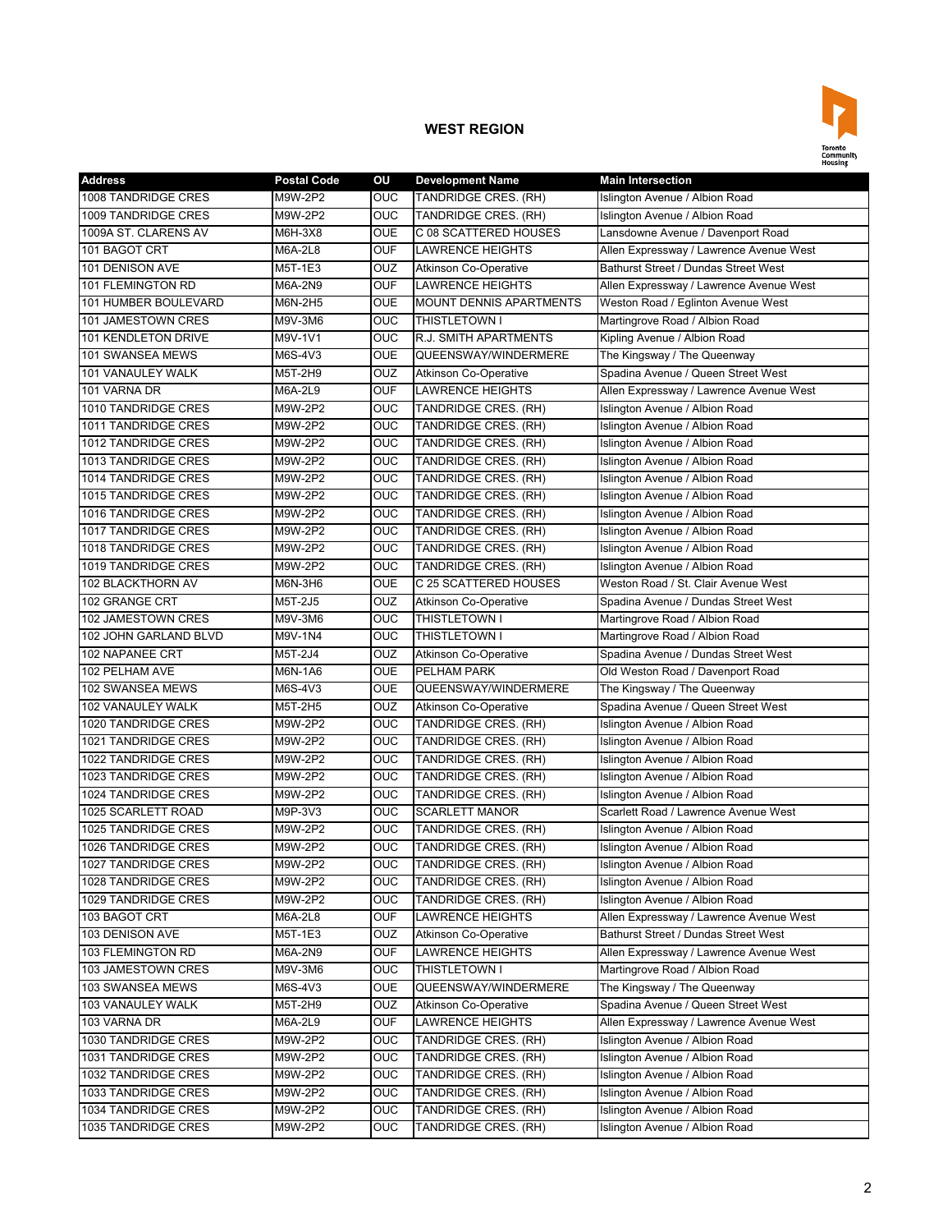## WEST REGION

| Address | Postal Code | OU | Development Name | Main Intersection |
|---|---|---|---|---|
| 1008 TANDRIDGE CRES | M9W-2P2 | OUC | TANDRIDGE CRES. (RH) | Islington Avenue / Albion Road |
| 1009 TANDRIDGE CRES | M9W-2P2 | OUC | TANDRIDGE CRES. (RH) | Islington Avenue / Albion Road |
| 1009A ST. CLARENS AV | M6H-3X8 | OUE | C 08 SCATTERED HOUSES | Lansdowne Avenue / Davenport Road |
| 101 BAGOT CRT | M6A-2L8 | OUF | LAWRENCE HEIGHTS | Allen Expressway / Lawrence Avenue West |
| 101 DENISON AVE | M5T-1E3 | OUZ | Atkinson Co-Operative | Bathurst Street / Dundas Street West |
| 101 FLEMINGTON RD | M6A-2N9 | OUF | LAWRENCE HEIGHTS | Allen Expressway / Lawrence Avenue West |
| 101 HUMBER BOULEVARD | M6N-2H5 | OUE | MOUNT DENNIS APARTMENTS | Weston Road / Eglinton Avenue West |
| 101 JAMESTOWN CRES | M9V-3M6 | OUC | THISTLETOWN I | Martingrove Road / Albion Road |
| 101 KENDLETON DRIVE | M9V-1V1 | OUC | R.J. SMITH APARTMENTS | Kipling Avenue / Albion Road |
| 101 SWANSEA MEWS | M6S-4V3 | OUE | QUEENSWAY/WINDERMERE | The Kingsway / The Queenway |
| 101 VANAULEY WALK | M5T-2H9 | OUZ | Atkinson Co-Operative | Spadina Avenue / Queen Street West |
| 101 VARNA DR | M6A-2L9 | OUF | LAWRENCE HEIGHTS | Allen Expressway / Lawrence Avenue West |
| 1010 TANDRIDGE CRES | M9W-2P2 | OUC | TANDRIDGE CRES. (RH) | Islington Avenue / Albion Road |
| 1011 TANDRIDGE CRES | M9W-2P2 | OUC | TANDRIDGE CRES. (RH) | Islington Avenue / Albion Road |
| 1012 TANDRIDGE CRES | M9W-2P2 | OUC | TANDRIDGE CRES. (RH) | Islington Avenue / Albion Road |
| 1013 TANDRIDGE CRES | M9W-2P2 | OUC | TANDRIDGE CRES. (RH) | Islington Avenue / Albion Road |
| 1014 TANDRIDGE CRES | M9W-2P2 | OUC | TANDRIDGE CRES. (RH) | Islington Avenue / Albion Road |
| 1015 TANDRIDGE CRES | M9W-2P2 | OUC | TANDRIDGE CRES. (RH) | Islington Avenue / Albion Road |
| 1016 TANDRIDGE CRES | M9W-2P2 | OUC | TANDRIDGE CRES. (RH) | Islington Avenue / Albion Road |
| 1017 TANDRIDGE CRES | M9W-2P2 | OUC | TANDRIDGE CRES. (RH) | Islington Avenue / Albion Road |
| 1018 TANDRIDGE CRES | M9W-2P2 | OUC | TANDRIDGE CRES. (RH) | Islington Avenue / Albion Road |
| 1019 TANDRIDGE CRES | M9W-2P2 | OUC | TANDRIDGE CRES. (RH) | Islington Avenue / Albion Road |
| 102 BLACKTHORN AV | M6N-3H6 | OUE | C 25 SCATTERED HOUSES | Weston Road / St. Clair Avenue West |
| 102 GRANGE CRT | M5T-2J5 | OUZ | Atkinson Co-Operative | Spadina Avenue / Dundas Street West |
| 102 JAMESTOWN CRES | M9V-3M6 | OUC | THISTLETOWN I | Martingrove Road / Albion Road |
| 102 JOHN GARLAND BLVD | M9V-1N4 | OUC | THISTLETOWN I | Martingrove Road / Albion Road |
| 102 NAPANEE CRT | M5T-2J4 | OUZ | Atkinson Co-Operative | Spadina Avenue / Dundas Street West |
| 102 PELHAM AVE | M6N-1A6 | OUE | PELHAM PARK | Old Weston Road / Davenport Road |
| 102 SWANSEA MEWS | M6S-4V3 | OUE | QUEENSWAY/WINDERMERE | The Kingsway / The Queenway |
| 102 VANAULEY WALK | M5T-2H5 | OUZ | Atkinson Co-Operative | Spadina Avenue / Queen Street West |
| 1020 TANDRIDGE CRES | M9W-2P2 | OUC | TANDRIDGE CRES. (RH) | Islington Avenue / Albion Road |
| 1021 TANDRIDGE CRES | M9W-2P2 | OUC | TANDRIDGE CRES. (RH) | Islington Avenue / Albion Road |
| 1022 TANDRIDGE CRES | M9W-2P2 | OUC | TANDRIDGE CRES. (RH) | Islington Avenue / Albion Road |
| 1023 TANDRIDGE CRES | M9W-2P2 | OUC | TANDRIDGE CRES. (RH) | Islington Avenue / Albion Road |
| 1024 TANDRIDGE CRES | M9W-2P2 | OUC | TANDRIDGE CRES. (RH) | Islington Avenue / Albion Road |
| 1025 SCARLETT ROAD | M9P-3V3 | OUC | SCARLETT MANOR | Scarlett Road / Lawrence Avenue West |
| 1025 TANDRIDGE CRES | M9W-2P2 | OUC | TANDRIDGE CRES. (RH) | Islington Avenue / Albion Road |
| 1026 TANDRIDGE CRES | M9W-2P2 | OUC | TANDRIDGE CRES. (RH) | Islington Avenue / Albion Road |
| 1027 TANDRIDGE CRES | M9W-2P2 | OUC | TANDRIDGE CRES. (RH) | Islington Avenue / Albion Road |
| 1028 TANDRIDGE CRES | M9W-2P2 | OUC | TANDRIDGE CRES. (RH) | Islington Avenue / Albion Road |
| 1029 TANDRIDGE CRES | M9W-2P2 | OUC | TANDRIDGE CRES. (RH) | Islington Avenue / Albion Road |
| 103 BAGOT CRT | M6A-2L8 | OUF | LAWRENCE HEIGHTS | Allen Expressway / Lawrence Avenue West |
| 103 DENISON AVE | M5T-1E3 | OUZ | Atkinson Co-Operative | Bathurst Street / Dundas Street West |
| 103 FLEMINGTON RD | M6A-2N9 | OUF | LAWRENCE HEIGHTS | Allen Expressway / Lawrence Avenue West |
| 103 JAMESTOWN CRES | M9V-3M6 | OUC | THISTLETOWN I | Martingrove Road / Albion Road |
| 103 SWANSEA MEWS | M6S-4V3 | OUE | QUEENSWAY/WINDERMERE | The Kingsway / The Queenway |
| 103 VANAULEY WALK | M5T-2H9 | OUZ | Atkinson Co-Operative | Spadina Avenue / Queen Street West |
| 103 VARNA DR | M6A-2L9 | OUF | LAWRENCE HEIGHTS | Allen Expressway / Lawrence Avenue West |
| 1030 TANDRIDGE CRES | M9W-2P2 | OUC | TANDRIDGE CRES. (RH) | Islington Avenue / Albion Road |
| 1031 TANDRIDGE CRES | M9W-2P2 | OUC | TANDRIDGE CRES. (RH) | Islington Avenue / Albion Road |
| 1032 TANDRIDGE CRES | M9W-2P2 | OUC | TANDRIDGE CRES. (RH) | Islington Avenue / Albion Road |
| 1033 TANDRIDGE CRES | M9W-2P2 | OUC | TANDRIDGE CRES. (RH) | Islington Avenue / Albion Road |
| 1034 TANDRIDGE CRES | M9W-2P2 | OUC | TANDRIDGE CRES. (RH) | Islington Avenue / Albion Road |
| 1035 TANDRIDGE CRES | M9W-2P2 | OUC | TANDRIDGE CRES. (RH) | Islington Avenue / Albion Road |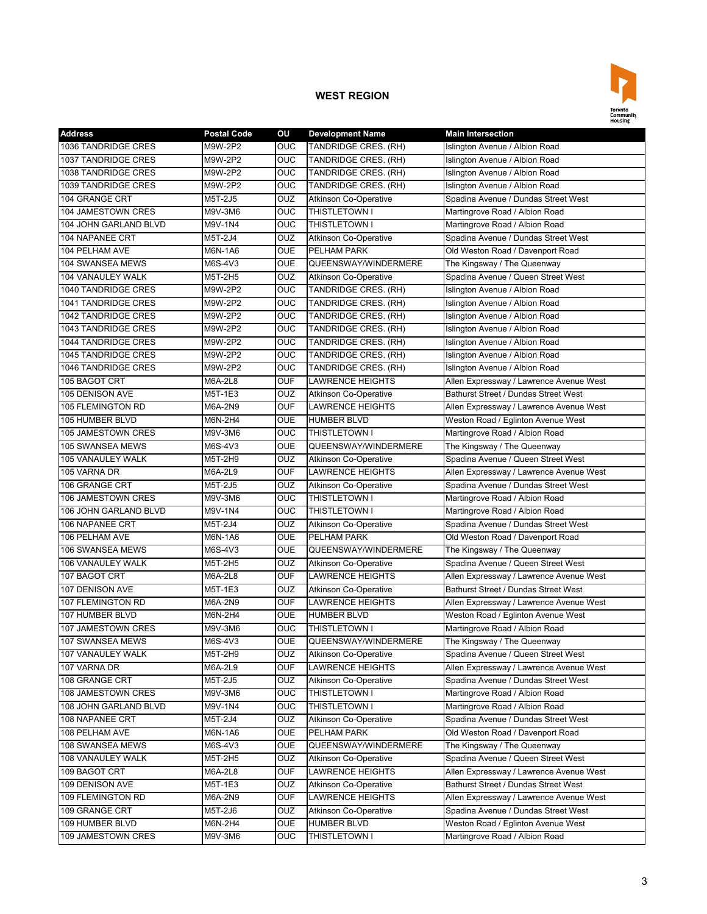## WEST REGION

| Address | Postal Code | OU | Development Name | Main Intersection |
|---|---|---|---|---|
| 1036 TANDRIDGE CRES | M9W-2P2 | OUC | TANDRIDGE CRES. (RH) | Islington Avenue / Albion Road |
| 1037 TANDRIDGE CRES | M9W-2P2 | OUC | TANDRIDGE CRES. (RH) | Islington Avenue / Albion Road |
| 1038 TANDRIDGE CRES | M9W-2P2 | OUC | TANDRIDGE CRES. (RH) | Islington Avenue / Albion Road |
| 1039 TANDRIDGE CRES | M9W-2P2 | OUC | TANDRIDGE CRES. (RH) | Islington Avenue / Albion Road |
| 104 GRANGE CRT | M5T-2J5 | OUZ | Atkinson Co-Operative | Spadina Avenue / Dundas Street West |
| 104 JAMESTOWN CRES | M9V-3M6 | OUC | THISTLETOWN I | Martingrove Road / Albion Road |
| 104 JOHN GARLAND BLVD | M9V-1N4 | OUC | THISTLETOWN I | Martingrove Road / Albion Road |
| 104 NAPANEE CRT | M5T-2J4 | OUZ | Atkinson Co-Operative | Spadina Avenue / Dundas Street West |
| 104 PELHAM AVE | M6N-1A6 | OUE | PELHAM PARK | Old Weston Road / Davenport Road |
| 104 SWANSEA MEWS | M6S-4V3 | OUE | QUEENSWAY/WINDERMERE | The Kingsway / The Queenway |
| 104 VANAULEY WALK | M5T-2H5 | OUZ | Atkinson Co-Operative | Spadina Avenue / Queen Street West |
| 1040 TANDRIDGE CRES | M9W-2P2 | OUC | TANDRIDGE CRES. (RH) | Islington Avenue / Albion Road |
| 1041 TANDRIDGE CRES | M9W-2P2 | OUC | TANDRIDGE CRES. (RH) | Islington Avenue / Albion Road |
| 1042 TANDRIDGE CRES | M9W-2P2 | OUC | TANDRIDGE CRES. (RH) | Islington Avenue / Albion Road |
| 1043 TANDRIDGE CRES | M9W-2P2 | OUC | TANDRIDGE CRES. (RH) | Islington Avenue / Albion Road |
| 1044 TANDRIDGE CRES | M9W-2P2 | OUC | TANDRIDGE CRES. (RH) | Islington Avenue / Albion Road |
| 1045 TANDRIDGE CRES | M9W-2P2 | OUC | TANDRIDGE CRES. (RH) | Islington Avenue / Albion Road |
| 1046 TANDRIDGE CRES | M9W-2P2 | OUC | TANDRIDGE CRES. (RH) | Islington Avenue / Albion Road |
| 105 BAGOT CRT | M6A-2L8 | OUF | LAWRENCE HEIGHTS | Allen Expressway / Lawrence Avenue West |
| 105 DENISON AVE | M5T-1E3 | OUZ | Atkinson Co-Operative | Bathurst Street / Dundas Street West |
| 105 FLEMINGTON RD | M6A-2N9 | OUF | LAWRENCE HEIGHTS | Allen Expressway / Lawrence Avenue West |
| 105 HUMBER BLVD | M6N-2H4 | OUE | HUMBER BLVD | Weston Road / Eglinton Avenue West |
| 105 JAMESTOWN CRES | M9V-3M6 | OUC | THISTLETOWN I | Martingrove Road / Albion Road |
| 105 SWANSEA MEWS | M6S-4V3 | OUE | QUEENSWAY/WINDERMERE | The Kingsway / The Queenway |
| 105 VANAULEY WALK | M5T-2H9 | OUZ | Atkinson Co-Operative | Spadina Avenue / Queen Street West |
| 105 VARNA DR | M6A-2L9 | OUF | LAWRENCE HEIGHTS | Allen Expressway / Lawrence Avenue West |
| 106 GRANGE CRT | M5T-2J5 | OUZ | Atkinson Co-Operative | Spadina Avenue / Dundas Street West |
| 106 JAMESTOWN CRES | M9V-3M6 | OUC | THISTLETOWN I | Martingrove Road / Albion Road |
| 106 JOHN GARLAND BLVD | M9V-1N4 | OUC | THISTLETOWN I | Martingrove Road / Albion Road |
| 106 NAPANEE CRT | M5T-2J4 | OUZ | Atkinson Co-Operative | Spadina Avenue / Dundas Street West |
| 106 PELHAM AVE | M6N-1A6 | OUE | PELHAM PARK | Old Weston Road / Davenport Road |
| 106 SWANSEA MEWS | M6S-4V3 | OUE | QUEENSWAY/WINDERMERE | The Kingsway / The Queenway |
| 106 VANAULEY WALK | M5T-2H5 | OUZ | Atkinson Co-Operative | Spadina Avenue / Queen Street West |
| 107 BAGOT CRT | M6A-2L8 | OUF | LAWRENCE HEIGHTS | Allen Expressway / Lawrence Avenue West |
| 107 DENISON AVE | M5T-1E3 | OUZ | Atkinson Co-Operative | Bathurst Street / Dundas Street West |
| 107 FLEMINGTON RD | M6A-2N9 | OUF | LAWRENCE HEIGHTS | Allen Expressway / Lawrence Avenue West |
| 107 HUMBER BLVD | M6N-2H4 | OUE | HUMBER BLVD | Weston Road / Eglinton Avenue West |
| 107 JAMESTOWN CRES | M9V-3M6 | OUC | THISTLETOWN I | Martingrove Road / Albion Road |
| 107 SWANSEA MEWS | M6S-4V3 | OUE | QUEENSWAY/WINDERMERE | The Kingsway / The Queenway |
| 107 VANAULEY WALK | M5T-2H9 | OUZ | Atkinson Co-Operative | Spadina Avenue / Queen Street West |
| 107 VARNA DR | M6A-2L9 | OUF | LAWRENCE HEIGHTS | Allen Expressway / Lawrence Avenue West |
| 108 GRANGE CRT | M5T-2J5 | OUZ | Atkinson Co-Operative | Spadina Avenue / Dundas Street West |
| 108 JAMESTOWN CRES | M9V-3M6 | OUC | THISTLETOWN I | Martingrove Road / Albion Road |
| 108 JOHN GARLAND BLVD | M9V-1N4 | OUC | THISTLETOWN I | Martingrove Road / Albion Road |
| 108 NAPANEE CRT | M5T-2J4 | OUZ | Atkinson Co-Operative | Spadina Avenue / Dundas Street West |
| 108 PELHAM AVE | M6N-1A6 | OUE | PELHAM PARK | Old Weston Road / Davenport Road |
| 108 SWANSEA MEWS | M6S-4V3 | OUE | QUEENSWAY/WINDERMERE | The Kingsway / The Queenway |
| 108 VANAULEY WALK | M5T-2H5 | OUZ | Atkinson Co-Operative | Spadina Avenue / Queen Street West |
| 109 BAGOT CRT | M6A-2L8 | OUF | LAWRENCE HEIGHTS | Allen Expressway / Lawrence Avenue West |
| 109 DENISON AVE | M5T-1E3 | OUZ | Atkinson Co-Operative | Bathurst Street / Dundas Street West |
| 109 FLEMINGTON RD | M6A-2N9 | OUF | LAWRENCE HEIGHTS | Allen Expressway / Lawrence Avenue West |
| 109 GRANGE CRT | M5T-2J6 | OUZ | Atkinson Co-Operative | Spadina Avenue / Dundas Street West |
| 109 HUMBER BLVD | M6N-2H4 | OUE | HUMBER BLVD | Weston Road / Eglinton Avenue West |
| 109 JAMESTOWN CRES | M9V-3M6 | OUC | THISTLETOWN I | Martingrove Road / Albion Road |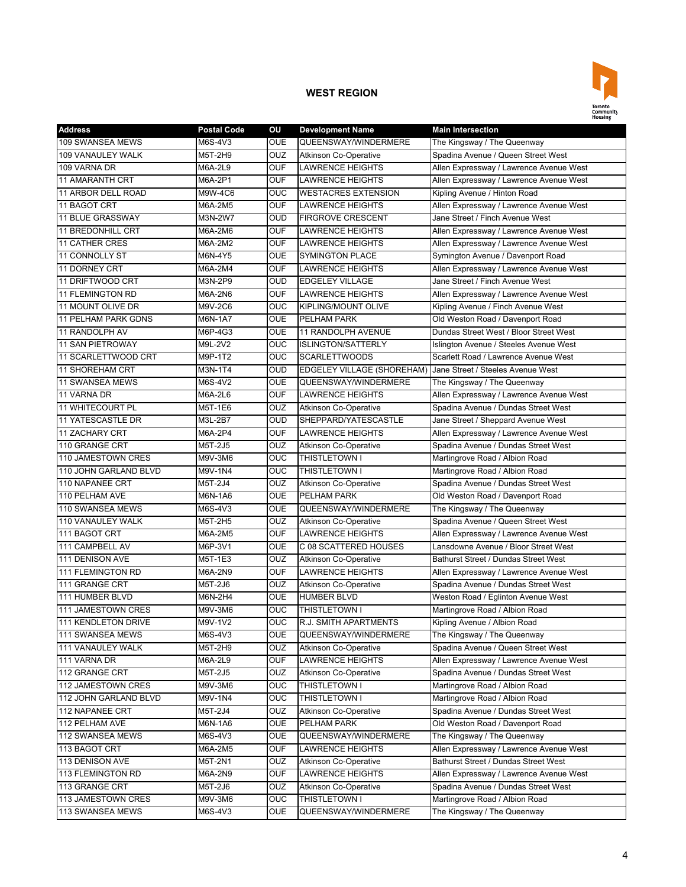## WEST REGION

| Address | Postal Code | OU | Development Name | Main Intersection |
|---|---|---|---|---|
| 109 SWANSEA MEWS | M6S-4V3 | OUE | QUEENSWAY/WINDERMERE | The Kingsway / The Queenway |
| 109 VANAULEY WALK | M5T-2H9 | OUZ | Atkinson Co-Operative | Spadina Avenue / Queen Street West |
| 109 VARNA DR | M6A-2L9 | OUF | LAWRENCE HEIGHTS | Allen Expressway / Lawrence Avenue West |
| 11 AMARANTH CRT | M6A-2P1 | OUF | LAWRENCE HEIGHTS | Allen Expressway / Lawrence Avenue West |
| 11 ARBOR DELL ROAD | M9W-4C6 | OUC | WESTACRES EXTENSION | Kipling Avenue / Hinton Road |
| 11 BAGOT CRT | M6A-2M5 | OUF | LAWRENCE HEIGHTS | Allen Expressway / Lawrence Avenue West |
| 11 BLUE GRASSWAY | M3N-2W7 | OUD | FIRGROVE CRESCENT | Jane Street / Finch Avenue West |
| 11 BREDONHILL CRT | M6A-2M6 | OUF | LAWRENCE HEIGHTS | Allen Expressway / Lawrence Avenue West |
| 11 CATHER CRES | M6A-2M2 | OUF | LAWRENCE HEIGHTS | Allen Expressway / Lawrence Avenue West |
| 11 CONNOLLY ST | M6N-4Y5 | OUE | SYMINGTON PLACE | Symington Avenue / Davenport Road |
| 11 DORNEY CRT | M6A-2M4 | OUF | LAWRENCE HEIGHTS | Allen Expressway / Lawrence Avenue West |
| 11 DRIFTWOOD CRT | M3N-2P9 | OUD | EDGELEY VILLAGE | Jane Street / Finch Avenue West |
| 11 FLEMINGTON RD | M6A-2N6 | OUF | LAWRENCE HEIGHTS | Allen Expressway / Lawrence Avenue West |
| 11 MOUNT OLIVE DR | M9V-2C6 | OUC | KIPLING/MOUNT OLIVE | Kipling Avenue / Finch Avenue West |
| 11 PELHAM PARK GDNS | M6N-1A7 | OUE | PELHAM PARK | Old Weston Road / Davenport Road |
| 11 RANDOLPH AV | M6P-4G3 | OUE | 11 RANDOLPH AVENUE | Dundas Street West / Bloor Street West |
| 11 SAN PIETROWAY | M9L-2V2 | OUC | ISLINGTON/SATTERLY | Islington Avenue / Steeles Avenue West |
| 11 SCARLETTWOOD CRT | M9P-1T2 | OUC | SCARLETTWOODS | Scarlett Road / Lawrence Avenue West |
| 11 SHOREHAM CRT | M3N-1T4 | OUD | EDGELEY VILLAGE (SHOREHAM) | Jane Street / Steeles Avenue West |
| 11 SWANSEA MEWS | M6S-4V2 | OUE | QUEENSWAY/WINDERMERE | The Kingsway / The Queenway |
| 11 VARNA DR | M6A-2L6 | OUF | LAWRENCE HEIGHTS | Allen Expressway / Lawrence Avenue West |
| 11 WHITECOURT PL | M5T-1E6 | OUZ | Atkinson Co-Operative | Spadina Avenue / Dundas Street West |
| 11 YATESCASTLE DR | M3L-2B7 | OUD | SHEPPARD/YATESCASTLE | Jane Street / Sheppard Avenue West |
| 11 ZACHARY CRT | M6A-2P4 | OUF | LAWRENCE HEIGHTS | Allen Expressway / Lawrence Avenue West |
| 110 GRANGE CRT | M5T-2J5 | OUZ | Atkinson Co-Operative | Spadina Avenue / Dundas Street West |
| 110 JAMESTOWN CRES | M9V-3M6 | OUC | THISTLETOWN I | Martingrove Road / Albion Road |
| 110 JOHN GARLAND BLVD | M9V-1N4 | OUC | THISTLETOWN I | Martingrove Road / Albion Road |
| 110 NAPANEE CRT | M5T-2J4 | OUZ | Atkinson Co-Operative | Spadina Avenue / Dundas Street West |
| 110 PELHAM AVE | M6N-1A6 | OUE | PELHAM PARK | Old Weston Road / Davenport Road |
| 110 SWANSEA MEWS | M6S-4V3 | OUE | QUEENSWAY/WINDERMERE | The Kingsway / The Queenway |
| 110 VANAULEY WALK | M5T-2H5 | OUZ | Atkinson Co-Operative | Spadina Avenue / Queen Street West |
| 111 BAGOT CRT | M6A-2M5 | OUF | LAWRENCE HEIGHTS | Allen Expressway / Lawrence Avenue West |
| 111 CAMPBELL AV | M6P-3V1 | OUE | C 08 SCATTERED HOUSES | Lansdowne Avenue / Bloor Street West |
| 111 DENISON AVE | M5T-1E3 | OUZ | Atkinson Co-Operative | Bathurst Street / Dundas Street West |
| 111 FLEMINGTON RD | M6A-2N9 | OUF | LAWRENCE HEIGHTS | Allen Expressway / Lawrence Avenue West |
| 111 GRANGE CRT | M5T-2J6 | OUZ | Atkinson Co-Operative | Spadina Avenue / Dundas Street West |
| 111 HUMBER BLVD | M6N-2H4 | OUE | HUMBER BLVD | Weston Road / Eglinton Avenue West |
| 111 JAMESTOWN CRES | M9V-3M6 | OUC | THISTLETOWN I | Martingrove Road / Albion Road |
| 111 KENDLETON DRIVE | M9V-1V2 | OUC | R.J. SMITH APARTMENTS | Kipling Avenue / Albion Road |
| 111 SWANSEA MEWS | M6S-4V3 | OUE | QUEENSWAY/WINDERMERE | The Kingsway / The Queenway |
| 111 VANAULEY WALK | M5T-2H9 | OUZ | Atkinson Co-Operative | Spadina Avenue / Queen Street West |
| 111 VARNA DR | M6A-2L9 | OUF | LAWRENCE HEIGHTS | Allen Expressway / Lawrence Avenue West |
| 112 GRANGE CRT | M5T-2J5 | OUZ | Atkinson Co-Operative | Spadina Avenue / Dundas Street West |
| 112 JAMESTOWN CRES | M9V-3M6 | OUC | THISTLETOWN I | Martingrove Road / Albion Road |
| 112 JOHN GARLAND BLVD | M9V-1N4 | OUC | THISTLETOWN I | Martingrove Road / Albion Road |
| 112 NAPANEE CRT | M5T-2J4 | OUZ | Atkinson Co-Operative | Spadina Avenue / Dundas Street West |
| 112 PELHAM AVE | M6N-1A6 | OUE | PELHAM PARK | Old Weston Road / Davenport Road |
| 112 SWANSEA MEWS | M6S-4V3 | OUE | QUEENSWAY/WINDERMERE | The Kingsway / The Queenway |
| 113 BAGOT CRT | M6A-2M5 | OUF | LAWRENCE HEIGHTS | Allen Expressway / Lawrence Avenue West |
| 113 DENISON AVE | M5T-2N1 | OUZ | Atkinson Co-Operative | Bathurst Street / Dundas Street West |
| 113 FLEMINGTON RD | M6A-2N9 | OUF | LAWRENCE HEIGHTS | Allen Expressway / Lawrence Avenue West |
| 113 GRANGE CRT | M5T-2J6 | OUZ | Atkinson Co-Operative | Spadina Avenue / Dundas Street West |
| 113 JAMESTOWN CRES | M9V-3M6 | OUC | THISTLETOWN I | Martingrove Road / Albion Road |
| 113 SWANSEA MEWS | M6S-4V3 | OUE | QUEENSWAY/WINDERMERE | The Kingsway / The Queenway |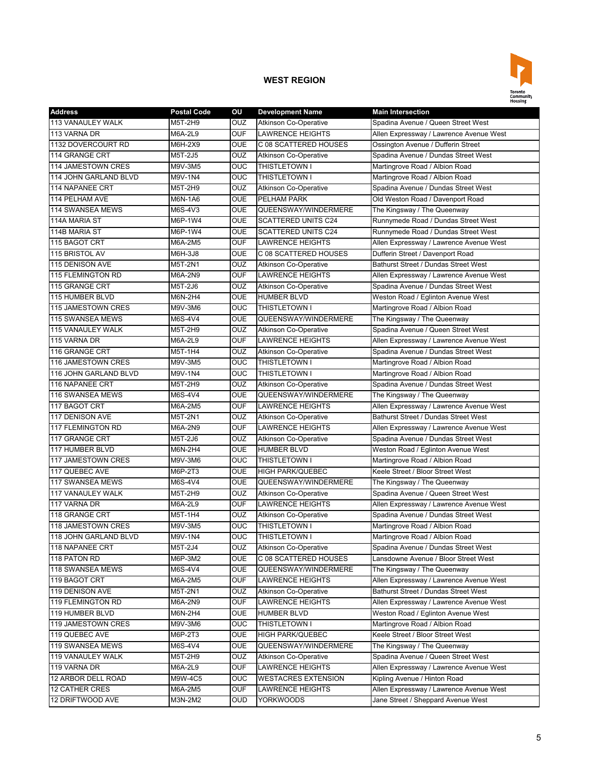## WEST REGION

| Address | Postal Code | OU | Development Name | Main Intersection |
|---|---|---|---|---|
| 113 VANAULEY WALK | M5T-2H9 | OUZ | Atkinson Co-Operative | Spadina Avenue / Queen Street West |
| 113 VARNA DR | M6A-2L9 | OUF | LAWRENCE HEIGHTS | Allen Expressway / Lawrence Avenue West |
| 1132 DOVERCOURT RD | M6H-2X9 | OUE | C 08 SCATTERED HOUSES | Ossington Avenue / Dufferin Street |
| 114 GRANGE CRT | M5T-2J5 | OUZ | Atkinson Co-Operative | Spadina Avenue / Dundas Street West |
| 114 JAMESTOWN CRES | M9V-3M5 | OUC | THISTLETOWN I | Martingrove Road / Albion Road |
| 114 JOHN GARLAND BLVD | M9V-1N4 | OUC | THISTLETOWN I | Martingrove Road / Albion Road |
| 114 NAPANEE CRT | M5T-2H9 | OUZ | Atkinson Co-Operative | Spadina Avenue / Dundas Street West |
| 114 PELHAM AVE | M6N-1A6 | OUE | PELHAM PARK | Old Weston Road / Davenport Road |
| 114 SWANSEA MEWS | M6S-4V3 | OUE | QUEENSWAY/WINDERMERE | The Kingsway / The Queenway |
| 114A MARIA ST | M6P-1W4 | OUE | SCATTERED UNITS C24 | Runnymede Road / Dundas Street West |
| 114B MARIA ST | M6P-1W4 | OUE | SCATTERED UNITS C24 | Runnymede Road / Dundas Street West |
| 115 BAGOT CRT | M6A-2M5 | OUF | LAWRENCE HEIGHTS | Allen Expressway / Lawrence Avenue West |
| 115 BRISTOL AV | M6H-3J8 | OUE | C 08 SCATTERED HOUSES | Dufferin Street / Davenport Road |
| 115 DENISON AVE | M5T-2N1 | OUZ | Atkinson Co-Operative | Bathurst Street / Dundas Street West |
| 115 FLEMINGTON RD | M6A-2N9 | OUF | LAWRENCE HEIGHTS | Allen Expressway / Lawrence Avenue West |
| 115 GRANGE CRT | M5T-2J6 | OUZ | Atkinson Co-Operative | Spadina Avenue / Dundas Street West |
| 115 HUMBER BLVD | M6N-2H4 | OUE | HUMBER BLVD | Weston Road / Eglinton Avenue West |
| 115 JAMESTOWN CRES | M9V-3M6 | OUC | THISTLETOWN I | Martingrove Road / Albion Road |
| 115 SWANSEA MEWS | M6S-4V4 | OUE | QUEENSWAY/WINDERMERE | The Kingsway / The Queenway |
| 115 VANAULEY WALK | M5T-2H9 | OUZ | Atkinson Co-Operative | Spadina Avenue / Queen Street West |
| 115 VARNA DR | M6A-2L9 | OUF | LAWRENCE HEIGHTS | Allen Expressway / Lawrence Avenue West |
| 116 GRANGE CRT | M5T-1H4 | OUZ | Atkinson Co-Operative | Spadina Avenue / Dundas Street West |
| 116 JAMESTOWN CRES | M9V-3M5 | OUC | THISTLETOWN I | Martingrove Road / Albion Road |
| 116 JOHN GARLAND BLVD | M9V-1N4 | OUC | THISTLETOWN I | Martingrove Road / Albion Road |
| 116 NAPANEE CRT | M5T-2H9 | OUZ | Atkinson Co-Operative | Spadina Avenue / Dundas Street West |
| 116 SWANSEA MEWS | M6S-4V4 | OUE | QUEENSWAY/WINDERMERE | The Kingsway / The Queenway |
| 117 BAGOT CRT | M6A-2M5 | OUF | LAWRENCE HEIGHTS | Allen Expressway / Lawrence Avenue West |
| 117 DENISON AVE | M5T-2N1 | OUZ | Atkinson Co-Operative | Bathurst Street / Dundas Street West |
| 117 FLEMINGTON RD | M6A-2N9 | OUF | LAWRENCE HEIGHTS | Allen Expressway / Lawrence Avenue West |
| 117 GRANGE CRT | M5T-2J6 | OUZ | Atkinson Co-Operative | Spadina Avenue / Dundas Street West |
| 117 HUMBER BLVD | M6N-2H4 | OUE | HUMBER BLVD | Weston Road / Eglinton Avenue West |
| 117 JAMESTOWN CRES | M9V-3M6 | OUC | THISTLETOWN I | Martingrove Road / Albion Road |
| 117 QUEBEC AVE | M6P-2T3 | OUE | HIGH PARK/QUEBEC | Keele Street / Bloor Street West |
| 117 SWANSEA MEWS | M6S-4V4 | OUE | QUEENSWAY/WINDERMERE | The Kingsway / The Queenway |
| 117 VANAULEY WALK | M5T-2H9 | OUZ | Atkinson Co-Operative | Spadina Avenue / Queen Street West |
| 117 VARNA DR | M6A-2L9 | OUF | LAWRENCE HEIGHTS | Allen Expressway / Lawrence Avenue West |
| 118 GRANGE CRT | M5T-1H4 | OUZ | Atkinson Co-Operative | Spadina Avenue / Dundas Street West |
| 118 JAMESTOWN CRES | M9V-3M5 | OUC | THISTLETOWN I | Martingrove Road / Albion Road |
| 118 JOHN GARLAND BLVD | M9V-1N4 | OUC | THISTLETOWN I | Martingrove Road / Albion Road |
| 118 NAPANEE CRT | M5T-2J4 | OUZ | Atkinson Co-Operative | Spadina Avenue / Dundas Street West |
| 118 PATON RD | M6P-3M2 | OUE | C 08 SCATTERED HOUSES | Lansdowne Avenue / Bloor Street West |
| 118 SWANSEA MEWS | M6S-4V4 | OUE | QUEENSWAY/WINDERMERE | The Kingsway / The Queenway |
| 119 BAGOT CRT | M6A-2M5 | OUF | LAWRENCE HEIGHTS | Allen Expressway / Lawrence Avenue West |
| 119 DENISON AVE | M5T-2N1 | OUZ | Atkinson Co-Operative | Bathurst Street / Dundas Street West |
| 119 FLEMINGTON RD | M6A-2N9 | OUF | LAWRENCE HEIGHTS | Allen Expressway / Lawrence Avenue West |
| 119 HUMBER BLVD | M6N-2H4 | OUE | HUMBER BLVD | Weston Road / Eglinton Avenue West |
| 119 JAMESTOWN CRES | M9V-3M6 | OUC | THISTLETOWN I | Martingrove Road / Albion Road |
| 119 QUEBEC AVE | M6P-2T3 | OUE | HIGH PARK/QUEBEC | Keele Street / Bloor Street West |
| 119 SWANSEA MEWS | M6S-4V4 | OUE | QUEENSWAY/WINDERMERE | The Kingsway / The Queenway |
| 119 VANAULEY WALK | M5T-2H9 | OUZ | Atkinson Co-Operative | Spadina Avenue / Queen Street West |
| 119 VARNA DR | M6A-2L9 | OUF | LAWRENCE HEIGHTS | Allen Expressway / Lawrence Avenue West |
| 12 ARBOR DELL ROAD | M9W-4C5 | OUC | WESTACRES EXTENSION | Kipling Avenue / Hinton Road |
| 12 CATHER CRES | M6A-2M5 | OUF | LAWRENCE HEIGHTS | Allen Expressway / Lawrence Avenue West |
| 12 DRIFTWOOD AVE | M3N-2M2 | OUD | YORKWOODS | Jane Street / Sheppard Avenue West |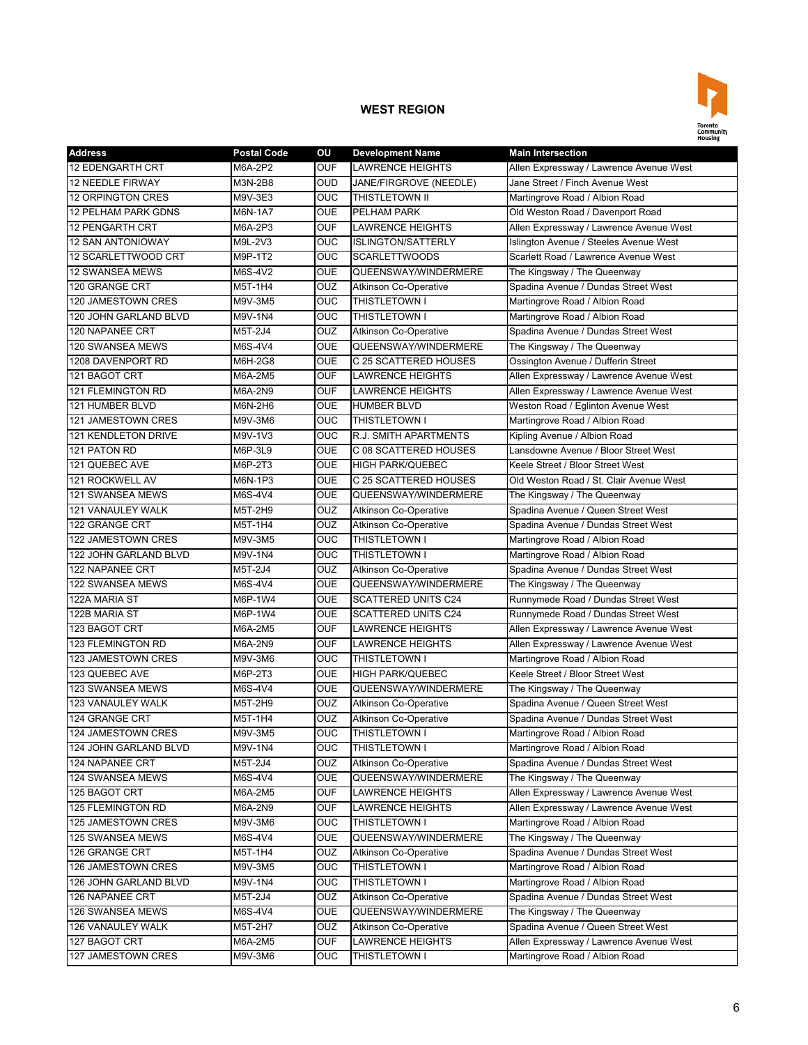## WEST REGION

| Address | Postal Code | OU | Development Name | Main Intersection |
|---|---|---|---|---|
| 12 EDENGARTH CRT | M6A-2P2 | OUF | LAWRENCE HEIGHTS | Allen Expressway / Lawrence Avenue West |
| 12 NEEDLE FIRWAY | M3N-2B8 | OUD | JANE/FIRGROVE (NEEDLE) | Jane Street / Finch Avenue West |
| 12 ORPINGTON CRES | M9V-3E3 | OUC | THISTLETOWN II | Martingrove Road / Albion Road |
| 12 PELHAM PARK GDNS | M6N-1A7 | OUE | PELHAM PARK | Old Weston Road / Davenport Road |
| 12 PENGARTH CRT | M6A-2P3 | OUF | LAWRENCE HEIGHTS | Allen Expressway / Lawrence Avenue West |
| 12 SAN ANTONIOWAY | M9L-2V3 | OUC | ISLINGTON/SATTERLY | Islington Avenue / Steeles Avenue West |
| 12 SCARLETTWOOD CRT | M9P-1T2 | OUC | SCARLETTWOODS | Scarlett Road / Lawrence Avenue West |
| 12 SWANSEA MEWS | M6S-4V2 | OUE | QUEENSWAY/WINDERMERE | The Kingsway / The Queenway |
| 120 GRANGE CRT | M5T-1H4 | OUZ | Atkinson Co-Operative | Spadina Avenue / Dundas Street West |
| 120 JAMESTOWN CRES | M9V-3M5 | OUC | THISTLETOWN I | Martingrove Road / Albion Road |
| 120 JOHN GARLAND BLVD | M9V-1N4 | OUC | THISTLETOWN I | Martingrove Road / Albion Road |
| 120 NAPANEE CRT | M5T-2J4 | OUZ | Atkinson Co-Operative | Spadina Avenue / Dundas Street West |
| 120 SWANSEA MEWS | M6S-4V4 | OUE | QUEENSWAY/WINDERMERE | The Kingsway / The Queenway |
| 1208 DAVENPORT RD | M6H-2G8 | OUE | C 25 SCATTERED HOUSES | Ossington Avenue / Dufferin Street |
| 121 BAGOT CRT | M6A-2M5 | OUF | LAWRENCE HEIGHTS | Allen Expressway / Lawrence Avenue West |
| 121 FLEMINGTON RD | M6A-2N9 | OUF | LAWRENCE HEIGHTS | Allen Expressway / Lawrence Avenue West |
| 121 HUMBER BLVD | M6N-2H6 | OUE | HUMBER BLVD | Weston Road / Eglinton Avenue West |
| 121 JAMESTOWN CRES | M9V-3M6 | OUC | THISTLETOWN I | Martingrove Road / Albion Road |
| 121 KENDLETON DRIVE | M9V-1V3 | OUC | R.J. SMITH APARTMENTS | Kipling Avenue / Albion Road |
| 121 PATON RD | M6P-3L9 | OUE | C 08 SCATTERED HOUSES | Lansdowne Avenue / Bloor Street West |
| 121 QUEBEC AVE | M6P-2T3 | OUE | HIGH PARK/QUEBEC | Keele Street / Bloor Street West |
| 121 ROCKWELL AV | M6N-1P3 | OUE | C 25 SCATTERED HOUSES | Old Weston Road / St. Clair Avenue West |
| 121 SWANSEA MEWS | M6S-4V4 | OUE | QUEENSWAY/WINDERMERE | The Kingsway / The Queenway |
| 121 VANAULEY WALK | M5T-2H9 | OUZ | Atkinson Co-Operative | Spadina Avenue / Queen Street West |
| 122 GRANGE CRT | M5T-1H4 | OUZ | Atkinson Co-Operative | Spadina Avenue / Dundas Street West |
| 122 JAMESTOWN CRES | M9V-3M5 | OUC | THISTLETOWN I | Martingrove Road / Albion Road |
| 122 JOHN GARLAND BLVD | M9V-1N4 | OUC | THISTLETOWN I | Martingrove Road / Albion Road |
| 122 NAPANEE CRT | M5T-2J4 | OUZ | Atkinson Co-Operative | Spadina Avenue / Dundas Street West |
| 122 SWANSEA MEWS | M6S-4V4 | OUE | QUEENSWAY/WINDERMERE | The Kingsway / The Queenway |
| 122A MARIA ST | M6P-1W4 | OUE | SCATTERED UNITS C24 | Runnymede Road / Dundas Street West |
| 122B MARIA ST | M6P-1W4 | OUE | SCATTERED UNITS C24 | Runnymede Road / Dundas Street West |
| 123 BAGOT CRT | M6A-2M5 | OUF | LAWRENCE HEIGHTS | Allen Expressway / Lawrence Avenue West |
| 123 FLEMINGTON RD | M6A-2N9 | OUF | LAWRENCE HEIGHTS | Allen Expressway / Lawrence Avenue West |
| 123 JAMESTOWN CRES | M9V-3M6 | OUC | THISTLETOWN I | Martingrove Road / Albion Road |
| 123 QUEBEC AVE | M6P-2T3 | OUE | HIGH PARK/QUEBEC | Keele Street / Bloor Street West |
| 123 SWANSEA MEWS | M6S-4V4 | OUE | QUEENSWAY/WINDERMERE | The Kingsway / The Queenway |
| 123 VANAULEY WALK | M5T-2H9 | OUZ | Atkinson Co-Operative | Spadina Avenue / Queen Street West |
| 124 GRANGE CRT | M5T-1H4 | OUZ | Atkinson Co-Operative | Spadina Avenue / Dundas Street West |
| 124 JAMESTOWN CRES | M9V-3M5 | OUC | THISTLETOWN I | Martingrove Road / Albion Road |
| 124 JOHN GARLAND BLVD | M9V-1N4 | OUC | THISTLETOWN I | Martingrove Road / Albion Road |
| 124 NAPANEE CRT | M5T-2J4 | OUZ | Atkinson Co-Operative | Spadina Avenue / Dundas Street West |
| 124 SWANSEA MEWS | M6S-4V4 | OUE | QUEENSWAY/WINDERMERE | The Kingsway / The Queenway |
| 125 BAGOT CRT | M6A-2M5 | OUF | LAWRENCE HEIGHTS | Allen Expressway / Lawrence Avenue West |
| 125 FLEMINGTON RD | M6A-2N9 | OUF | LAWRENCE HEIGHTS | Allen Expressway / Lawrence Avenue West |
| 125 JAMESTOWN CRES | M9V-3M6 | OUC | THISTLETOWN I | Martingrove Road / Albion Road |
| 125 SWANSEA MEWS | M6S-4V4 | OUE | QUEENSWAY/WINDERMERE | The Kingsway / The Queenway |
| 126 GRANGE CRT | M5T-1H4 | OUZ | Atkinson Co-Operative | Spadina Avenue / Dundas Street West |
| 126 JAMESTOWN CRES | M9V-3M5 | OUC | THISTLETOWN I | Martingrove Road / Albion Road |
| 126 JOHN GARLAND BLVD | M9V-1N4 | OUC | THISTLETOWN I | Martingrove Road / Albion Road |
| 126 NAPANEE CRT | M5T-2J4 | OUZ | Atkinson Co-Operative | Spadina Avenue / Dundas Street West |
| 126 SWANSEA MEWS | M6S-4V4 | OUE | QUEENSWAY/WINDERMERE | The Kingsway / The Queenway |
| 126 VANAULEY WALK | M5T-2H7 | OUZ | Atkinson Co-Operative | Spadina Avenue / Queen Street West |
| 127 BAGOT CRT | M6A-2M5 | OUF | LAWRENCE HEIGHTS | Allen Expressway / Lawrence Avenue West |
| 127 JAMESTOWN CRES | M9V-3M6 | OUC | THISTLETOWN I | Martingrove Road / Albion Road |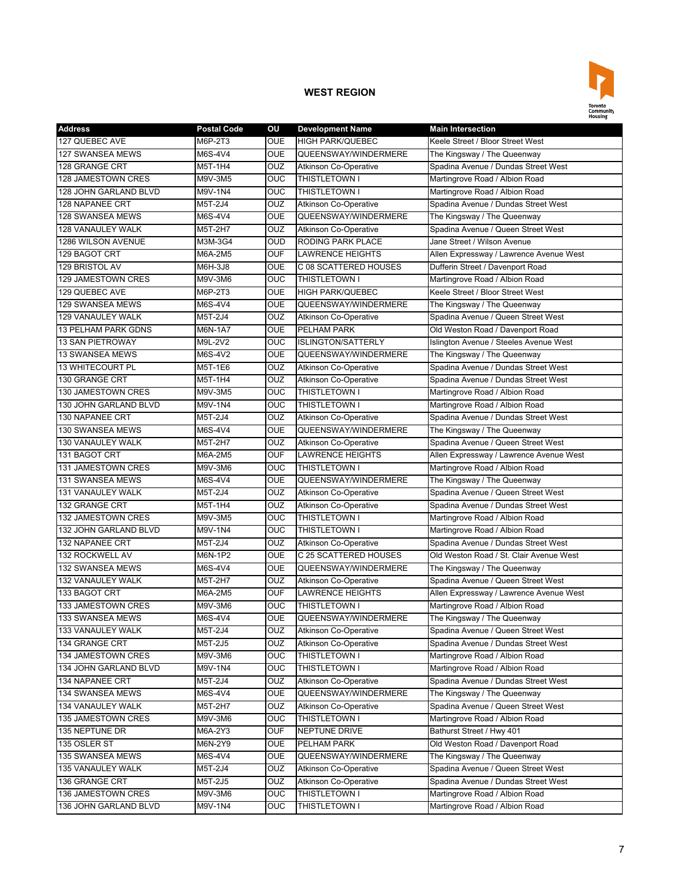## WEST REGION

| Address | Postal Code | OU | Development Name | Main Intersection |
|---|---|---|---|---|
| 127 QUEBEC AVE | M6P-2T3 | OUE | HIGH PARK/QUEBEC | Keele Street / Bloor Street West |
| 127 SWANSEA MEWS | M6S-4V4 | OUE | QUEENSWAY/WINDERMERE | The Kingsway / The Queenway |
| 128 GRANGE CRT | M5T-1H4 | OUZ | Atkinson Co-Operative | Spadina Avenue / Dundas Street West |
| 128 JAMESTOWN CRES | M9V-3M5 | OUC | THISTLETOWN I | Martingrove Road / Albion Road |
| 128 JOHN GARLAND BLVD | M9V-1N4 | OUC | THISTLETOWN I | Martingrove Road / Albion Road |
| 128 NAPANEE CRT | M5T-2J4 | OUZ | Atkinson Co-Operative | Spadina Avenue / Dundas Street West |
| 128 SWANSEA MEWS | M6S-4V4 | OUE | QUEENSWAY/WINDERMERE | The Kingsway / The Queenway |
| 128 VANAULEY WALK | M5T-2H7 | OUZ | Atkinson Co-Operative | Spadina Avenue / Queen Street West |
| 1286 WILSON AVENUE | M3M-3G4 | OUD | RODING PARK PLACE | Jane Street / Wilson Avenue |
| 129 BAGOT CRT | M6A-2M5 | OUF | LAWRENCE HEIGHTS | Allen Expressway / Lawrence Avenue West |
| 129 BRISTOL AV | M6H-3J8 | OUE | C 08 SCATTERED HOUSES | Dufferin Street / Davenport Road |
| 129 JAMESTOWN CRES | M9V-3M6 | OUC | THISTLETOWN I | Martingrove Road / Albion Road |
| 129 QUEBEC AVE | M6P-2T3 | OUE | HIGH PARK/QUEBEC | Keele Street / Bloor Street West |
| 129 SWANSEA MEWS | M6S-4V4 | OUE | QUEENSWAY/WINDERMERE | The Kingsway / The Queenway |
| 129 VANAULEY WALK | M5T-2J4 | OUZ | Atkinson Co-Operative | Spadina Avenue / Queen Street West |
| 13 PELHAM PARK GDNS | M6N-1A7 | OUE | PELHAM PARK | Old Weston Road / Davenport Road |
| 13 SAN PIETROWAY | M9L-2V2 | OUC | ISLINGTON/SATTERLY | Islington Avenue / Steeles Avenue West |
| 13 SWANSEA MEWS | M6S-4V2 | OUE | QUEENSWAY/WINDERMERE | The Kingsway / The Queenway |
| 13 WHITECOURT PL | M5T-1E6 | OUZ | Atkinson Co-Operative | Spadina Avenue / Dundas Street West |
| 130 GRANGE CRT | M5T-1H4 | OUZ | Atkinson Co-Operative | Spadina Avenue / Dundas Street West |
| 130 JAMESTOWN CRES | M9V-3M5 | OUC | THISTLETOWN I | Martingrove Road / Albion Road |
| 130 JOHN GARLAND BLVD | M9V-1N4 | OUC | THISTLETOWN I | Martingrove Road / Albion Road |
| 130 NAPANEE CRT | M5T-2J4 | OUZ | Atkinson Co-Operative | Spadina Avenue / Dundas Street West |
| 130 SWANSEA MEWS | M6S-4V4 | OUE | QUEENSWAY/WINDERMERE | The Kingsway / The Queenway |
| 130 VANAULEY WALK | M5T-2H7 | OUZ | Atkinson Co-Operative | Spadina Avenue / Queen Street West |
| 131 BAGOT CRT | M6A-2M5 | OUF | LAWRENCE HEIGHTS | Allen Expressway / Lawrence Avenue West |
| 131 JAMESTOWN CRES | M9V-3M6 | OUC | THISTLETOWN I | Martingrove Road / Albion Road |
| 131 SWANSEA MEWS | M6S-4V4 | OUE | QUEENSWAY/WINDERMERE | The Kingsway / The Queenway |
| 131 VANAULEY WALK | M5T-2J4 | OUZ | Atkinson Co-Operative | Spadina Avenue / Queen Street West |
| 132 GRANGE CRT | M5T-1H4 | OUZ | Atkinson Co-Operative | Spadina Avenue / Dundas Street West |
| 132 JAMESTOWN CRES | M9V-3M5 | OUC | THISTLETOWN I | Martingrove Road / Albion Road |
| 132 JOHN GARLAND BLVD | M9V-1N4 | OUC | THISTLETOWN I | Martingrove Road / Albion Road |
| 132 NAPANEE CRT | M5T-2J4 | OUZ | Atkinson Co-Operative | Spadina Avenue / Dundas Street West |
| 132 ROCKWELL AV | M6N-1P2 | OUE | C 25 SCATTERED HOUSES | Old Weston Road / St. Clair Avenue West |
| 132 SWANSEA MEWS | M6S-4V4 | OUE | QUEENSWAY/WINDERMERE | The Kingsway / The Queenway |
| 132 VANAULEY WALK | M5T-2H7 | OUZ | Atkinson Co-Operative | Spadina Avenue / Queen Street West |
| 133 BAGOT CRT | M6A-2M5 | OUF | LAWRENCE HEIGHTS | Allen Expressway / Lawrence Avenue West |
| 133 JAMESTOWN CRES | M9V-3M6 | OUC | THISTLETOWN I | Martingrove Road / Albion Road |
| 133 SWANSEA MEWS | M6S-4V4 | OUE | QUEENSWAY/WINDERMERE | The Kingsway / The Queenway |
| 133 VANAULEY WALK | M5T-2J4 | OUZ | Atkinson Co-Operative | Spadina Avenue / Queen Street West |
| 134 GRANGE CRT | M5T-2J5 | OUZ | Atkinson Co-Operative | Spadina Avenue / Dundas Street West |
| 134 JAMESTOWN CRES | M9V-3M6 | OUC | THISTLETOWN I | Martingrove Road / Albion Road |
| 134 JOHN GARLAND BLVD | M9V-1N4 | OUC | THISTLETOWN I | Martingrove Road / Albion Road |
| 134 NAPANEE CRT | M5T-2J4 | OUZ | Atkinson Co-Operative | Spadina Avenue / Dundas Street West |
| 134 SWANSEA MEWS | M6S-4V4 | OUE | QUEENSWAY/WINDERMERE | The Kingsway / The Queenway |
| 134 VANAULEY WALK | M5T-2H7 | OUZ | Atkinson Co-Operative | Spadina Avenue / Queen Street West |
| 135 JAMESTOWN CRES | M9V-3M6 | OUC | THISTLETOWN I | Martingrove Road / Albion Road |
| 135 NEPTUNE DR | M6A-2Y3 | OUF | NEPTUNE DRIVE | Bathurst Street / Hwy 401 |
| 135 OSLER ST | M6N-2Y9 | OUE | PELHAM PARK | Old Weston Road / Davenport Road |
| 135 SWANSEA MEWS | M6S-4V4 | OUE | QUEENSWAY/WINDERMERE | The Kingsway / The Queenway |
| 135 VANAULEY WALK | M5T-2J4 | OUZ | Atkinson Co-Operative | Spadina Avenue / Queen Street West |
| 136 GRANGE CRT | M5T-2J5 | OUZ | Atkinson Co-Operative | Spadina Avenue / Dundas Street West |
| 136 JAMESTOWN CRES | M9V-3M6 | OUC | THISTLETOWN I | Martingrove Road / Albion Road |
| 136 JOHN GARLAND BLVD | M9V-1N4 | OUC | THISTLETOWN I | Martingrove Road / Albion Road |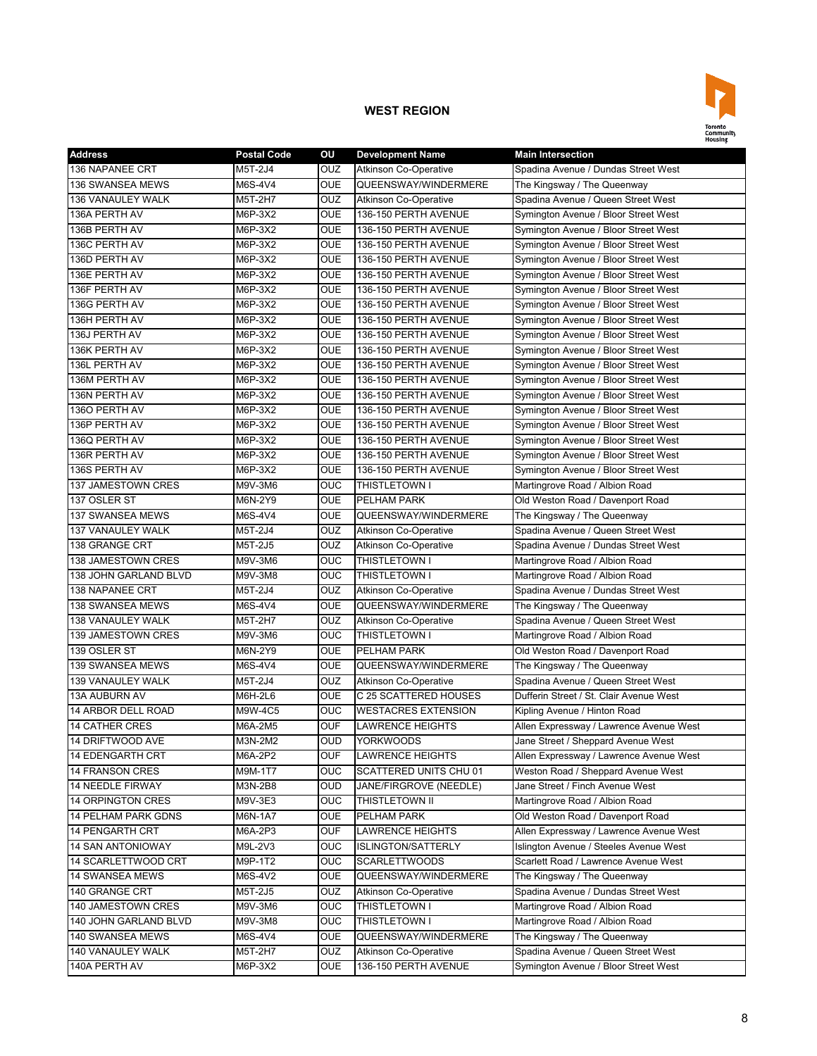## WEST REGION

| Address | Postal Code | OU | Development Name | Main Intersection |
|---|---|---|---|---|
| 136 NAPANEE CRT | M5T-2J4 | OUZ | Atkinson Co-Operative | Spadina Avenue / Dundas Street West |
| 136 SWANSEA MEWS | M6S-4V4 | OUE | QUEENSWAY/WINDERMERE | The Kingsway / The Queenway |
| 136 VANAULEY WALK | M5T-2H7 | OUZ | Atkinson Co-Operative | Spadina Avenue / Queen Street West |
| 136A PERTH AV | M6P-3X2 | OUE | 136-150 PERTH AVENUE | Symington Avenue / Bloor Street West |
| 136B PERTH AV | M6P-3X2 | OUE | 136-150 PERTH AVENUE | Symington Avenue / Bloor Street West |
| 136C PERTH AV | M6P-3X2 | OUE | 136-150 PERTH AVENUE | Symington Avenue / Bloor Street West |
| 136D PERTH AV | M6P-3X2 | OUE | 136-150 PERTH AVENUE | Symington Avenue / Bloor Street West |
| 136E PERTH AV | M6P-3X2 | OUE | 136-150 PERTH AVENUE | Symington Avenue / Bloor Street West |
| 136F PERTH AV | M6P-3X2 | OUE | 136-150 PERTH AVENUE | Symington Avenue / Bloor Street West |
| 136G PERTH AV | M6P-3X2 | OUE | 136-150 PERTH AVENUE | Symington Avenue / Bloor Street West |
| 136H PERTH AV | M6P-3X2 | OUE | 136-150 PERTH AVENUE | Symington Avenue / Bloor Street West |
| 136J PERTH AV | M6P-3X2 | OUE | 136-150 PERTH AVENUE | Symington Avenue / Bloor Street West |
| 136K PERTH AV | M6P-3X2 | OUE | 136-150 PERTH AVENUE | Symington Avenue / Bloor Street West |
| 136L PERTH AV | M6P-3X2 | OUE | 136-150 PERTH AVENUE | Symington Avenue / Bloor Street West |
| 136M PERTH AV | M6P-3X2 | OUE | 136-150 PERTH AVENUE | Symington Avenue / Bloor Street West |
| 136N PERTH AV | M6P-3X2 | OUE | 136-150 PERTH AVENUE | Symington Avenue / Bloor Street West |
| 136O PERTH AV | M6P-3X2 | OUE | 136-150 PERTH AVENUE | Symington Avenue / Bloor Street West |
| 136P PERTH AV | M6P-3X2 | OUE | 136-150 PERTH AVENUE | Symington Avenue / Bloor Street West |
| 136Q PERTH AV | M6P-3X2 | OUE | 136-150 PERTH AVENUE | Symington Avenue / Bloor Street West |
| 136R PERTH AV | M6P-3X2 | OUE | 136-150 PERTH AVENUE | Symington Avenue / Bloor Street West |
| 136S PERTH AV | M6P-3X2 | OUE | 136-150 PERTH AVENUE | Symington Avenue / Bloor Street West |
| 137 JAMESTOWN CRES | M9V-3M6 | OUC | THISTLETOWN I | Martingrove Road / Albion Road |
| 137 OSLER ST | M6N-2Y9 | OUE | PELHAM PARK | Old Weston Road / Davenport Road |
| 137 SWANSEA MEWS | M6S-4V4 | OUE | QUEENSWAY/WINDERMERE | The Kingsway / The Queenway |
| 137 VANAULEY WALK | M5T-2J4 | OUZ | Atkinson Co-Operative | Spadina Avenue / Queen Street West |
| 138 GRANGE CRT | M5T-2J5 | OUZ | Atkinson Co-Operative | Spadina Avenue / Dundas Street West |
| 138 JAMESTOWN CRES | M9V-3M6 | OUC | THISTLETOWN I | Martingrove Road / Albion Road |
| 138 JOHN GARLAND BLVD | M9V-3M8 | OUC | THISTLETOWN I | Martingrove Road / Albion Road |
| 138 NAPANEE CRT | M5T-2J4 | OUZ | Atkinson Co-Operative | Spadina Avenue / Dundas Street West |
| 138 SWANSEA MEWS | M6S-4V4 | OUE | QUEENSWAY/WINDERMERE | The Kingsway / The Queenway |
| 138 VANAULEY WALK | M5T-2H7 | OUZ | Atkinson Co-Operative | Spadina Avenue / Queen Street West |
| 139 JAMESTOWN CRES | M9V-3M6 | OUC | THISTLETOWN I | Martingrove Road / Albion Road |
| 139 OSLER ST | M6N-2Y9 | OUE | PELHAM PARK | Old Weston Road / Davenport Road |
| 139 SWANSEA MEWS | M6S-4V4 | OUE | QUEENSWAY/WINDERMERE | The Kingsway / The Queenway |
| 139 VANAULEY WALK | M5T-2J4 | OUZ | Atkinson Co-Operative | Spadina Avenue / Queen Street West |
| 13A AUBURN AV | M6H-2L6 | OUE | C 25 SCATTERED HOUSES | Dufferin Street / St. Clair Avenue West |
| 14 ARBOR DELL ROAD | M9W-4C5 | OUC | WESTACRES EXTENSION | Kipling Avenue / Hinton Road |
| 14 CATHER CRES | M6A-2M5 | OUF | LAWRENCE HEIGHTS | Allen Expressway / Lawrence Avenue West |
| 14 DRIFTWOOD AVE | M3N-2M2 | OUD | YORKWOODS | Jane Street / Sheppard Avenue West |
| 14 EDENGARTH CRT | M6A-2P2 | OUF | LAWRENCE HEIGHTS | Allen Expressway / Lawrence Avenue West |
| 14 FRANSON CRES | M9M-1T7 | OUC | SCATTERED UNITS CHU 01 | Weston Road / Sheppard Avenue West |
| 14 NEEDLE FIRWAY | M3N-2B8 | OUD | JANE/FIRGROVE (NEEDLE) | Jane Street / Finch Avenue West |
| 14 ORPINGTON CRES | M9V-3E3 | OUC | THISTLETOWN II | Martingrove Road / Albion Road |
| 14 PELHAM PARK GDNS | M6N-1A7 | OUE | PELHAM PARK | Old Weston Road / Davenport Road |
| 14 PENGARTH CRT | M6A-2P3 | OUF | LAWRENCE HEIGHTS | Allen Expressway / Lawrence Avenue West |
| 14 SAN ANTONIOWAY | M9L-2V3 | OUC | ISLINGTON/SATTERLY | Islington Avenue / Steeles Avenue West |
| 14 SCARLETTWOOD CRT | M9P-1T2 | OUC | SCARLETTWOODS | Scarlett Road / Lawrence Avenue West |
| 14 SWANSEA MEWS | M6S-4V2 | OUE | QUEENSWAY/WINDERMERE | The Kingsway / The Queenway |
| 140 GRANGE CRT | M5T-2J5 | OUZ | Atkinson Co-Operative | Spadina Avenue / Dundas Street West |
| 140 JAMESTOWN CRES | M9V-3M6 | OUC | THISTLETOWN I | Martingrove Road / Albion Road |
| 140 JOHN GARLAND BLVD | M9V-3M8 | OUC | THISTLETOWN I | Martingrove Road / Albion Road |
| 140 SWANSEA MEWS | M6S-4V4 | OUE | QUEENSWAY/WINDERMERE | The Kingsway / The Queenway |
| 140 VANAULEY WALK | M5T-2H7 | OUZ | Atkinson Co-Operative | Spadina Avenue / Queen Street West |
| 140A PERTH AV | M6P-3X2 | OUE | 136-150 PERTH AVENUE | Symington Avenue / Bloor Street West |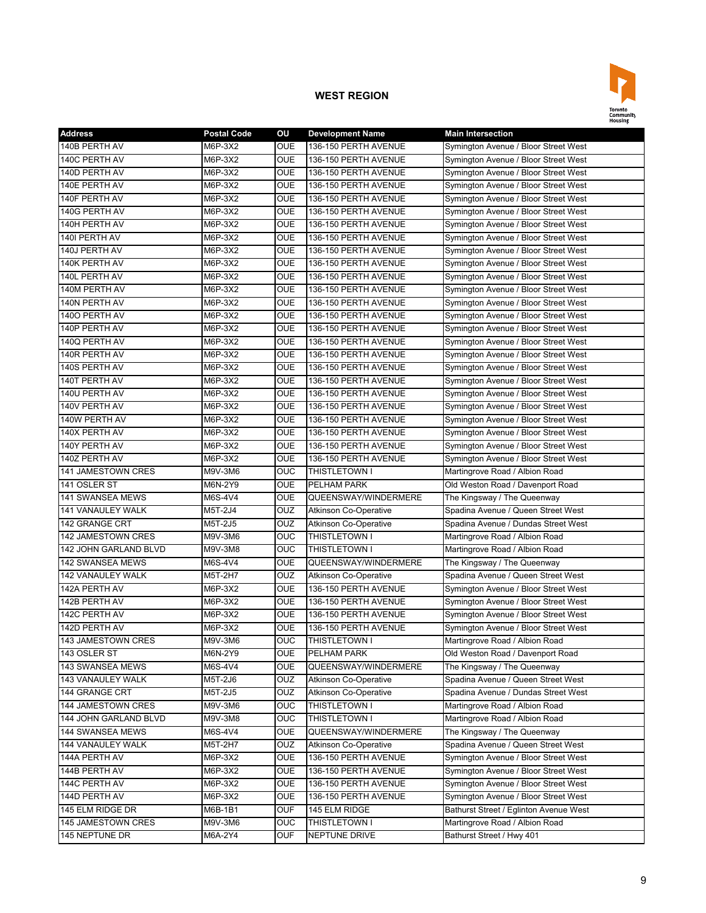## WEST REGION

| Address | Postal Code | OU | Development Name | Main Intersection |
|---|---|---|---|---|
| 140B PERTH AV | M6P-3X2 | OUE | 136-150 PERTH AVENUE | Symington Avenue / Bloor Street West |
| 140C PERTH AV | M6P-3X2 | OUE | 136-150 PERTH AVENUE | Symington Avenue / Bloor Street West |
| 140D PERTH AV | M6P-3X2 | OUE | 136-150 PERTH AVENUE | Symington Avenue / Bloor Street West |
| 140E PERTH AV | M6P-3X2 | OUE | 136-150 PERTH AVENUE | Symington Avenue / Bloor Street West |
| 140F PERTH AV | M6P-3X2 | OUE | 136-150 PERTH AVENUE | Symington Avenue / Bloor Street West |
| 140G PERTH AV | M6P-3X2 | OUE | 136-150 PERTH AVENUE | Symington Avenue / Bloor Street West |
| 140H PERTH AV | M6P-3X2 | OUE | 136-150 PERTH AVENUE | Symington Avenue / Bloor Street West |
| 140I PERTH AV | M6P-3X2 | OUE | 136-150 PERTH AVENUE | Symington Avenue / Bloor Street West |
| 140J PERTH AV | M6P-3X2 | OUE | 136-150 PERTH AVENUE | Symington Avenue / Bloor Street West |
| 140K PERTH AV | M6P-3X2 | OUE | 136-150 PERTH AVENUE | Symington Avenue / Bloor Street West |
| 140L PERTH AV | M6P-3X2 | OUE | 136-150 PERTH AVENUE | Symington Avenue / Bloor Street West |
| 140M PERTH AV | M6P-3X2 | OUE | 136-150 PERTH AVENUE | Symington Avenue / Bloor Street West |
| 140N PERTH AV | M6P-3X2 | OUE | 136-150 PERTH AVENUE | Symington Avenue / Bloor Street West |
| 140O PERTH AV | M6P-3X2 | OUE | 136-150 PERTH AVENUE | Symington Avenue / Bloor Street West |
| 140P PERTH AV | M6P-3X2 | OUE | 136-150 PERTH AVENUE | Symington Avenue / Bloor Street West |
| 140Q PERTH AV | M6P-3X2 | OUE | 136-150 PERTH AVENUE | Symington Avenue / Bloor Street West |
| 140R PERTH AV | M6P-3X2 | OUE | 136-150 PERTH AVENUE | Symington Avenue / Bloor Street West |
| 140S PERTH AV | M6P-3X2 | OUE | 136-150 PERTH AVENUE | Symington Avenue / Bloor Street West |
| 140T PERTH AV | M6P-3X2 | OUE | 136-150 PERTH AVENUE | Symington Avenue / Bloor Street West |
| 140U PERTH AV | M6P-3X2 | OUE | 136-150 PERTH AVENUE | Symington Avenue / Bloor Street West |
| 140V PERTH AV | M6P-3X2 | OUE | 136-150 PERTH AVENUE | Symington Avenue / Bloor Street West |
| 140W PERTH AV | M6P-3X2 | OUE | 136-150 PERTH AVENUE | Symington Avenue / Bloor Street West |
| 140X PERTH AV | M6P-3X2 | OUE | 136-150 PERTH AVENUE | Symington Avenue / Bloor Street West |
| 140Y PERTH AV | M6P-3X2 | OUE | 136-150 PERTH AVENUE | Symington Avenue / Bloor Street West |
| 140Z PERTH AV | M6P-3X2 | OUE | 136-150 PERTH AVENUE | Symington Avenue / Bloor Street West |
| 141 JAMESTOWN CRES | M9V-3M6 | OUC | THISTLETOWN I | Martingrove Road / Albion Road |
| 141 OSLER ST | M6N-2Y9 | OUE | PELHAM PARK | Old Weston Road / Davenport Road |
| 141 SWANSEA MEWS | M6S-4V4 | OUE | QUEENSWAY/WINDERMERE | The Kingsway / The Queenway |
| 141 VANAULEY WALK | M5T-2J4 | OUZ | Atkinson Co-Operative | Spadina Avenue / Queen Street West |
| 142 GRANGE CRT | M5T-2J5 | OUZ | Atkinson Co-Operative | Spadina Avenue / Dundas Street West |
| 142 JAMESTOWN CRES | M9V-3M6 | OUC | THISTLETOWN I | Martingrove Road / Albion Road |
| 142 JOHN GARLAND BLVD | M9V-3M8 | OUC | THISTLETOWN I | Martingrove Road / Albion Road |
| 142 SWANSEA MEWS | M6S-4V4 | OUE | QUEENSWAY/WINDERMERE | The Kingsway / The Queenway |
| 142 VANAULEY WALK | M5T-2H7 | OUZ | Atkinson Co-Operative | Spadina Avenue / Queen Street West |
| 142A PERTH AV | M6P-3X2 | OUE | 136-150 PERTH AVENUE | Symington Avenue / Bloor Street West |
| 142B PERTH AV | M6P-3X2 | OUE | 136-150 PERTH AVENUE | Symington Avenue / Bloor Street West |
| 142C PERTH AV | M6P-3X2 | OUE | 136-150 PERTH AVENUE | Symington Avenue / Bloor Street West |
| 142D PERTH AV | M6P-3X2 | OUE | 136-150 PERTH AVENUE | Symington Avenue / Bloor Street West |
| 143 JAMESTOWN CRES | M9V-3M6 | OUC | THISTLETOWN I | Martingrove Road / Albion Road |
| 143 OSLER ST | M6N-2Y9 | OUE | PELHAM PARK | Old Weston Road / Davenport Road |
| 143 SWANSEA MEWS | M6S-4V4 | OUE | QUEENSWAY/WINDERMERE | The Kingsway / The Queenway |
| 143 VANAULEY WALK | M5T-2J6 | OUZ | Atkinson Co-Operative | Spadina Avenue / Queen Street West |
| 144 GRANGE CRT | M5T-2J5 | OUZ | Atkinson Co-Operative | Spadina Avenue / Dundas Street West |
| 144 JAMESTOWN CRES | M9V-3M6 | OUC | THISTLETOWN I | Martingrove Road / Albion Road |
| 144 JOHN GARLAND BLVD | M9V-3M8 | OUC | THISTLETOWN I | Martingrove Road / Albion Road |
| 144 SWANSEA MEWS | M6S-4V4 | OUE | QUEENSWAY/WINDERMERE | The Kingsway / The Queenway |
| 144 VANAULEY WALK | M5T-2H7 | OUZ | Atkinson Co-Operative | Spadina Avenue / Queen Street West |
| 144A PERTH AV | M6P-3X2 | OUE | 136-150 PERTH AVENUE | Symington Avenue / Bloor Street West |
| 144B PERTH AV | M6P-3X2 | OUE | 136-150 PERTH AVENUE | Symington Avenue / Bloor Street West |
| 144C PERTH AV | M6P-3X2 | OUE | 136-150 PERTH AVENUE | Symington Avenue / Bloor Street West |
| 144D PERTH AV | M6P-3X2 | OUE | 136-150 PERTH AVENUE | Symington Avenue / Bloor Street West |
| 145 ELM RIDGE DR | M6B-1B1 | OUF | 145 ELM RIDGE | Bathurst Street / Eglinton Avenue West |
| 145 JAMESTOWN CRES | M9V-3M6 | OUC | THISTLETOWN I | Martingrove Road / Albion Road |
| 145 NEPTUNE DR | M6A-2Y4 | OUF | NEPTUNE DRIVE | Bathurst Street / Hwy 401 |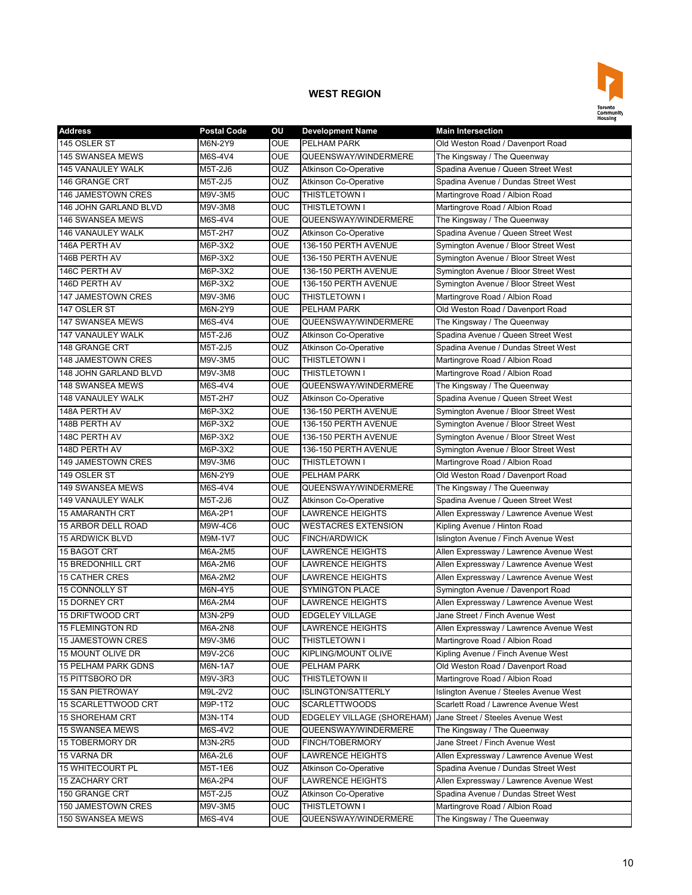## WEST REGION

| Address | Postal Code | OU | Development Name | Main Intersection |
|---|---|---|---|---|
| 145 OSLER ST | M6N-2Y9 | OUE | PELHAM PARK | Old Weston Road / Davenport Road |
| 145 SWANSEA MEWS | M6S-4V4 | OUE | QUEENSWAY/WINDERMERE | The Kingsway / The Queenway |
| 145 VANAULEY WALK | M5T-2J6 | OUZ | Atkinson Co-Operative | Spadina Avenue / Queen Street West |
| 146 GRANGE CRT | M5T-2J5 | OUZ | Atkinson Co-Operative | Spadina Avenue / Dundas Street West |
| 146 JAMESTOWN CRES | M9V-3M5 | OUC | THISTLETOWN I | Martingrove Road / Albion Road |
| 146 JOHN GARLAND BLVD | M9V-3M8 | OUC | THISTLETOWN I | Martingrove Road / Albion Road |
| 146 SWANSEA MEWS | M6S-4V4 | OUE | QUEENSWAY/WINDERMERE | The Kingsway / The Queenway |
| 146 VANAULEY WALK | M5T-2H7 | OUZ | Atkinson Co-Operative | Spadina Avenue / Queen Street West |
| 146A PERTH AV | M6P-3X2 | OUE | 136-150 PERTH AVENUE | Symington Avenue / Bloor Street West |
| 146B PERTH AV | M6P-3X2 | OUE | 136-150 PERTH AVENUE | Symington Avenue / Bloor Street West |
| 146C PERTH AV | M6P-3X2 | OUE | 136-150 PERTH AVENUE | Symington Avenue / Bloor Street West |
| 146D PERTH AV | M6P-3X2 | OUE | 136-150 PERTH AVENUE | Symington Avenue / Bloor Street West |
| 147 JAMESTOWN CRES | M9V-3M6 | OUC | THISTLETOWN I | Martingrove Road / Albion Road |
| 147 OSLER ST | M6N-2Y9 | OUE | PELHAM PARK | Old Weston Road / Davenport Road |
| 147 SWANSEA MEWS | M6S-4V4 | OUE | QUEENSWAY/WINDERMERE | The Kingsway / The Queenway |
| 147 VANAULEY WALK | M5T-2J6 | OUZ | Atkinson Co-Operative | Spadina Avenue / Queen Street West |
| 148 GRANGE CRT | M5T-2J5 | OUZ | Atkinson Co-Operative | Spadina Avenue / Dundas Street West |
| 148 JAMESTOWN CRES | M9V-3M5 | OUC | THISTLETOWN I | Martingrove Road / Albion Road |
| 148 JOHN GARLAND BLVD | M9V-3M8 | OUC | THISTLETOWN I | Martingrove Road / Albion Road |
| 148 SWANSEA MEWS | M6S-4V4 | OUE | QUEENSWAY/WINDERMERE | The Kingsway / The Queenway |
| 148 VANAULEY WALK | M5T-2H7 | OUZ | Atkinson Co-Operative | Spadina Avenue / Queen Street West |
| 148A PERTH AV | M6P-3X2 | OUE | 136-150 PERTH AVENUE | Symington Avenue / Bloor Street West |
| 148B PERTH AV | M6P-3X2 | OUE | 136-150 PERTH AVENUE | Symington Avenue / Bloor Street West |
| 148C PERTH AV | M6P-3X2 | OUE | 136-150 PERTH AVENUE | Symington Avenue / Bloor Street West |
| 148D PERTH AV | M6P-3X2 | OUE | 136-150 PERTH AVENUE | Symington Avenue / Bloor Street West |
| 149 JAMESTOWN CRES | M9V-3M6 | OUC | THISTLETOWN I | Martingrove Road / Albion Road |
| 149 OSLER ST | M6N-2Y9 | OUE | PELHAM PARK | Old Weston Road / Davenport Road |
| 149 SWANSEA MEWS | M6S-4V4 | OUE | QUEENSWAY/WINDERMERE | The Kingsway / The Queenway |
| 149 VANAULEY WALK | M5T-2J6 | OUZ | Atkinson Co-Operative | Spadina Avenue / Queen Street West |
| 15 AMARANTH CRT | M6A-2P1 | OUF | LAWRENCE HEIGHTS | Allen Expressway / Lawrence Avenue West |
| 15 ARBOR DELL ROAD | M9W-4C6 | OUC | WESTACRES EXTENSION | Kipling Avenue / Hinton Road |
| 15 ARDWICK BLVD | M9M-1V7 | OUC | FINCH/ARDWICK | Islington Avenue / Finch Avenue West |
| 15 BAGOT CRT | M6A-2M5 | OUF | LAWRENCE HEIGHTS | Allen Expressway / Lawrence Avenue West |
| 15 BREDONHILL CRT | M6A-2M6 | OUF | LAWRENCE HEIGHTS | Allen Expressway / Lawrence Avenue West |
| 15 CATHER CRES | M6A-2M2 | OUF | LAWRENCE HEIGHTS | Allen Expressway / Lawrence Avenue West |
| 15 CONNOLLY ST | M6N-4Y5 | OUE | SYMINGTON PLACE | Symington Avenue / Davenport Road |
| 15 DORNEY CRT | M6A-2M4 | OUF | LAWRENCE HEIGHTS | Allen Expressway / Lawrence Avenue West |
| 15 DRIFTWOOD CRT | M3N-2P9 | OUD | EDGELEY VILLAGE | Jane Street / Finch Avenue West |
| 15 FLEMINGTON RD | M6A-2N8 | OUF | LAWRENCE HEIGHTS | Allen Expressway / Lawrence Avenue West |
| 15 JAMESTOWN CRES | M9V-3M6 | OUC | THISTLETOWN I | Martingrove Road / Albion Road |
| 15 MOUNT OLIVE DR | M9V-2C6 | OUC | KIPLING/MOUNT OLIVE | Kipling Avenue / Finch Avenue West |
| 15 PELHAM PARK GDNS | M6N-1A7 | OUE | PELHAM PARK | Old Weston Road / Davenport Road |
| 15 PITTSBORO DR | M9V-3R3 | OUC | THISTLETOWN II | Martingrove Road / Albion Road |
| 15 SAN PIETROWAY | M9L-2V2 | OUC | ISLINGTON/SATTERLY | Islington Avenue / Steeles Avenue West |
| 15 SCARLETTWOOD CRT | M9P-1T2 | OUC | SCARLETTWOODS | Scarlett Road / Lawrence Avenue West |
| 15 SHOREHAM CRT | M3N-1T4 | OUD | EDGELEY VILLAGE (SHOREHAM) | Jane Street / Steeles Avenue West |
| 15 SWANSEA MEWS | M6S-4V2 | OUE | QUEENSWAY/WINDERMERE | The Kingsway / The Queenway |
| 15 TOBERMORY DR | M3N-2R5 | OUD | FINCH/TOBERMORY | Jane Street / Finch Avenue West |
| 15 VARNA DR | M6A-2L6 | OUF | LAWRENCE HEIGHTS | Allen Expressway / Lawrence Avenue West |
| 15 WHITECOURT PL | M5T-1E6 | OUZ | Atkinson Co-Operative | Spadina Avenue / Dundas Street West |
| 15 ZACHARY CRT | M6A-2P4 | OUF | LAWRENCE HEIGHTS | Allen Expressway / Lawrence Avenue West |
| 150 GRANGE CRT | M5T-2J5 | OUZ | Atkinson Co-Operative | Spadina Avenue / Dundas Street West |
| 150 JAMESTOWN CRES | M9V-3M5 | OUC | THISTLETOWN I | Martingrove Road / Albion Road |
| 150 SWANSEA MEWS | M6S-4V4 | OUE | QUEENSWAY/WINDERMERE | The Kingsway / The Queenway |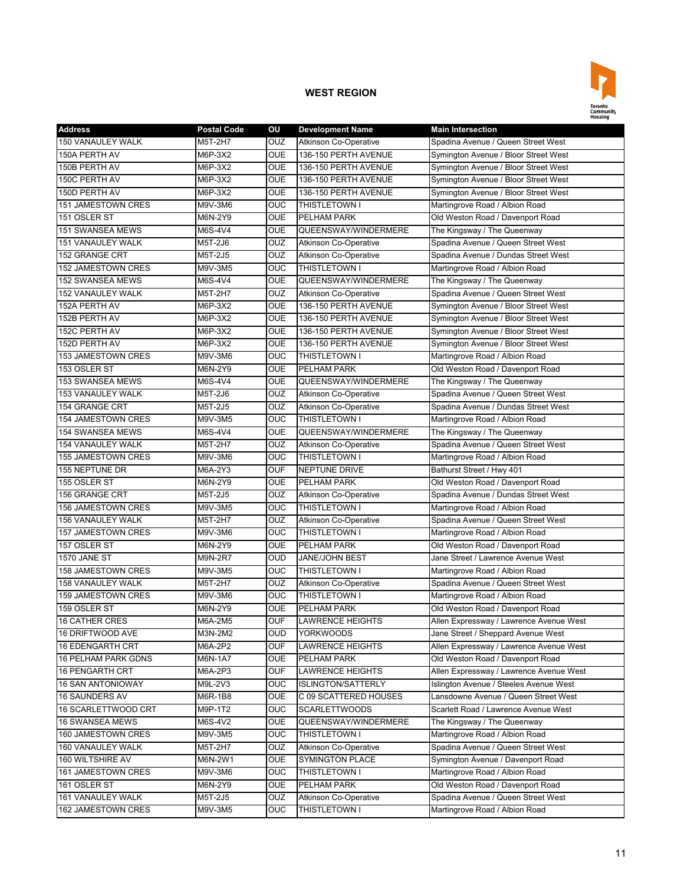## WEST REGION

| Address | Postal Code | OU | Development Name | Main Intersection |
|---|---|---|---|---|
| 150 VANAULEY WALK | M5T-2H7 | OUZ | Atkinson Co-Operative | Spadina Avenue / Queen Street West |
| 150A PERTH AV | M6P-3X2 | OUE | 136-150 PERTH AVENUE | Symington Avenue / Bloor Street West |
| 150B PERTH AV | M6P-3X2 | OUE | 136-150 PERTH AVENUE | Symington Avenue / Bloor Street West |
| 150C PERTH AV | M6P-3X2 | OUE | 136-150 PERTH AVENUE | Symington Avenue / Bloor Street West |
| 150D PERTH AV | M6P-3X2 | OUE | 136-150 PERTH AVENUE | Symington Avenue / Bloor Street West |
| 151 JAMESTOWN CRES | M9V-3M6 | OUC | THISTLETOWN I | Martingrove Road / Albion Road |
| 151 OSLER ST | M6N-2Y9 | OUE | PELHAM PARK | Old Weston Road / Davenport Road |
| 151 SWANSEA MEWS | M6S-4V4 | OUE | QUEENSWAY/WINDERMERE | The Kingsway / The Queenway |
| 151 VANAULEY WALK | M5T-2J6 | OUZ | Atkinson Co-Operative | Spadina Avenue / Queen Street West |
| 152 GRANGE CRT | M5T-2J5 | OUZ | Atkinson Co-Operative | Spadina Avenue / Dundas Street West |
| 152 JAMESTOWN CRES | M9V-3M5 | OUC | THISTLETOWN I | Martingrove Road / Albion Road |
| 152 SWANSEA MEWS | M6S-4V4 | OUE | QUEENSWAY/WINDERMERE | The Kingsway / The Queenway |
| 152 VANAULEY WALK | M5T-2H7 | OUZ | Atkinson Co-Operative | Spadina Avenue / Queen Street West |
| 152A PERTH AV | M6P-3X2 | OUE | 136-150 PERTH AVENUE | Symington Avenue / Bloor Street West |
| 152B PERTH AV | M6P-3X2 | OUE | 136-150 PERTH AVENUE | Symington Avenue / Bloor Street West |
| 152C PERTH AV | M6P-3X2 | OUE | 136-150 PERTH AVENUE | Symington Avenue / Bloor Street West |
| 152D PERTH AV | M6P-3X2 | OUE | 136-150 PERTH AVENUE | Symington Avenue / Bloor Street West |
| 153 JAMESTOWN CRES | M9V-3M6 | OUC | THISTLETOWN I | Martingrove Road / Albion Road |
| 153 OSLER ST | M6N-2Y9 | OUE | PELHAM PARK | Old Weston Road / Davenport Road |
| 153 SWANSEA MEWS | M6S-4V4 | OUE | QUEENSWAY/WINDERMERE | The Kingsway / The Queenway |
| 153 VANAULEY WALK | M5T-2J6 | OUZ | Atkinson Co-Operative | Spadina Avenue / Queen Street West |
| 154 GRANGE CRT | M5T-2J5 | OUZ | Atkinson Co-Operative | Spadina Avenue / Dundas Street West |
| 154 JAMESTOWN CRES | M9V-3M5 | OUC | THISTLETOWN I | Martingrove Road / Albion Road |
| 154 SWANSEA MEWS | M6S-4V4 | OUE | QUEENSWAY/WINDERMERE | The Kingsway / The Queenway |
| 154 VANAULEY WALK | M5T-2H7 | OUZ | Atkinson Co-Operative | Spadina Avenue / Queen Street West |
| 155 JAMESTOWN CRES | M9V-3M6 | OUC | THISTLETOWN I | Martingrove Road / Albion Road |
| 155 NEPTUNE DR | M6A-2Y3 | OUF | NEPTUNE DRIVE | Bathurst Street / Hwy 401 |
| 155 OSLER ST | M6N-2Y9 | OUE | PELHAM PARK | Old Weston Road / Davenport Road |
| 156 GRANGE CRT | M5T-2J5 | OUZ | Atkinson Co-Operative | Spadina Avenue / Dundas Street West |
| 156 JAMESTOWN CRES | M9V-3M5 | OUC | THISTLETOWN I | Martingrove Road / Albion Road |
| 156 VANAULEY WALK | M5T-2H7 | OUZ | Atkinson Co-Operative | Spadina Avenue / Queen Street West |
| 157 JAMESTOWN CRES | M9V-3M6 | OUC | THISTLETOWN I | Martingrove Road / Albion Road |
| 157 OSLER ST | M6N-2Y9 | OUE | PELHAM PARK | Old Weston Road / Davenport Road |
| 1570 JANE ST | M9N-2R7 | OUD | JANE/JOHN BEST | Jane Street / Lawrence Avenue West |
| 158 JAMESTOWN CRES | M9V-3M5 | OUC | THISTLETOWN I | Martingrove Road / Albion Road |
| 158 VANAULEY WALK | M5T-2H7 | OUZ | Atkinson Co-Operative | Spadina Avenue / Queen Street West |
| 159 JAMESTOWN CRES | M9V-3M6 | OUC | THISTLETOWN I | Martingrove Road / Albion Road |
| 159 OSLER ST | M6N-2Y9 | OUE | PELHAM PARK | Old Weston Road / Davenport Road |
| 16 CATHER CRES | M6A-2M5 | OUF | LAWRENCE HEIGHTS | Allen Expressway / Lawrence Avenue West |
| 16 DRIFTWOOD AVE | M3N-2M2 | OUD | YORKWOODS | Jane Street / Sheppard Avenue West |
| 16 EDENGARTH CRT | M6A-2P2 | OUF | LAWRENCE HEIGHTS | Allen Expressway / Lawrence Avenue West |
| 16 PELHAM PARK GDNS | M6N-1A7 | OUE | PELHAM PARK | Old Weston Road / Davenport Road |
| 16 PENGARTH CRT | M6A-2P3 | OUF | LAWRENCE HEIGHTS | Allen Expressway / Lawrence Avenue West |
| 16 SAN ANTONIOWAY | M9L-2V3 | OUC | ISLINGTON/SATTERLY | Islington Avenue / Steeles Avenue West |
| 16 SAUNDERS AV | M6R-1B8 | OUE | C 09 SCATTERED HOUSES | Lansdowne Avenue / Queen Street West |
| 16 SCARLETTWOOD CRT | M9P-1T2 | OUC | SCARLETTWOODS | Scarlett Road / Lawrence Avenue West |
| 16 SWANSEA MEWS | M6S-4V2 | OUE | QUEENSWAY/WINDERMERE | The Kingsway / The Queenway |
| 160 JAMESTOWN CRES | M9V-3M5 | OUC | THISTLETOWN I | Martingrove Road / Albion Road |
| 160 VANAULEY WALK | M5T-2H7 | OUZ | Atkinson Co-Operative | Spadina Avenue / Queen Street West |
| 160 WILTSHIRE AV | M6N-2W1 | OUE | SYMINGTON PLACE | Symington Avenue / Davenport Road |
| 161 JAMESTOWN CRES | M9V-3M6 | OUC | THISTLETOWN I | Martingrove Road / Albion Road |
| 161 OSLER ST | M6N-2Y9 | OUE | PELHAM PARK | Old Weston Road / Davenport Road |
| 161 VANAULEY WALK | M5T-2J5 | OUZ | Atkinson Co-Operative | Spadina Avenue / Queen Street West |
| 162 JAMESTOWN CRES | M9V-3M5 | OUC | THISTLETOWN I | Martingrove Road / Albion Road |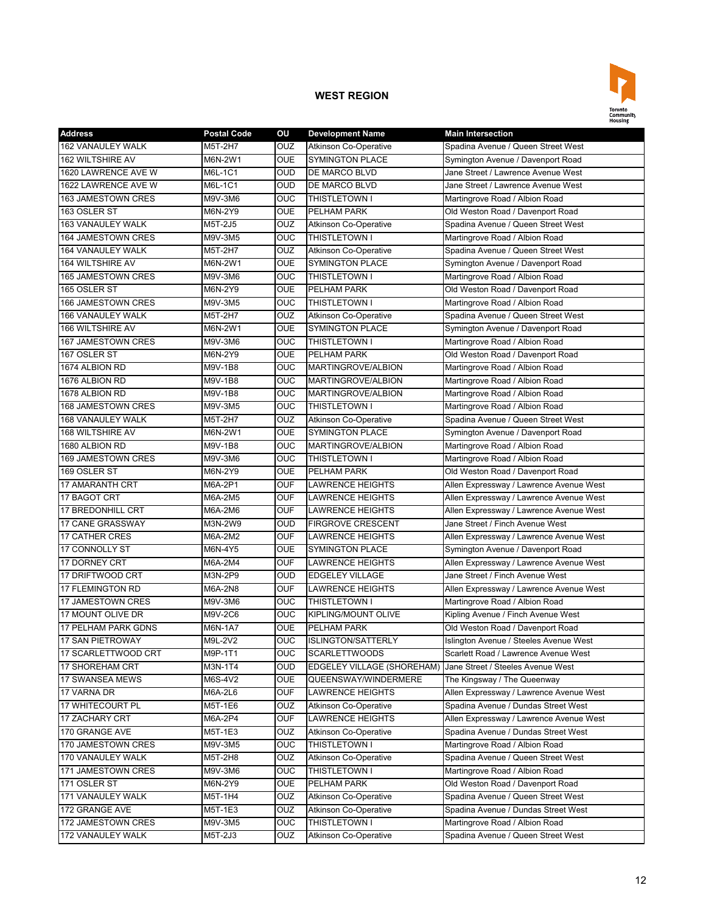## WEST REGION

| Address | Postal Code | OU | Development Name | Main Intersection |
|---|---|---|---|---|
| 162 VANAULEY WALK | M5T-2H7 | OUZ | Atkinson Co-Operative | Spadina Avenue / Queen Street West |
| 162 WILTSHIRE AV | M6N-2W1 | OUE | SYMINGTON PLACE | Symington Avenue / Davenport Road |
| 1620 LAWRENCE AVE W | M6L-1C1 | OUD | DE MARCO BLVD | Jane Street / Lawrence Avenue West |
| 1622 LAWRENCE AVE W | M6L-1C1 | OUD | DE MARCO BLVD | Jane Street / Lawrence Avenue West |
| 163 JAMESTOWN CRES | M9V-3M6 | OUC | THISTLETOWN I | Martingrove Road / Albion Road |
| 163 OSLER ST | M6N-2Y9 | OUE | PELHAM PARK | Old Weston Road / Davenport Road |
| 163 VANAULEY WALK | M5T-2J5 | OUZ | Atkinson Co-Operative | Spadina Avenue / Queen Street West |
| 164 JAMESTOWN CRES | M9V-3M5 | OUC | THISTLETOWN I | Martingrove Road / Albion Road |
| 164 VANAULEY WALK | M5T-2H7 | OUZ | Atkinson Co-Operative | Spadina Avenue / Queen Street West |
| 164 WILTSHIRE AV | M6N-2W1 | OUE | SYMINGTON PLACE | Symington Avenue / Davenport Road |
| 165 JAMESTOWN CRES | M9V-3M6 | OUC | THISTLETOWN I | Martingrove Road / Albion Road |
| 165 OSLER ST | M6N-2Y9 | OUE | PELHAM PARK | Old Weston Road / Davenport Road |
| 166 JAMESTOWN CRES | M9V-3M5 | OUC | THISTLETOWN I | Martingrove Road / Albion Road |
| 166 VANAULEY WALK | M5T-2H7 | OUZ | Atkinson Co-Operative | Spadina Avenue / Queen Street West |
| 166 WILTSHIRE AV | M6N-2W1 | OUE | SYMINGTON PLACE | Symington Avenue / Davenport Road |
| 167 JAMESTOWN CRES | M9V-3M6 | OUC | THISTLETOWN I | Martingrove Road / Albion Road |
| 167 OSLER ST | M6N-2Y9 | OUE | PELHAM PARK | Old Weston Road / Davenport Road |
| 1674 ALBION RD | M9V-1B8 | OUC | MARTINGROVE/ALBION | Martingrove Road / Albion Road |
| 1676 ALBION RD | M9V-1B8 | OUC | MARTINGROVE/ALBION | Martingrove Road / Albion Road |
| 1678 ALBION RD | M9V-1B8 | OUC | MARTINGROVE/ALBION | Martingrove Road / Albion Road |
| 168 JAMESTOWN CRES | M9V-3M5 | OUC | THISTLETOWN I | Martingrove Road / Albion Road |
| 168 VANAULEY WALK | M5T-2H7 | OUZ | Atkinson Co-Operative | Spadina Avenue / Queen Street West |
| 168 WILTSHIRE AV | M6N-2W1 | OUE | SYMINGTON PLACE | Symington Avenue / Davenport Road |
| 1680 ALBION RD | M9V-1B8 | OUC | MARTINGROVE/ALBION | Martingrove Road / Albion Road |
| 169 JAMESTOWN CRES | M9V-3M6 | OUC | THISTLETOWN I | Martingrove Road / Albion Road |
| 169 OSLER ST | M6N-2Y9 | OUE | PELHAM PARK | Old Weston Road / Davenport Road |
| 17 AMARANTH CRT | M6A-2P1 | OUF | LAWRENCE HEIGHTS | Allen Expressway / Lawrence Avenue West |
| 17 BAGOT CRT | M6A-2M5 | OUF | LAWRENCE HEIGHTS | Allen Expressway / Lawrence Avenue West |
| 17 BREDONHILL CRT | M6A-2M6 | OUF | LAWRENCE HEIGHTS | Allen Expressway / Lawrence Avenue West |
| 17 CANE GRASSWAY | M3N-2W9 | OUD | FIRGROVE CRESCENT | Jane Street / Finch Avenue West |
| 17 CATHER CRES | M6A-2M2 | OUF | LAWRENCE HEIGHTS | Allen Expressway / Lawrence Avenue West |
| 17 CONNOLLY ST | M6N-4Y5 | OUE | SYMINGTON PLACE | Symington Avenue / Davenport Road |
| 17 DORNEY CRT | M6A-2M4 | OUF | LAWRENCE HEIGHTS | Allen Expressway / Lawrence Avenue West |
| 17 DRIFTWOOD CRT | M3N-2P9 | OUD | EDGELEY VILLAGE | Jane Street / Finch Avenue West |
| 17 FLEMINGTON RD | M6A-2N8 | OUF | LAWRENCE HEIGHTS | Allen Expressway / Lawrence Avenue West |
| 17 JAMESTOWN CRES | M9V-3M6 | OUC | THISTLETOWN I | Martingrove Road / Albion Road |
| 17 MOUNT OLIVE DR | M9V-2C6 | OUC | KIPLING/MOUNT OLIVE | Kipling Avenue / Finch Avenue West |
| 17 PELHAM PARK GDNS | M6N-1A7 | OUE | PELHAM PARK | Old Weston Road / Davenport Road |
| 17 SAN PIETROWAY | M9L-2V2 | OUC | ISLINGTON/SATTERLY | Islington Avenue / Steeles Avenue West |
| 17 SCARLETTWOOD CRT | M9P-1T1 | OUC | SCARLETTWOODS | Scarlett Road / Lawrence Avenue West |
| 17 SHOREHAM CRT | M3N-1T4 | OUD | EDGELEY VILLAGE (SHOREHAM) | Jane Street / Steeles Avenue West |
| 17 SWANSEA MEWS | M6S-4V2 | OUE | QUEENSWAY/WINDERMERE | The Kingsway / The Queenway |
| 17 VARNA DR | M6A-2L6 | OUF | LAWRENCE HEIGHTS | Allen Expressway / Lawrence Avenue West |
| 17 WHITECOURT PL | M5T-1E6 | OUZ | Atkinson Co-Operative | Spadina Avenue / Dundas Street West |
| 17 ZACHARY CRT | M6A-2P4 | OUF | LAWRENCE HEIGHTS | Allen Expressway / Lawrence Avenue West |
| 170 GRANGE AVE | M5T-1E3 | OUZ | Atkinson Co-Operative | Spadina Avenue / Dundas Street West |
| 170 JAMESTOWN CRES | M9V-3M5 | OUC | THISTLETOWN I | Martingrove Road / Albion Road |
| 170 VANAULEY WALK | M5T-2H8 | OUZ | Atkinson Co-Operative | Spadina Avenue / Queen Street West |
| 171 JAMESTOWN CRES | M9V-3M6 | OUC | THISTLETOWN I | Martingrove Road / Albion Road |
| 171 OSLER ST | M6N-2Y9 | OUE | PELHAM PARK | Old Weston Road / Davenport Road |
| 171 VANAULEY WALK | M5T-1H4 | OUZ | Atkinson Co-Operative | Spadina Avenue / Queen Street West |
| 172 GRANGE AVE | M5T-1E3 | OUZ | Atkinson Co-Operative | Spadina Avenue / Dundas Street West |
| 172 JAMESTOWN CRES | M9V-3M5 | OUC | THISTLETOWN I | Martingrove Road / Albion Road |
| 172 VANAULEY WALK | M5T-2J3 | OUZ | Atkinson Co-Operative | Spadina Avenue / Queen Street West |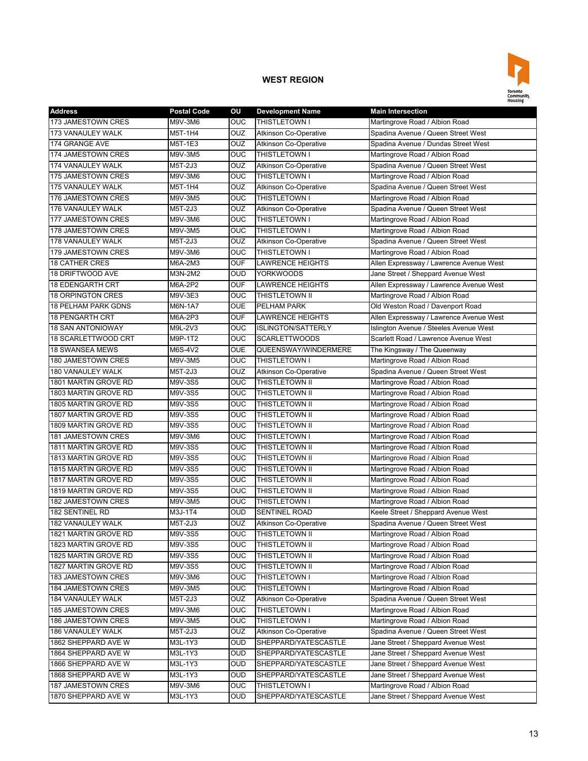## WEST REGION

| Address | Postal Code | OU | Development Name | Main Intersection |
|---|---|---|---|---|
| 173 JAMESTOWN CRES | M9V-3M6 | OUC | THISTLETOWN I | Martingrove Road / Albion Road |
| 173 VANAULEY WALK | M5T-1H4 | OUZ | Atkinson Co-Operative | Spadina Avenue / Queen Street West |
| 174 GRANGE AVE | M5T-1E3 | OUZ | Atkinson Co-Operative | Spadina Avenue / Dundas Street West |
| 174 JAMESTOWN CRES | M9V-3M5 | OUC | THISTLETOWN I | Martingrove Road / Albion Road |
| 174 VANAULEY WALK | M5T-2J3 | OUZ | Atkinson Co-Operative | Spadina Avenue / Queen Street West |
| 175 JAMESTOWN CRES | M9V-3M6 | OUC | THISTLETOWN I | Martingrove Road / Albion Road |
| 175 VANAULEY WALK | M5T-1H4 | OUZ | Atkinson Co-Operative | Spadina Avenue / Queen Street West |
| 176 JAMESTOWN CRES | M9V-3M5 | OUC | THISTLETOWN I | Martingrove Road / Albion Road |
| 176 VANAULEY WALK | M5T-2J3 | OUZ | Atkinson Co-Operative | Spadina Avenue / Queen Street West |
| 177 JAMESTOWN CRES | M9V-3M6 | OUC | THISTLETOWN I | Martingrove Road / Albion Road |
| 178 JAMESTOWN CRES | M9V-3M5 | OUC | THISTLETOWN I | Martingrove Road / Albion Road |
| 178 VANAULEY WALK | M5T-2J3 | OUZ | Atkinson Co-Operative | Spadina Avenue / Queen Street West |
| 179 JAMESTOWN CRES | M9V-3M6 | OUC | THISTLETOWN I | Martingrove Road / Albion Road |
| 18 CATHER CRES | M6A-2M3 | OUF | LAWRENCE HEIGHTS | Allen Expressway / Lawrence Avenue West |
| 18 DRIFTWOOD AVE | M3N-2M2 | OUD | YORKWOODS | Jane Street / Sheppard Avenue West |
| 18 EDENGARTH CRT | M6A-2P2 | OUF | LAWRENCE HEIGHTS | Allen Expressway / Lawrence Avenue West |
| 18 ORPINGTON CRES | M9V-3E3 | OUC | THISTLETOWN II | Martingrove Road / Albion Road |
| 18 PELHAM PARK GDNS | M6N-1A7 | OUE | PELHAM PARK | Old Weston Road / Davenport Road |
| 18 PENGARTH CRT | M6A-2P3 | OUF | LAWRENCE HEIGHTS | Allen Expressway / Lawrence Avenue West |
| 18 SAN ANTONIOWAY | M9L-2V3 | OUC | ISLINGTON/SATTERLY | Islington Avenue / Steeles Avenue West |
| 18 SCARLETTWOOD CRT | M9P-1T2 | OUC | SCARLETTWOODS | Scarlett Road / Lawrence Avenue West |
| 18 SWANSEA MEWS | M6S-4V2 | OUE | QUEENSWAY/WINDERMERE | The Kingsway / The Queenway |
| 180 JAMESTOWN CRES | M9V-3M5 | OUC | THISTLETOWN I | Martingrove Road / Albion Road |
| 180 VANAULEY WALK | M5T-2J3 | OUZ | Atkinson Co-Operative | Spadina Avenue / Queen Street West |
| 1801 MARTIN GROVE RD | M9V-3S5 | OUC | THISTLETOWN II | Martingrove Road / Albion Road |
| 1803 MARTIN GROVE RD | M9V-3S5 | OUC | THISTLETOWN II | Martingrove Road / Albion Road |
| 1805 MARTIN GROVE RD | M9V-3S5 | OUC | THISTLETOWN II | Martingrove Road / Albion Road |
| 1807 MARTIN GROVE RD | M9V-3S5 | OUC | THISTLETOWN II | Martingrove Road / Albion Road |
| 1809 MARTIN GROVE RD | M9V-3S5 | OUC | THISTLETOWN II | Martingrove Road / Albion Road |
| 181 JAMESTOWN CRES | M9V-3M6 | OUC | THISTLETOWN I | Martingrove Road / Albion Road |
| 1811 MARTIN GROVE RD | M9V-3S5 | OUC | THISTLETOWN II | Martingrove Road / Albion Road |
| 1813 MARTIN GROVE RD | M9V-3S5 | OUC | THISTLETOWN II | Martingrove Road / Albion Road |
| 1815 MARTIN GROVE RD | M9V-3S5 | OUC | THISTLETOWN II | Martingrove Road / Albion Road |
| 1817 MARTIN GROVE RD | M9V-3S5 | OUC | THISTLETOWN II | Martingrove Road / Albion Road |
| 1819 MARTIN GROVE RD | M9V-3S5 | OUC | THISTLETOWN II | Martingrove Road / Albion Road |
| 182 JAMESTOWN CRES | M9V-3M5 | OUC | THISTLETOWN I | Martingrove Road / Albion Road |
| 182 SENTINEL RD | M3J-1T4 | OUD | SENTINEL ROAD | Keele Street / Sheppard Avenue West |
| 182 VANAULEY WALK | M5T-2J3 | OUZ | Atkinson Co-Operative | Spadina Avenue / Queen Street West |
| 1821 MARTIN GROVE RD | M9V-3S5 | OUC | THISTLETOWN II | Martingrove Road / Albion Road |
| 1823 MARTIN GROVE RD | M9V-3S5 | OUC | THISTLETOWN II | Martingrove Road / Albion Road |
| 1825 MARTIN GROVE RD | M9V-3S5 | OUC | THISTLETOWN II | Martingrove Road / Albion Road |
| 1827 MARTIN GROVE RD | M9V-3S5 | OUC | THISTLETOWN II | Martingrove Road / Albion Road |
| 183 JAMESTOWN CRES | M9V-3M6 | OUC | THISTLETOWN I | Martingrove Road / Albion Road |
| 184 JAMESTOWN CRES | M9V-3M5 | OUC | THISTLETOWN I | Martingrove Road / Albion Road |
| 184 VANAULEY WALK | M5T-2J3 | OUZ | Atkinson Co-Operative | Spadina Avenue / Queen Street West |
| 185 JAMESTOWN CRES | M9V-3M6 | OUC | THISTLETOWN I | Martingrove Road / Albion Road |
| 186 JAMESTOWN CRES | M9V-3M5 | OUC | THISTLETOWN I | Martingrove Road / Albion Road |
| 186 VANAULEY WALK | M5T-2J3 | OUZ | Atkinson Co-Operative | Spadina Avenue / Queen Street West |
| 1862 SHEPPARD AVE W | M3L-1Y3 | OUD | SHEPPARD/YATESCASTLE | Jane Street / Sheppard Avenue West |
| 1864 SHEPPARD AVE W | M3L-1Y3 | OUD | SHEPPARD/YATESCASTLE | Jane Street / Sheppard Avenue West |
| 1866 SHEPPARD AVE W | M3L-1Y3 | OUD | SHEPPARD/YATESCASTLE | Jane Street / Sheppard Avenue West |
| 1868 SHEPPARD AVE W | M3L-1Y3 | OUD | SHEPPARD/YATESCASTLE | Jane Street / Sheppard Avenue West |
| 187 JAMESTOWN CRES | M9V-3M6 | OUC | THISTLETOWN I | Martingrove Road / Albion Road |
| 1870 SHEPPARD AVE W | M3L-1Y3 | OUD | SHEPPARD/YATESCASTLE | Jane Street / Sheppard Avenue West |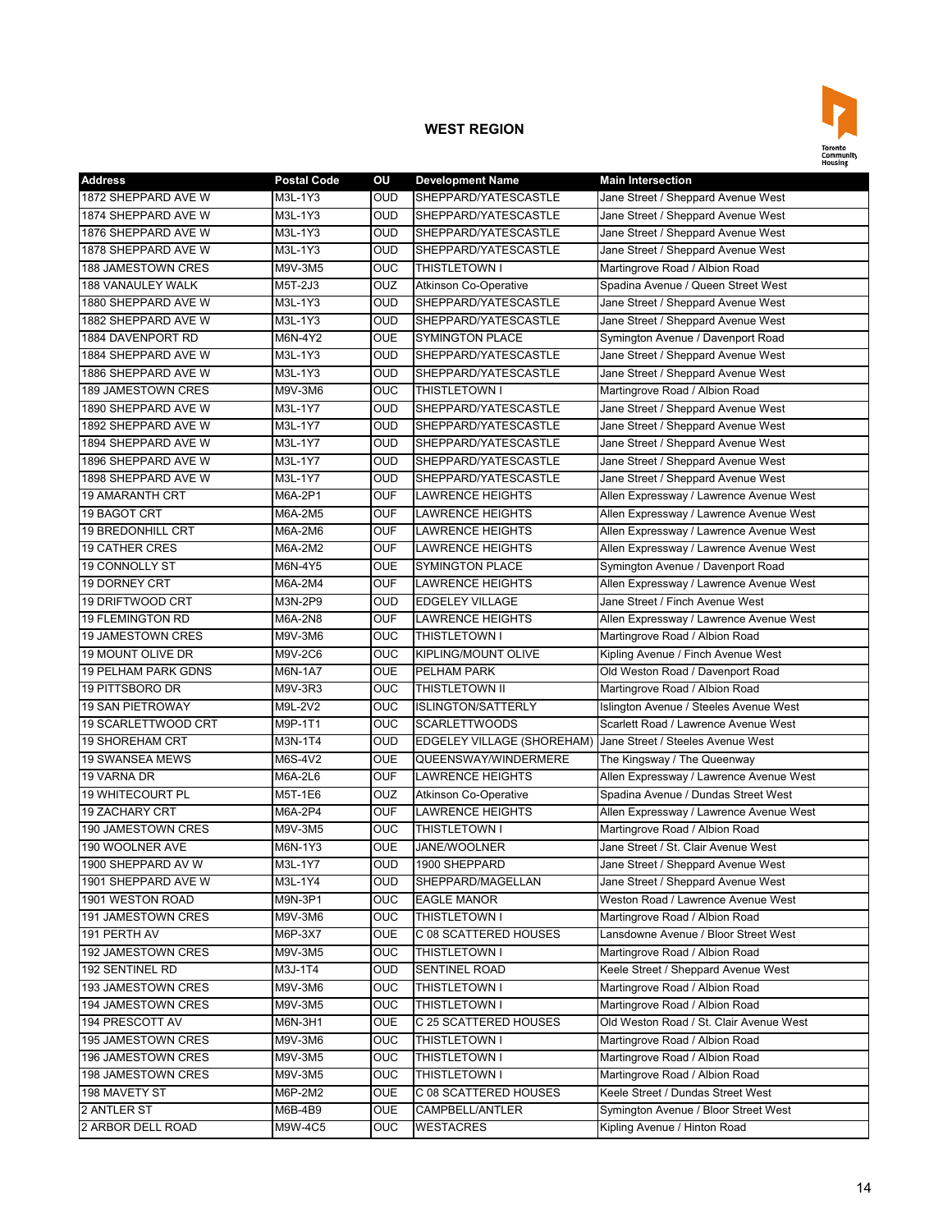## WEST REGION

| Address | Postal Code | OU | Development Name | Main Intersection |
|---|---|---|---|---|
| 1872 SHEPPARD AVE W | M3L-1Y3 | OUD | SHEPPARD/YATESCASTLE | Jane Street / Sheppard Avenue West |
| 1874 SHEPPARD AVE W | M3L-1Y3 | OUD | SHEPPARD/YATESCASTLE | Jane Street / Sheppard Avenue West |
| 1876 SHEPPARD AVE W | M3L-1Y3 | OUD | SHEPPARD/YATESCASTLE | Jane Street / Sheppard Avenue West |
| 1878 SHEPPARD AVE W | M3L-1Y3 | OUD | SHEPPARD/YATESCASTLE | Jane Street / Sheppard Avenue West |
| 188 JAMESTOWN CRES | M9V-3M5 | OUC | THISTLETOWN I | Martingrove Road / Albion Road |
| 188 VANAULEY WALK | M5T-2J3 | OUZ | Atkinson Co-Operative | Spadina Avenue / Queen Street West |
| 1880 SHEPPARD AVE W | M3L-1Y3 | OUD | SHEPPARD/YATESCASTLE | Jane Street / Sheppard Avenue West |
| 1882 SHEPPARD AVE W | M3L-1Y3 | OUD | SHEPPARD/YATESCASTLE | Jane Street / Sheppard Avenue West |
| 1884 DAVENPORT RD | M6N-4Y2 | OUE | SYMINGTON PLACE | Symington Avenue / Davenport Road |
| 1884 SHEPPARD AVE W | M3L-1Y3 | OUD | SHEPPARD/YATESCASTLE | Jane Street / Sheppard Avenue West |
| 1886 SHEPPARD AVE W | M3L-1Y3 | OUD | SHEPPARD/YATESCASTLE | Jane Street / Sheppard Avenue West |
| 189 JAMESTOWN CRES | M9V-3M6 | OUC | THISTLETOWN I | Martingrove Road / Albion Road |
| 1890 SHEPPARD AVE W | M3L-1Y7 | OUD | SHEPPARD/YATESCASTLE | Jane Street / Sheppard Avenue West |
| 1892 SHEPPARD AVE W | M3L-1Y7 | OUD | SHEPPARD/YATESCASTLE | Jane Street / Sheppard Avenue West |
| 1894 SHEPPARD AVE W | M3L-1Y7 | OUD | SHEPPARD/YATESCASTLE | Jane Street / Sheppard Avenue West |
| 1896 SHEPPARD AVE W | M3L-1Y7 | OUD | SHEPPARD/YATESCASTLE | Jane Street / Sheppard Avenue West |
| 1898 SHEPPARD AVE W | M3L-1Y7 | OUD | SHEPPARD/YATESCASTLE | Jane Street / Sheppard Avenue West |
| 19 AMARANTH CRT | M6A-2P1 | OUF | LAWRENCE HEIGHTS | Allen Expressway / Lawrence Avenue West |
| 19 BAGOT CRT | M6A-2M5 | OUF | LAWRENCE HEIGHTS | Allen Expressway / Lawrence Avenue West |
| 19 BREDONHILL CRT | M6A-2M6 | OUF | LAWRENCE HEIGHTS | Allen Expressway / Lawrence Avenue West |
| 19 CATHER CRES | M6A-2M2 | OUF | LAWRENCE HEIGHTS | Allen Expressway / Lawrence Avenue West |
| 19 CONNOLLY ST | M6N-4Y5 | OUE | SYMINGTON PLACE | Symington Avenue / Davenport Road |
| 19 DORNEY CRT | M6A-2M4 | OUF | LAWRENCE HEIGHTS | Allen Expressway / Lawrence Avenue West |
| 19 DRIFTWOOD CRT | M3N-2P9 | OUD | EDGELEY VILLAGE | Jane Street / Finch Avenue West |
| 19 FLEMINGTON RD | M6A-2N8 | OUF | LAWRENCE HEIGHTS | Allen Expressway / Lawrence Avenue West |
| 19 JAMESTOWN CRES | M9V-3M6 | OUC | THISTLETOWN I | Martingrove Road / Albion Road |
| 19 MOUNT OLIVE DR | M9V-2C6 | OUC | KIPLING/MOUNT OLIVE | Kipling Avenue / Finch Avenue West |
| 19 PELHAM PARK GDNS | M6N-1A7 | OUE | PELHAM PARK | Old Weston Road / Davenport Road |
| 19 PITTSBORO DR | M9V-3R3 | OUC | THISTLETOWN II | Martingrove Road / Albion Road |
| 19 SAN PIETROWAY | M9L-2V2 | OUC | ISLINGTON/SATTERLY | Islington Avenue / Steeles Avenue West |
| 19 SCARLETTWOOD CRT | M9P-1T1 | OUC | SCARLETTWOODS | Scarlett Road / Lawrence Avenue West |
| 19 SHOREHAM CRT | M3N-1T4 | OUD | EDGELEY VILLAGE (SHOREHAM) | Jane Street / Steeles Avenue West |
| 19 SWANSEA MEWS | M6S-4V2 | OUE | QUEENSWAY/WINDERMERE | The Kingsway / The Queenway |
| 19 VARNA DR | M6A-2L6 | OUF | LAWRENCE HEIGHTS | Allen Expressway / Lawrence Avenue West |
| 19 WHITECOURT PL | M5T-1E6 | OUZ | Atkinson Co-Operative | Spadina Avenue / Dundas Street West |
| 19 ZACHARY CRT | M6A-2P4 | OUF | LAWRENCE HEIGHTS | Allen Expressway / Lawrence Avenue West |
| 190 JAMESTOWN CRES | M9V-3M5 | OUC | THISTLETOWN I | Martingrove Road / Albion Road |
| 190 WOOLNER AVE | M6N-1Y3 | OUE | JANE/WOOLNER | Jane Street / St. Clair Avenue West |
| 1900 SHEPPARD AV W | M3L-1Y7 | OUD | 1900 SHEPPARD | Jane Street / Sheppard Avenue West |
| 1901 SHEPPARD AVE W | M3L-1Y4 | OUD | SHEPPARD/MAGELLAN | Jane Street / Sheppard Avenue West |
| 1901 WESTON ROAD | M9N-3P1 | OUC | EAGLE MANOR | Weston Road / Lawrence Avenue West |
| 191 JAMESTOWN CRES | M9V-3M6 | OUC | THISTLETOWN I | Martingrove Road / Albion Road |
| 191 PERTH AV | M6P-3X7 | OUE | C 08 SCATTERED HOUSES | Lansdowne Avenue / Bloor Street West |
| 192 JAMESTOWN CRES | M9V-3M5 | OUC | THISTLETOWN I | Martingrove Road / Albion Road |
| 192 SENTINEL RD | M3J-1T4 | OUD | SENTINEL ROAD | Keele Street / Sheppard Avenue West |
| 193 JAMESTOWN CRES | M9V-3M6 | OUC | THISTLETOWN I | Martingrove Road / Albion Road |
| 194 JAMESTOWN CRES | M9V-3M5 | OUC | THISTLETOWN I | Martingrove Road / Albion Road |
| 194 PRESCOTT AV | M6N-3H1 | OUE | C 25 SCATTERED HOUSES | Old Weston Road / St. Clair Avenue West |
| 195 JAMESTOWN CRES | M9V-3M6 | OUC | THISTLETOWN I | Martingrove Road / Albion Road |
| 196 JAMESTOWN CRES | M9V-3M5 | OUC | THISTLETOWN I | Martingrove Road / Albion Road |
| 198 JAMESTOWN CRES | M9V-3M5 | OUC | THISTLETOWN I | Martingrove Road / Albion Road |
| 198 MAVETY ST | M6P-2M2 | OUE | C 08 SCATTERED HOUSES | Keele Street / Dundas Street West |
| 2 ANTLER ST | M6B-4B9 | OUE | CAMPBELL/ANTLER | Symington Avenue / Bloor Street West |
| 2 ARBOR DELL ROAD | M9W-4C5 | OUC | WESTACRES | Kipling Avenue / Hinton Road |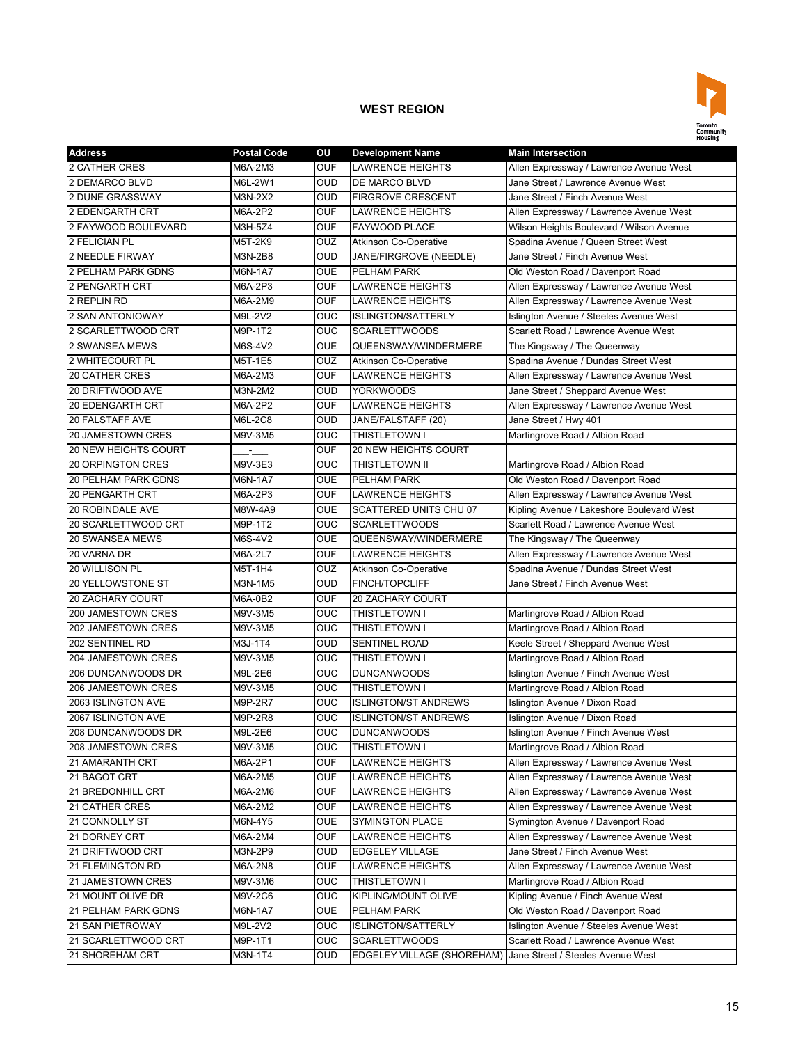## WEST REGION

| Address | Postal Code | OU | Development Name | Main Intersection |
|---|---|---|---|---|
| 2 CATHER CRES | M6A-2M3 | OUF | LAWRENCE HEIGHTS | Allen Expressway / Lawrence Avenue West |
| 2 DEMARCO BLVD | M6L-2W1 | OUD | DE MARCO BLVD | Jane Street / Lawrence Avenue West |
| 2 DUNE GRASSWAY | M3N-2X2 | OUD | FIRGROVE CRESCENT | Jane Street / Finch Avenue West |
| 2 EDENGARTH CRT | M6A-2P2 | OUF | LAWRENCE HEIGHTS | Allen Expressway / Lawrence Avenue West |
| 2 FAYWOOD BOULEVARD | M3H-5Z4 | OUF | FAYWOOD PLACE | Wilson Heights Boulevard / Wilson Avenue |
| 2 FELICIAN PL | M5T-2K9 | OUZ | Atkinson Co-Operative | Spadina Avenue / Queen Street West |
| 2 NEEDLE FIRWAY | M3N-2B8 | OUD | JANE/FIRGROVE (NEEDLE) | Jane Street / Finch Avenue West |
| 2 PELHAM PARK GDNS | M6N-1A7 | OUE | PELHAM PARK | Old Weston Road / Davenport Road |
| 2 PENGARTH CRT | M6A-2P3 | OUF | LAWRENCE HEIGHTS | Allen Expressway / Lawrence Avenue West |
| 2 REPLIN RD | M6A-2M9 | OUF | LAWRENCE HEIGHTS | Allen Expressway / Lawrence Avenue West |
| 2 SAN ANTONIOWAY | M9L-2V2 | OUC | ISLINGTON/SATTERLY | Islington Avenue / Steeles Avenue West |
| 2 SCARLETTWOOD CRT | M9P-1T2 | OUC | SCARLETTWOODS | Scarlett Road / Lawrence Avenue West |
| 2 SWANSEA MEWS | M6S-4V2 | OUE | QUEENSWAY/WINDERMERE | The Kingsway / The Queenway |
| 2 WHITECOURT PL | M5T-1E5 | OUZ | Atkinson Co-Operative | Spadina Avenue / Dundas Street West |
| 20 CATHER CRES | M6A-2M3 | OUF | LAWRENCE HEIGHTS | Allen Expressway / Lawrence Avenue West |
| 20 DRIFTWOOD AVE | M3N-2M2 | OUD | YORKWOODS | Jane Street / Sheppard Avenue West |
| 20 EDENGARTH CRT | M6A-2P2 | OUF | LAWRENCE HEIGHTS | Allen Expressway / Lawrence Avenue West |
| 20 FALSTAFF AVE | M6L-2C8 | OUD | JANE/FALSTAFF (20) | Jane Street / Hwy 401 |
| 20 JAMESTOWN CRES | M9V-3M5 | OUC | THISTLETOWN I | Martingrove Road / Albion Road |
| 20 NEW HEIGHTS COURT | ___-___ | OUF | 20 NEW HEIGHTS COURT | |
| 20 ORPINGTON CRES | M9V-3E3 | OUC | THISTLETOWN II | Martingrove Road / Albion Road |
| 20 PELHAM PARK GDNS | M6N-1A7 | OUE | PELHAM PARK | Old Weston Road / Davenport Road |
| 20 PENGARTH CRT | M6A-2P3 | OUF | LAWRENCE HEIGHTS | Allen Expressway / Lawrence Avenue West |
| 20 ROBINDALE AVE | M8W-4A9 | OUE | SCATTERED UNITS CHU 07 | Kipling Avenue / Lakeshore Boulevard West |
| 20 SCARLETTWOOD CRT | M9P-1T2 | OUC | SCARLETTWOODS | Scarlett Road / Lawrence Avenue West |
| 20 SWANSEA MEWS | M6S-4V2 | OUE | QUEENSWAY/WINDERMERE | The Kingsway / The Queenway |
| 20 VARNA DR | M6A-2L7 | OUF | LAWRENCE HEIGHTS | Allen Expressway / Lawrence Avenue West |
| 20 WILLISON PL | M5T-1H4 | OUZ | Atkinson Co-Operative | Spadina Avenue / Dundas Street West |
| 20 YELLOWSTONE ST | M3N-1M5 | OUD | FINCH/TOPCLIFF | Jane Street / Finch Avenue West |
| 20 ZACHARY COURT | M6A-0B2 | OUF | 20 ZACHARY COURT | |
| 200 JAMESTOWN CRES | M9V-3M5 | OUC | THISTLETOWN I | Martingrove Road / Albion Road |
| 202 JAMESTOWN CRES | M9V-3M5 | OUC | THISTLETOWN I | Martingrove Road / Albion Road |
| 202 SENTINEL RD | M3J-1T4 | OUD | SENTINEL ROAD | Keele Street / Sheppard Avenue West |
| 204 JAMESTOWN CRES | M9V-3M5 | OUC | THISTLETOWN I | Martingrove Road / Albion Road |
| 206 DUNCANWOODS DR | M9L-2E6 | OUC | DUNCANWOODS | Islington Avenue / Finch Avenue West |
| 206 JAMESTOWN CRES | M9V-3M5 | OUC | THISTLETOWN I | Martingrove Road / Albion Road |
| 2063 ISLINGTON AVE | M9P-2R7 | OUC | ISLINGTON/ST ANDREWS | Islington Avenue / Dixon Road |
| 2067 ISLINGTON AVE | M9P-2R8 | OUC | ISLINGTON/ST ANDREWS | Islington Avenue / Dixon Road |
| 208 DUNCANWOODS DR | M9L-2E6 | OUC | DUNCANWOODS | Islington Avenue / Finch Avenue West |
| 208 JAMESTOWN CRES | M9V-3M5 | OUC | THISTLETOWN I | Martingrove Road / Albion Road |
| 21 AMARANTH CRT | M6A-2P1 | OUF | LAWRENCE HEIGHTS | Allen Expressway / Lawrence Avenue West |
| 21 BAGOT CRT | M6A-2M5 | OUF | LAWRENCE HEIGHTS | Allen Expressway / Lawrence Avenue West |
| 21 BREDONHILL CRT | M6A-2M6 | OUF | LAWRENCE HEIGHTS | Allen Expressway / Lawrence Avenue West |
| 21 CATHER CRES | M6A-2M2 | OUF | LAWRENCE HEIGHTS | Allen Expressway / Lawrence Avenue West |
| 21 CONNOLLY ST | M6N-4Y5 | OUE | SYMINGTON PLACE | Symington Avenue / Davenport Road |
| 21 DORNEY CRT | M6A-2M4 | OUF | LAWRENCE HEIGHTS | Allen Expressway / Lawrence Avenue West |
| 21 DRIFTWOOD CRT | M3N-2P9 | OUD | EDGELEY VILLAGE | Jane Street / Finch Avenue West |
| 21 FLEMINGTON RD | M6A-2N8 | OUF | LAWRENCE HEIGHTS | Allen Expressway / Lawrence Avenue West |
| 21 JAMESTOWN CRES | M9V-3M6 | OUC | THISTLETOWN I | Martingrove Road / Albion Road |
| 21 MOUNT OLIVE DR | M9V-2C6 | OUC | KIPLING/MOUNT OLIVE | Kipling Avenue / Finch Avenue West |
| 21 PELHAM PARK GDNS | M6N-1A7 | OUE | PELHAM PARK | Old Weston Road / Davenport Road |
| 21 SAN PIETROWAY | M9L-2V2 | OUC | ISLINGTON/SATTERLY | Islington Avenue / Steeles Avenue West |
| 21 SCARLETTWOOD CRT | M9P-1T1 | OUC | SCARLETTWOODS | Scarlett Road / Lawrence Avenue West |
| 21 SHOREHAM CRT | M3N-1T4 | OUD | EDGELEY VILLAGE (SHOREHAM) | Jane Street / Steeles Avenue West |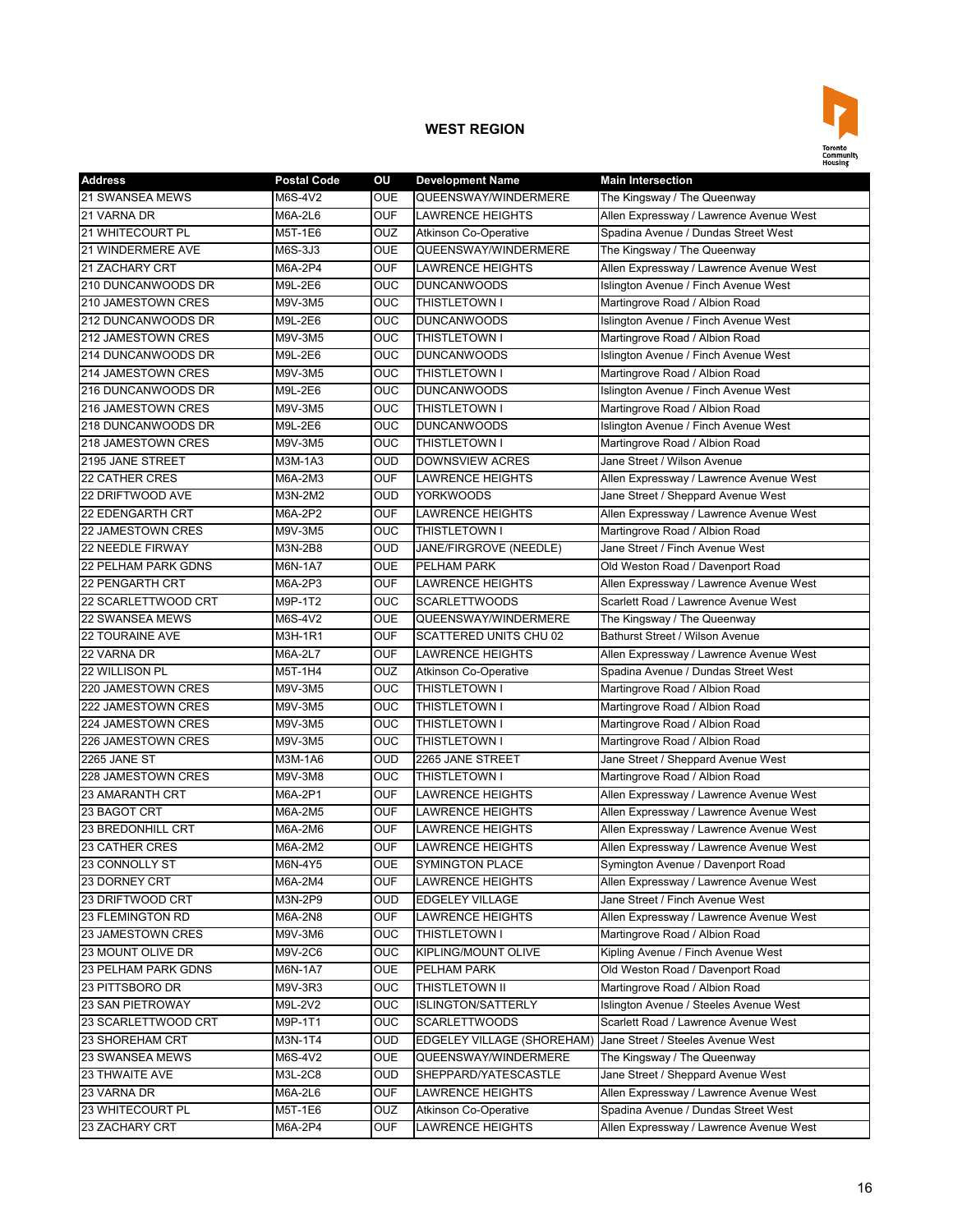## WEST REGION

| Address | Postal Code | OU | Development Name | Main Intersection |
|---|---|---|---|---|
| 21 SWANSEA MEWS | M6S-4V2 | OUE | QUEENSWAY/WINDERMERE | The Kingsway / The Queenway |
| 21 VARNA DR | M6A-2L6 | OUF | LAWRENCE HEIGHTS | Allen Expressway / Lawrence Avenue West |
| 21 WHITECOURT PL | M5T-1E6 | OUZ | Atkinson Co-Operative | Spadina Avenue / Dundas Street West |
| 21 WINDERMERE AVE | M6S-3J3 | OUE | QUEENSWAY/WINDERMERE | The Kingsway / The Queenway |
| 21 ZACHARY CRT | M6A-2P4 | OUF | LAWRENCE HEIGHTS | Allen Expressway / Lawrence Avenue West |
| 210 DUNCANWOODS DR | M9L-2E6 | OUC | DUNCANWOODS | Islington Avenue / Finch Avenue West |
| 210 JAMESTOWN CRES | M9V-3M5 | OUC | THISTLETOWN I | Martingrove Road / Albion Road |
| 212 DUNCANWOODS DR | M9L-2E6 | OUC | DUNCANWOODS | Islington Avenue / Finch Avenue West |
| 212 JAMESTOWN CRES | M9V-3M5 | OUC | THISTLETOWN I | Martingrove Road / Albion Road |
| 214 DUNCANWOODS DR | M9L-2E6 | OUC | DUNCANWOODS | Islington Avenue / Finch Avenue West |
| 214 JAMESTOWN CRES | M9V-3M5 | OUC | THISTLETOWN I | Martingrove Road / Albion Road |
| 216 DUNCANWOODS DR | M9L-2E6 | OUC | DUNCANWOODS | Islington Avenue / Finch Avenue West |
| 216 JAMESTOWN CRES | M9V-3M5 | OUC | THISTLETOWN I | Martingrove Road / Albion Road |
| 218 DUNCANWOODS DR | M9L-2E6 | OUC | DUNCANWOODS | Islington Avenue / Finch Avenue West |
| 218 JAMESTOWN CRES | M9V-3M5 | OUC | THISTLETOWN I | Martingrove Road / Albion Road |
| 2195 JANE STREET | M3M-1A3 | OUD | DOWNSVIEW ACRES | Jane Street / Wilson Avenue |
| 22 CATHER CRES | M6A-2M3 | OUF | LAWRENCE HEIGHTS | Allen Expressway / Lawrence Avenue West |
| 22 DRIFTWOOD AVE | M3N-2M2 | OUD | YORKWOODS | Jane Street / Sheppard Avenue West |
| 22 EDENGARTH CRT | M6A-2P2 | OUF | LAWRENCE HEIGHTS | Allen Expressway / Lawrence Avenue West |
| 22 JAMESTOWN CRES | M9V-3M5 | OUC | THISTLETOWN I | Martingrove Road / Albion Road |
| 22 NEEDLE FIRWAY | M3N-2B8 | OUD | JANE/FIRGROVE (NEEDLE) | Jane Street / Finch Avenue West |
| 22 PELHAM PARK GDNS | M6N-1A7 | OUE | PELHAM PARK | Old Weston Road / Davenport Road |
| 22 PENGARTH CRT | M6A-2P3 | OUF | LAWRENCE HEIGHTS | Allen Expressway / Lawrence Avenue West |
| 22 SCARLETTWOOD CRT | M9P-1T2 | OUC | SCARLETTWOODS | Scarlett Road / Lawrence Avenue West |
| 22 SWANSEA MEWS | M6S-4V2 | OUE | QUEENSWAY/WINDERMERE | The Kingsway / The Queenway |
| 22 TOURAINE AVE | M3H-1R1 | OUF | SCATTERED UNITS CHU 02 | Bathurst Street / Wilson Avenue |
| 22 VARNA DR | M6A-2L7 | OUF | LAWRENCE HEIGHTS | Allen Expressway / Lawrence Avenue West |
| 22 WILLISON PL | M5T-1H4 | OUZ | Atkinson Co-Operative | Spadina Avenue / Dundas Street West |
| 220 JAMESTOWN CRES | M9V-3M5 | OUC | THISTLETOWN I | Martingrove Road / Albion Road |
| 222 JAMESTOWN CRES | M9V-3M5 | OUC | THISTLETOWN I | Martingrove Road / Albion Road |
| 224 JAMESTOWN CRES | M9V-3M5 | OUC | THISTLETOWN I | Martingrove Road / Albion Road |
| 226 JAMESTOWN CRES | M9V-3M5 | OUC | THISTLETOWN I | Martingrove Road / Albion Road |
| 2265 JANE ST | M3M-1A6 | OUD | 2265 JANE STREET | Jane Street / Sheppard Avenue West |
| 228 JAMESTOWN CRES | M9V-3M8 | OUC | THISTLETOWN I | Martingrove Road / Albion Road |
| 23 AMARANTH CRT | M6A-2P1 | OUF | LAWRENCE HEIGHTS | Allen Expressway / Lawrence Avenue West |
| 23 BAGOT CRT | M6A-2M5 | OUF | LAWRENCE HEIGHTS | Allen Expressway / Lawrence Avenue West |
| 23 BREDONHILL CRT | M6A-2M6 | OUF | LAWRENCE HEIGHTS | Allen Expressway / Lawrence Avenue West |
| 23 CATHER CRES | M6A-2M2 | OUF | LAWRENCE HEIGHTS | Allen Expressway / Lawrence Avenue West |
| 23 CONNOLLY ST | M6N-4Y5 | OUE | SYMINGTON PLACE | Symington Avenue / Davenport Road |
| 23 DORNEY CRT | M6A-2M4 | OUF | LAWRENCE HEIGHTS | Allen Expressway / Lawrence Avenue West |
| 23 DRIFTWOOD CRT | M3N-2P9 | OUD | EDGELEY VILLAGE | Jane Street / Finch Avenue West |
| 23 FLEMINGTON RD | M6A-2N8 | OUF | LAWRENCE HEIGHTS | Allen Expressway / Lawrence Avenue West |
| 23 JAMESTOWN CRES | M9V-3M6 | OUC | THISTLETOWN I | Martingrove Road / Albion Road |
| 23 MOUNT OLIVE DR | M9V-2C6 | OUC | KIPLING/MOUNT OLIVE | Kipling Avenue / Finch Avenue West |
| 23 PELHAM PARK GDNS | M6N-1A7 | OUE | PELHAM PARK | Old Weston Road / Davenport Road |
| 23 PITTSBORO DR | M9V-3R3 | OUC | THISTLETOWN II | Martingrove Road / Albion Road |
| 23 SAN PIETROWAY | M9L-2V2 | OUC | ISLINGTON/SATTERLY | Islington Avenue / Steeles Avenue West |
| 23 SCARLETTWOOD CRT | M9P-1T1 | OUC | SCARLETTWOODS | Scarlett Road / Lawrence Avenue West |
| 23 SHOREHAM CRT | M3N-1T4 | OUD | EDGELEY VILLAGE (SHOREHAM) | Jane Street / Steeles Avenue West |
| 23 SWANSEA MEWS | M6S-4V2 | OUE | QUEENSWAY/WINDERMERE | The Kingsway / The Queenway |
| 23 THWAITE AVE | M3L-2C8 | OUD | SHEPPARD/YATESCASTLE | Jane Street / Sheppard Avenue West |
| 23 VARNA DR | M6A-2L6 | OUF | LAWRENCE HEIGHTS | Allen Expressway / Lawrence Avenue West |
| 23 WHITECOURT PL | M5T-1E6 | OUZ | Atkinson Co-Operative | Spadina Avenue / Dundas Street West |
| 23 ZACHARY CRT | M6A-2P4 | OUF | LAWRENCE HEIGHTS | Allen Expressway / Lawrence Avenue West |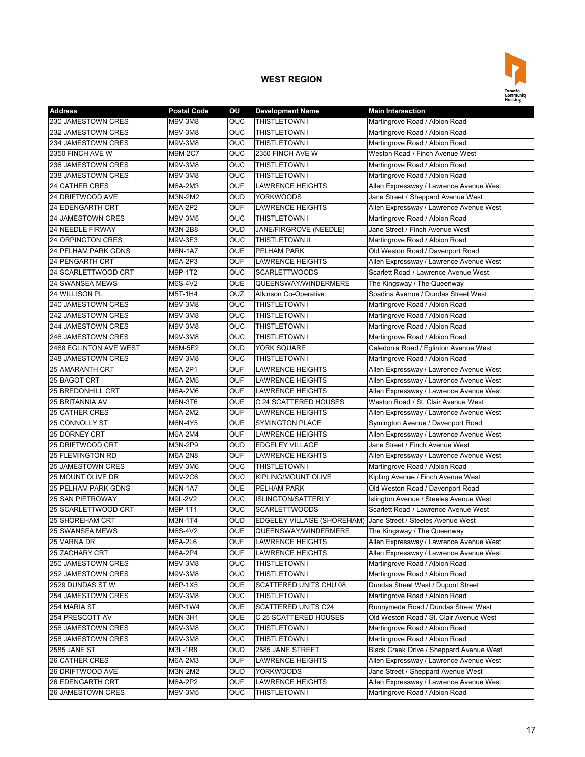## WEST REGION

| Address | Postal Code | OU | Development Name | Main Intersection |
|---|---|---|---|---|
| 230 JAMESTOWN CRES | M9V-3M8 | OUC | THISTLETOWN I | Martingrove Road / Albion Road |
| 232 JAMESTOWN CRES | M9V-3M8 | OUC | THISTLETOWN I | Martingrove Road / Albion Road |
| 234 JAMESTOWN CRES | M9V-3M8 | OUC | THISTLETOWN I | Martingrove Road / Albion Road |
| 2350 FINCH AVE W | M9M-2C7 | OUC | 2350 FINCH AVE W | Weston Road / Finch Avenue West |
| 236 JAMESTOWN CRES | M9V-3M8 | OUC | THISTLETOWN I | Martingrove Road / Albion Road |
| 238 JAMESTOWN CRES | M9V-3M8 | OUC | THISTLETOWN I | Martingrove Road / Albion Road |
| 24 CATHER CRES | M6A-2M3 | OUF | LAWRENCE HEIGHTS | Allen Expressway / Lawrence Avenue West |
| 24 DRIFTWOOD AVE | M3N-2M2 | OUD | YORKWOODS | Jane Street / Sheppard Avenue West |
| 24 EDENGARTH CRT | M6A-2P2 | OUF | LAWRENCE HEIGHTS | Allen Expressway / Lawrence Avenue West |
| 24 JAMESTOWN CRES | M9V-3M5 | OUC | THISTLETOWN I | Martingrove Road / Albion Road |
| 24 NEEDLE FIRWAY | M3N-2B8 | OUD | JANE/FIRGROVE (NEEDLE) | Jane Street / Finch Avenue West |
| 24 ORPINGTON CRES | M9V-3E3 | OUC | THISTLETOWN II | Martingrove Road / Albion Road |
| 24 PELHAM PARK GDNS | M6N-1A7 | OUE | PELHAM PARK | Old Weston Road / Davenport Road |
| 24 PENGARTH CRT | M6A-2P3 | OUF | LAWRENCE HEIGHTS | Allen Expressway / Lawrence Avenue West |
| 24 SCARLETTWOOD CRT | M9P-1T2 | OUC | SCARLETTWOODS | Scarlett Road / Lawrence Avenue West |
| 24 SWANSEA MEWS | M6S-4V2 | OUE | QUEENSWAY/WINDERMERE | The Kingsway / The Queenway |
| 24 WILLISON PL | M5T-1H4 | OUZ | Atkinson Co-Operative | Spadina Avenue / Dundas Street West |
| 240 JAMESTOWN CRES | M9V-3M8 | OUC | THISTLETOWN I | Martingrove Road / Albion Road |
| 242 JAMESTOWN CRES | M9V-3M8 | OUC | THISTLETOWN I | Martingrove Road / Albion Road |
| 244 JAMESTOWN CRES | M9V-3M8 | OUC | THISTLETOWN I | Martingrove Road / Albion Road |
| 246 JAMESTOWN CRES | M9V-3M8 | OUC | THISTLETOWN I | Martingrove Road / Albion Road |
| 2468 EGLINTON AVE WEST | M6M-5E2 | OUD | YORK SQUARE | Caledonia Road / Eglinton Avenue West |
| 248 JAMESTOWN CRES | M9V-3M8 | OUC | THISTLETOWN I | Martingrove Road / Albion Road |
| 25 AMARANTH CRT | M6A-2P1 | OUF | LAWRENCE HEIGHTS | Allen Expressway / Lawrence Avenue West |
| 25 BAGOT CRT | M6A-2M5 | OUF | LAWRENCE HEIGHTS | Allen Expressway / Lawrence Avenue West |
| 25 BREDONHILL CRT | M6A-2M6 | OUF | LAWRENCE HEIGHTS | Allen Expressway / Lawrence Avenue West |
| 25 BRITANNIA AV | M6N-3T6 | OUE | C 24 SCATTERED HOUSES | Weston Road / St. Clair Avenue West |
| 25 CATHER CRES | M6A-2M2 | OUF | LAWRENCE HEIGHTS | Allen Expressway / Lawrence Avenue West |
| 25 CONNOLLY ST | M6N-4Y5 | OUE | SYMINGTON PLACE | Symington Avenue / Davenport Road |
| 25 DORNEY CRT | M6A-2M4 | OUF | LAWRENCE HEIGHTS | Allen Expressway / Lawrence Avenue West |
| 25 DRIFTWOOD CRT | M3N-2P9 | OUD | EDGELEY VILLAGE | Jane Street / Finch Avenue West |
| 25 FLEMINGTON RD | M6A-2N8 | OUF | LAWRENCE HEIGHTS | Allen Expressway / Lawrence Avenue West |
| 25 JAMESTOWN CRES | M9V-3M6 | OUC | THISTLETOWN I | Martingrove Road / Albion Road |
| 25 MOUNT OLIVE DR | M9V-2C6 | OUC | KIPLING/MOUNT OLIVE | Kipling Avenue / Finch Avenue West |
| 25 PELHAM PARK GDNS | M6N-1A7 | OUE | PELHAM PARK | Old Weston Road / Davenport Road |
| 25 SAN PIETROWAY | M9L-2V2 | OUC | ISLINGTON/SATTERLY | Islington Avenue / Steeles Avenue West |
| 25 SCARLETTWOOD CRT | M9P-1T1 | OUC | SCARLETTWOODS | Scarlett Road / Lawrence Avenue West |
| 25 SHOREHAM CRT | M3N-1T4 | OUD | EDGELEY VILLAGE (SHOREHAM) | Jane Street / Steeles Avenue West |
| 25 SWANSEA MEWS | M6S-4V2 | OUE | QUEENSWAY/WINDERMERE | The Kingsway / The Queenway |
| 25 VARNA DR | M6A-2L6 | OUF | LAWRENCE HEIGHTS | Allen Expressway / Lawrence Avenue West |
| 25 ZACHARY CRT | M6A-2P4 | OUF | LAWRENCE HEIGHTS | Allen Expressway / Lawrence Avenue West |
| 250 JAMESTOWN CRES | M9V-3M8 | OUC | THISTLETOWN I | Martingrove Road / Albion Road |
| 252 JAMESTOWN CRES | M9V-3M8 | OUC | THISTLETOWN I | Martingrove Road / Albion Road |
| 2529 DUNDAS ST W | M6P-1X5 | OUE | SCATTERED UNITS CHU 08 | Dundas Street West / Dupont Street |
| 254 JAMESTOWN CRES | M9V-3M8 | OUC | THISTLETOWN I | Martingrove Road / Albion Road |
| 254 MARIA ST | M6P-1W4 | OUE | SCATTERED UNITS C24 | Runnymede Road / Dundas Street West |
| 254 PRESCOTT AV | M6N-3H1 | OUE | C 25 SCATTERED HOUSES | Old Weston Road / St. Clair Avenue West |
| 256 JAMESTOWN CRES | M9V-3M8 | OUC | THISTLETOWN I | Martingrove Road / Albion Road |
| 258 JAMESTOWN CRES | M9V-3M8 | OUC | THISTLETOWN I | Martingrove Road / Albion Road |
| 2585 JANE ST | M3L-1R8 | OUD | 2585 JANE STREET | Black Creek Drive / Sheppard Avenue West |
| 26 CATHER CRES | M6A-2M3 | OUF | LAWRENCE HEIGHTS | Allen Expressway / Lawrence Avenue West |
| 26 DRIFTWOOD AVE | M3N-2M2 | OUD | YORKWOODS | Jane Street / Sheppard Avenue West |
| 26 EDENGARTH CRT | M6A-2P2 | OUF | LAWRENCE HEIGHTS | Allen Expressway / Lawrence Avenue West |
| 26 JAMESTOWN CRES | M9V-3M5 | OUC | THISTLETOWN I | Martingrove Road / Albion Road |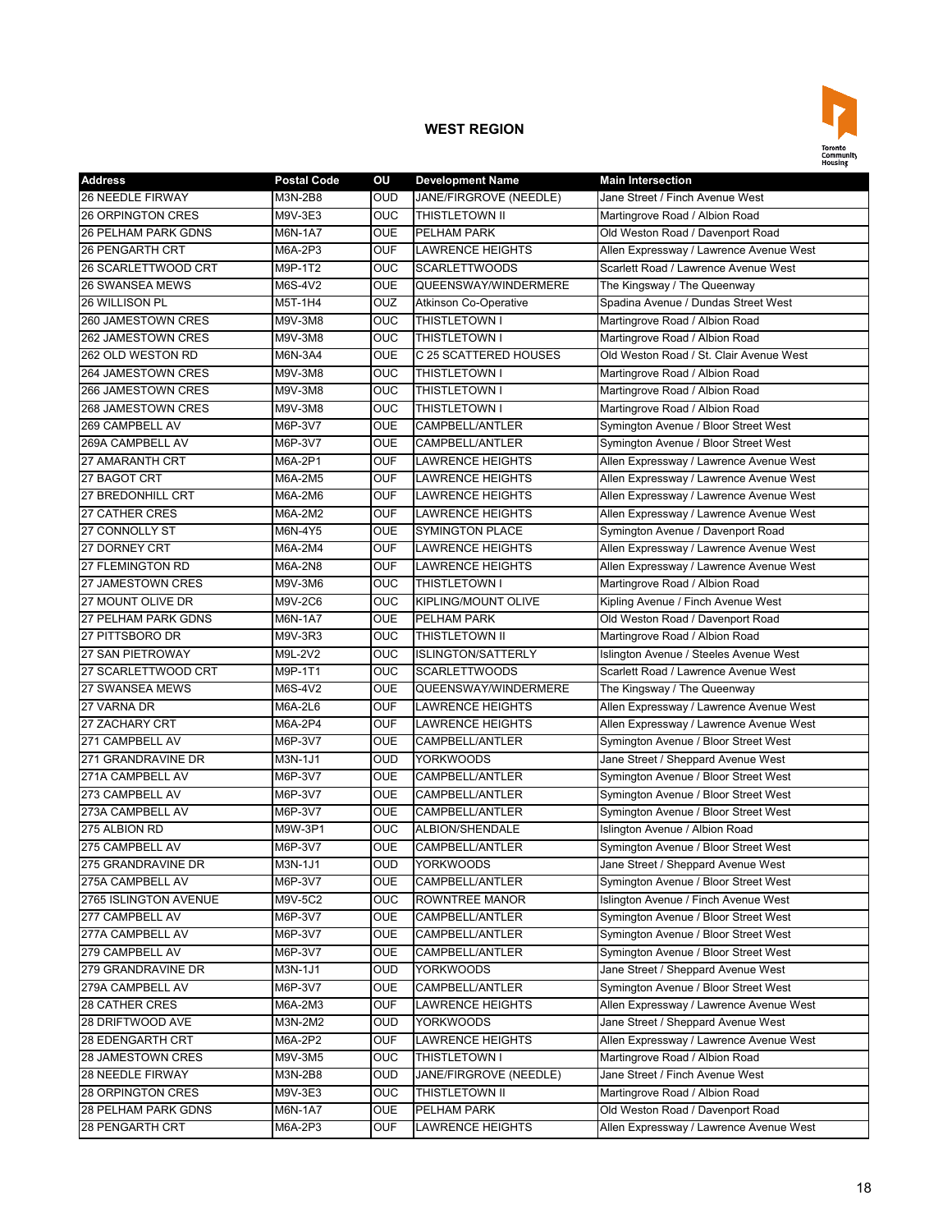## WEST REGION

| Address | Postal Code | OU | Development Name | Main Intersection |
|---|---|---|---|---|
| 26 NEEDLE FIRWAY | M3N-2B8 | OUD | JANE/FIRGROVE (NEEDLE) | Jane Street / Finch Avenue West |
| 26 ORPINGTON CRES | M9V-3E3 | OUC | THISTLETOWN II | Martingrove Road / Albion Road |
| 26 PELHAM PARK GDNS | M6N-1A7 | OUE | PELHAM PARK | Old Weston Road / Davenport Road |
| 26 PENGARTH CRT | M6A-2P3 | OUF | LAWRENCE HEIGHTS | Allen Expressway / Lawrence Avenue West |
| 26 SCARLETTWOOD CRT | M9P-1T2 | OUC | SCARLETTWOODS | Scarlett Road / Lawrence Avenue West |
| 26 SWANSEA MEWS | M6S-4V2 | OUE | QUEENSWAY/WINDERMERE | The Kingsway / The Queenway |
| 26 WILLISON PL | M5T-1H4 | OUZ | Atkinson Co-Operative | Spadina Avenue / Dundas Street West |
| 260 JAMESTOWN CRES | M9V-3M8 | OUC | THISTLETOWN I | Martingrove Road / Albion Road |
| 262 JAMESTOWN CRES | M9V-3M8 | OUC | THISTLETOWN I | Martingrove Road / Albion Road |
| 262 OLD WESTON RD | M6N-3A4 | OUE | C 25 SCATTERED HOUSES | Old Weston Road / St. Clair Avenue West |
| 264 JAMESTOWN CRES | M9V-3M8 | OUC | THISTLETOWN I | Martingrove Road / Albion Road |
| 266 JAMESTOWN CRES | M9V-3M8 | OUC | THISTLETOWN I | Martingrove Road / Albion Road |
| 268 JAMESTOWN CRES | M9V-3M8 | OUC | THISTLETOWN I | Martingrove Road / Albion Road |
| 269 CAMPBELL AV | M6P-3V7 | OUE | CAMPBELL/ANTLER | Symington Avenue / Bloor Street West |
| 269A CAMPBELL AV | M6P-3V7 | OUE | CAMPBELL/ANTLER | Symington Avenue / Bloor Street West |
| 27 AMARANTH CRT | M6A-2P1 | OUF | LAWRENCE HEIGHTS | Allen Expressway / Lawrence Avenue West |
| 27 BAGOT CRT | M6A-2M5 | OUF | LAWRENCE HEIGHTS | Allen Expressway / Lawrence Avenue West |
| 27 BREDONHILL CRT | M6A-2M6 | OUF | LAWRENCE HEIGHTS | Allen Expressway / Lawrence Avenue West |
| 27 CATHER CRES | M6A-2M2 | OUF | LAWRENCE HEIGHTS | Allen Expressway / Lawrence Avenue West |
| 27 CONNOLLY ST | M6N-4Y5 | OUE | SYMINGTON PLACE | Symington Avenue / Davenport Road |
| 27 DORNEY CRT | M6A-2M4 | OUF | LAWRENCE HEIGHTS | Allen Expressway / Lawrence Avenue West |
| 27 FLEMINGTON RD | M6A-2N8 | OUF | LAWRENCE HEIGHTS | Allen Expressway / Lawrence Avenue West |
| 27 JAMESTOWN CRES | M9V-3M6 | OUC | THISTLETOWN I | Martingrove Road / Albion Road |
| 27 MOUNT OLIVE DR | M9V-2C6 | OUC | KIPLING/MOUNT OLIVE | Kipling Avenue / Finch Avenue West |
| 27 PELHAM PARK GDNS | M6N-1A7 | OUE | PELHAM PARK | Old Weston Road / Davenport Road |
| 27 PITTSBORO DR | M9V-3R3 | OUC | THISTLETOWN II | Martingrove Road / Albion Road |
| 27 SAN PIETROWAY | M9L-2V2 | OUC | ISLINGTON/SATTERLY | Islington Avenue / Steeles Avenue West |
| 27 SCARLETTWOOD CRT | M9P-1T1 | OUC | SCARLETTWOODS | Scarlett Road / Lawrence Avenue West |
| 27 SWANSEA MEWS | M6S-4V2 | OUE | QUEENSWAY/WINDERMERE | The Kingsway / The Queenway |
| 27 VARNA DR | M6A-2L6 | OUF | LAWRENCE HEIGHTS | Allen Expressway / Lawrence Avenue West |
| 27 ZACHARY CRT | M6A-2P4 | OUF | LAWRENCE HEIGHTS | Allen Expressway / Lawrence Avenue West |
| 271 CAMPBELL AV | M6P-3V7 | OUE | CAMPBELL/ANTLER | Symington Avenue / Bloor Street West |
| 271 GRANDRAVINE DR | M3N-1J1 | OUD | YORKWOODS | Jane Street / Sheppard Avenue West |
| 271A CAMPBELL AV | M6P-3V7 | OUE | CAMPBELL/ANTLER | Symington Avenue / Bloor Street West |
| 273 CAMPBELL AV | M6P-3V7 | OUE | CAMPBELL/ANTLER | Symington Avenue / Bloor Street West |
| 273A CAMPBELL AV | M6P-3V7 | OUE | CAMPBELL/ANTLER | Symington Avenue / Bloor Street West |
| 275 ALBION RD | M9W-3P1 | OUC | ALBION/SHENDALE | Islington Avenue / Albion Road |
| 275 CAMPBELL AV | M6P-3V7 | OUE | CAMPBELL/ANTLER | Symington Avenue / Bloor Street West |
| 275 GRANDRAVINE DR | M3N-1J1 | OUD | YORKWOODS | Jane Street / Sheppard Avenue West |
| 275A CAMPBELL AV | M6P-3V7 | OUE | CAMPBELL/ANTLER | Symington Avenue / Bloor Street West |
| 2765 ISLINGTON AVENUE | M9V-5C2 | OUC | ROWNTREE MANOR | Islington Avenue / Finch Avenue West |
| 277 CAMPBELL AV | M6P-3V7 | OUE | CAMPBELL/ANTLER | Symington Avenue / Bloor Street West |
| 277A CAMPBELL AV | M6P-3V7 | OUE | CAMPBELL/ANTLER | Symington Avenue / Bloor Street West |
| 279 CAMPBELL AV | M6P-3V7 | OUE | CAMPBELL/ANTLER | Symington Avenue / Bloor Street West |
| 279 GRANDRAVINE DR | M3N-1J1 | OUD | YORKWOODS | Jane Street / Sheppard Avenue West |
| 279A CAMPBELL AV | M6P-3V7 | OUE | CAMPBELL/ANTLER | Symington Avenue / Bloor Street West |
| 28 CATHER CRES | M6A-2M3 | OUF | LAWRENCE HEIGHTS | Allen Expressway / Lawrence Avenue West |
| 28 DRIFTWOOD AVE | M3N-2M2 | OUD | YORKWOODS | Jane Street / Sheppard Avenue West |
| 28 EDENGARTH CRT | M6A-2P2 | OUF | LAWRENCE HEIGHTS | Allen Expressway / Lawrence Avenue West |
| 28 JAMESTOWN CRES | M9V-3M5 | OUC | THISTLETOWN I | Martingrove Road / Albion Road |
| 28 NEEDLE FIRWAY | M3N-2B8 | OUD | JANE/FIRGROVE (NEEDLE) | Jane Street / Finch Avenue West |
| 28 ORPINGTON CRES | M9V-3E3 | OUC | THISTLETOWN II | Martingrove Road / Albion Road |
| 28 PELHAM PARK GDNS | M6N-1A7 | OUE | PELHAM PARK | Old Weston Road / Davenport Road |
| 28 PENGARTH CRT | M6A-2P3 | OUF | LAWRENCE HEIGHTS | Allen Expressway / Lawrence Avenue West |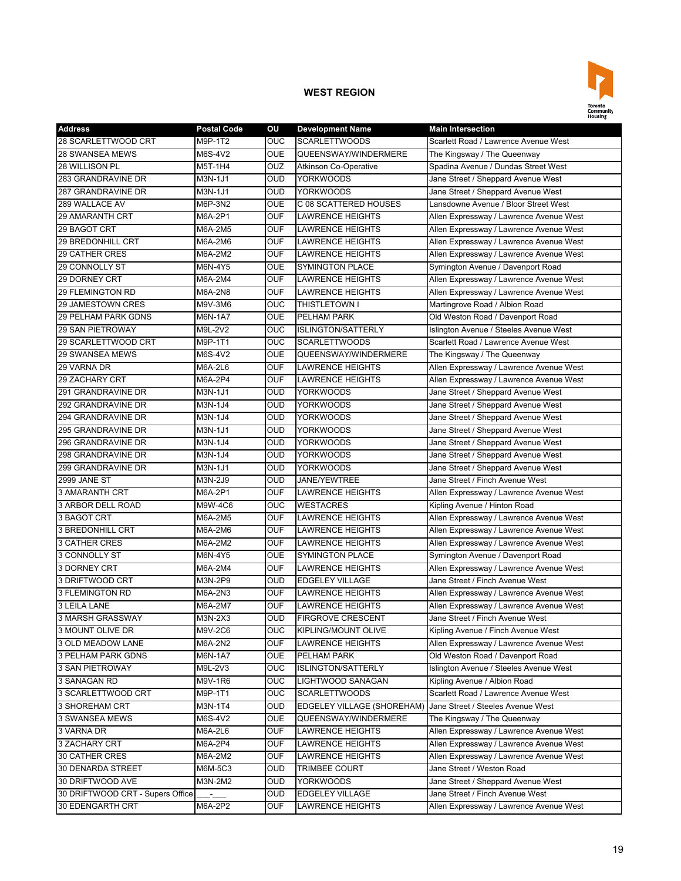## WEST REGION

| Address | Postal Code | OU | Development Name | Main Intersection |
|---|---|---|---|---|
| 28 SCARLETTWOOD CRT | M9P-1T2 | OUC | SCARLETTWOODS | Scarlett Road / Lawrence Avenue West |
| 28 SWANSEA MEWS | M6S-4V2 | OUE | QUEENSWAY/WINDERMERE | The Kingsway / The Queenway |
| 28 WILLISON PL | M5T-1H4 | OUZ | Atkinson Co-Operative | Spadina Avenue / Dundas Street West |
| 283 GRANDRAVINE DR | M3N-1J1 | OUD | YORKWOODS | Jane Street / Sheppard Avenue West |
| 287 GRANDRAVINE DR | M3N-1J1 | OUD | YORKWOODS | Jane Street / Sheppard Avenue West |
| 289 WALLACE AV | M6P-3N2 | OUE | C 08 SCATTERED HOUSES | Lansdowne Avenue / Bloor Street West |
| 29 AMARANTH CRT | M6A-2P1 | OUF | LAWRENCE HEIGHTS | Allen Expressway / Lawrence Avenue West |
| 29 BAGOT CRT | M6A-2M5 | OUF | LAWRENCE HEIGHTS | Allen Expressway / Lawrence Avenue West |
| 29 BREDONHILL CRT | M6A-2M6 | OUF | LAWRENCE HEIGHTS | Allen Expressway / Lawrence Avenue West |
| 29 CATHER CRES | M6A-2M2 | OUF | LAWRENCE HEIGHTS | Allen Expressway / Lawrence Avenue West |
| 29 CONNOLLY ST | M6N-4Y5 | OUE | SYMINGTON PLACE | Symington Avenue / Davenport Road |
| 29 DORNEY CRT | M6A-2M4 | OUF | LAWRENCE HEIGHTS | Allen Expressway / Lawrence Avenue West |
| 29 FLEMINGTON RD | M6A-2N8 | OUF | LAWRENCE HEIGHTS | Allen Expressway / Lawrence Avenue West |
| 29 JAMESTOWN CRES | M9V-3M6 | OUC | THISTLETOWN I | Martingrove Road / Albion Road |
| 29 PELHAM PARK GDNS | M6N-1A7 | OUE | PELHAM PARK | Old Weston Road / Davenport Road |
| 29 SAN PIETROWAY | M9L-2V2 | OUC | ISLINGTON/SATTERLY | Islington Avenue / Steeles Avenue West |
| 29 SCARLETTWOOD CRT | M9P-1T1 | OUC | SCARLETTWOODS | Scarlett Road / Lawrence Avenue West |
| 29 SWANSEA MEWS | M6S-4V2 | OUE | QUEENSWAY/WINDERMERE | The Kingsway / The Queenway |
| 29 VARNA DR | M6A-2L6 | OUF | LAWRENCE HEIGHTS | Allen Expressway / Lawrence Avenue West |
| 29 ZACHARY CRT | M6A-2P4 | OUF | LAWRENCE HEIGHTS | Allen Expressway / Lawrence Avenue West |
| 291 GRANDRAVINE DR | M3N-1J1 | OUD | YORKWOODS | Jane Street / Sheppard Avenue West |
| 292 GRANDRAVINE DR | M3N-1J4 | OUD | YORKWOODS | Jane Street / Sheppard Avenue West |
| 294 GRANDRAVINE DR | M3N-1J4 | OUD | YORKWOODS | Jane Street / Sheppard Avenue West |
| 295 GRANDRAVINE DR | M3N-1J1 | OUD | YORKWOODS | Jane Street / Sheppard Avenue West |
| 296 GRANDRAVINE DR | M3N-1J4 | OUD | YORKWOODS | Jane Street / Sheppard Avenue West |
| 298 GRANDRAVINE DR | M3N-1J4 | OUD | YORKWOODS | Jane Street / Sheppard Avenue West |
| 299 GRANDRAVINE DR | M3N-1J1 | OUD | YORKWOODS | Jane Street / Sheppard Avenue West |
| 2999 JANE ST | M3N-2J9 | OUD | JANE/YEWTREE | Jane Street / Finch Avenue West |
| 3 AMARANTH CRT | M6A-2P1 | OUF | LAWRENCE HEIGHTS | Allen Expressway / Lawrence Avenue West |
| 3 ARBOR DELL ROAD | M9W-4C6 | OUC | WESTACRES | Kipling Avenue / Hinton Road |
| 3 BAGOT CRT | M6A-2M5 | OUF | LAWRENCE HEIGHTS | Allen Expressway / Lawrence Avenue West |
| 3 BREDONHILL CRT | M6A-2M6 | OUF | LAWRENCE HEIGHTS | Allen Expressway / Lawrence Avenue West |
| 3 CATHER CRES | M6A-2M2 | OUF | LAWRENCE HEIGHTS | Allen Expressway / Lawrence Avenue West |
| 3 CONNOLLY ST | M6N-4Y5 | OUE | SYMINGTON PLACE | Symington Avenue / Davenport Road |
| 3 DORNEY CRT | M6A-2M4 | OUF | LAWRENCE HEIGHTS | Allen Expressway / Lawrence Avenue West |
| 3 DRIFTWOOD CRT | M3N-2P9 | OUD | EDGELEY VILLAGE | Jane Street / Finch Avenue West |
| 3 FLEMINGTON RD | M6A-2N3 | OUF | LAWRENCE HEIGHTS | Allen Expressway / Lawrence Avenue West |
| 3 LEILA LANE | M6A-2M7 | OUF | LAWRENCE HEIGHTS | Allen Expressway / Lawrence Avenue West |
| 3 MARSH GRASSWAY | M3N-2X3 | OUD | FIRGROVE CRESCENT | Jane Street / Finch Avenue West |
| 3 MOUNT OLIVE DR | M9V-2C6 | OUC | KIPLING/MOUNT OLIVE | Kipling Avenue / Finch Avenue West |
| 3 OLD MEADOW LANE | M6A-2N2 | OUF | LAWRENCE HEIGHTS | Allen Expressway / Lawrence Avenue West |
| 3 PELHAM PARK GDNS | M6N-1A7 | OUE | PELHAM PARK | Old Weston Road / Davenport Road |
| 3 SAN PIETROWAY | M9L-2V3 | OUC | ISLINGTON/SATTERLY | Islington Avenue / Steeles Avenue West |
| 3 SANAGAN RD | M9V-1R6 | OUC | LIGHTWOOD SANAGAN | Kipling Avenue / Albion Road |
| 3 SCARLETTWOOD CRT | M9P-1T1 | OUC | SCARLETTWOODS | Scarlett Road / Lawrence Avenue West |
| 3 SHOREHAM CRT | M3N-1T4 | OUD | EDGELEY VILLAGE (SHOREHAM) | Jane Street / Steeles Avenue West |
| 3 SWANSEA MEWS | M6S-4V2 | OUE | QUEENSWAY/WINDERMERE | The Kingsway / The Queenway |
| 3 VARNA DR | M6A-2L6 | OUF | LAWRENCE HEIGHTS | Allen Expressway / Lawrence Avenue West |
| 3 ZACHARY CRT | M6A-2P4 | OUF | LAWRENCE HEIGHTS | Allen Expressway / Lawrence Avenue West |
| 30 CATHER CRES | M6A-2M2 | OUF | LAWRENCE HEIGHTS | Allen Expressway / Lawrence Avenue West |
| 30 DENARDA STREET | M6M-5C3 | OUD | TRIMBEE COURT | Jane Street / Weston Road |
| 30 DRIFTWOOD AVE | M3N-2M2 | OUD | YORKWOODS | Jane Street / Sheppard Avenue West |
| 30 DRIFTWOOD CRT - Supers Office | - | OUD | EDGELEY VILLAGE | Jane Street / Finch Avenue West |
| 30 EDENGARTH CRT | M6A-2P2 | OUF | LAWRENCE HEIGHTS | Allen Expressway / Lawrence Avenue West |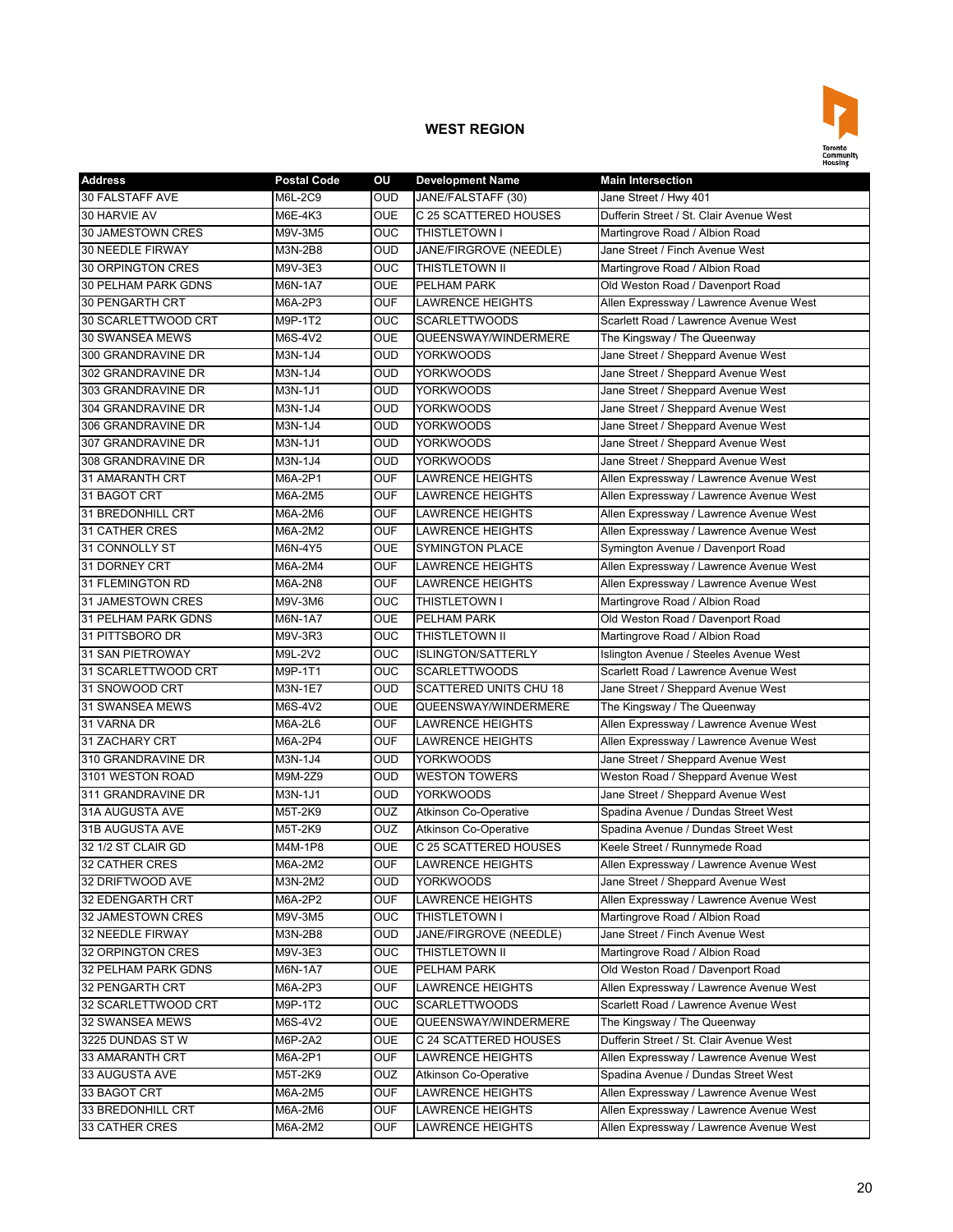## WEST REGION

| Address | Postal Code | OU | Development Name | Main Intersection |
|---|---|---|---|---|
| 30 FALSTAFF AVE | M6L-2C9 | OUD | JANE/FALSTAFF (30) | Jane Street / Hwy 401 |
| 30 HARVIE AV | M6E-4K3 | OUE | C 25 SCATTERED HOUSES | Dufferin Street / St. Clair Avenue West |
| 30 JAMESTOWN CRES | M9V-3M5 | OUC | THISTLETOWN I | Martingrove Road / Albion Road |
| 30 NEEDLE FIRWAY | M3N-2B8 | OUD | JANE/FIRGROVE (NEEDLE) | Jane Street / Finch Avenue West |
| 30 ORPINGTON CRES | M9V-3E3 | OUC | THISTLETOWN II | Martingrove Road / Albion Road |
| 30 PELHAM PARK GDNS | M6N-1A7 | OUE | PELHAM PARK | Old Weston Road / Davenport Road |
| 30 PENGARTH CRT | M6A-2P3 | OUF | LAWRENCE HEIGHTS | Allen Expressway / Lawrence Avenue West |
| 30 SCARLETTWOOD CRT | M9P-1T2 | OUC | SCARLETTWOODS | Scarlett Road / Lawrence Avenue West |
| 30 SWANSEA MEWS | M6S-4V2 | OUE | QUEENSWAY/WINDERMERE | The Kingsway / The Queenway |
| 300 GRANDRAVINE DR | M3N-1J4 | OUD | YORKWOODS | Jane Street / Sheppard Avenue West |
| 302 GRANDRAVINE DR | M3N-1J4 | OUD | YORKWOODS | Jane Street / Sheppard Avenue West |
| 303 GRANDRAVINE DR | M3N-1J1 | OUD | YORKWOODS | Jane Street / Sheppard Avenue West |
| 304 GRANDRAVINE DR | M3N-1J4 | OUD | YORKWOODS | Jane Street / Sheppard Avenue West |
| 306 GRANDRAVINE DR | M3N-1J4 | OUD | YORKWOODS | Jane Street / Sheppard Avenue West |
| 307 GRANDRAVINE DR | M3N-1J1 | OUD | YORKWOODS | Jane Street / Sheppard Avenue West |
| 308 GRANDRAVINE DR | M3N-1J4 | OUD | YORKWOODS | Jane Street / Sheppard Avenue West |
| 31 AMARANTH CRT | M6A-2P1 | OUF | LAWRENCE HEIGHTS | Allen Expressway / Lawrence Avenue West |
| 31 BAGOT CRT | M6A-2M5 | OUF | LAWRENCE HEIGHTS | Allen Expressway / Lawrence Avenue West |
| 31 BREDONHILL CRT | M6A-2M6 | OUF | LAWRENCE HEIGHTS | Allen Expressway / Lawrence Avenue West |
| 31 CATHER CRES | M6A-2M2 | OUF | LAWRENCE HEIGHTS | Allen Expressway / Lawrence Avenue West |
| 31 CONNOLLY ST | M6N-4Y5 | OUE | SYMINGTON PLACE | Symington Avenue / Davenport Road |
| 31 DORNEY CRT | M6A-2M4 | OUF | LAWRENCE HEIGHTS | Allen Expressway / Lawrence Avenue West |
| 31 FLEMINGTON RD | M6A-2N8 | OUF | LAWRENCE HEIGHTS | Allen Expressway / Lawrence Avenue West |
| 31 JAMESTOWN CRES | M9V-3M6 | OUC | THISTLETOWN I | Martingrove Road / Albion Road |
| 31 PELHAM PARK GDNS | M6N-1A7 | OUE | PELHAM PARK | Old Weston Road / Davenport Road |
| 31 PITTSBORO DR | M9V-3R3 | OUC | THISTLETOWN II | Martingrove Road / Albion Road |
| 31 SAN PIETROWAY | M9L-2V2 | OUC | ISLINGTON/SATTERLY | Islington Avenue / Steeles Avenue West |
| 31 SCARLETTWOOD CRT | M9P-1T1 | OUC | SCARLETTWOODS | Scarlett Road / Lawrence Avenue West |
| 31 SNOWOOD CRT | M3N-1E7 | OUD | SCATTERED UNITS CHU 18 | Jane Street / Sheppard Avenue West |
| 31 SWANSEA MEWS | M6S-4V2 | OUE | QUEENSWAY/WINDERMERE | The Kingsway / The Queenway |
| 31 VARNA DR | M6A-2L6 | OUF | LAWRENCE HEIGHTS | Allen Expressway / Lawrence Avenue West |
| 31 ZACHARY CRT | M6A-2P4 | OUF | LAWRENCE HEIGHTS | Allen Expressway / Lawrence Avenue West |
| 310 GRANDRAVINE DR | M3N-1J4 | OUD | YORKWOODS | Jane Street / Sheppard Avenue West |
| 3101 WESTON ROAD | M9M-2Z9 | OUD | WESTON TOWERS | Weston Road / Sheppard Avenue West |
| 311 GRANDRAVINE DR | M3N-1J1 | OUD | YORKWOODS | Jane Street / Sheppard Avenue West |
| 31A AUGUSTA AVE | M5T-2K9 | OUZ | Atkinson Co-Operative | Spadina Avenue / Dundas Street West |
| 31B AUGUSTA AVE | M5T-2K9 | OUZ | Atkinson Co-Operative | Spadina Avenue / Dundas Street West |
| 32 1/2 ST CLAIR GD | M4M-1P8 | OUE | C 25 SCATTERED HOUSES | Keele Street / Runnymede Road |
| 32 CATHER CRES | M6A-2M2 | OUF | LAWRENCE HEIGHTS | Allen Expressway / Lawrence Avenue West |
| 32 DRIFTWOOD AVE | M3N-2M2 | OUD | YORKWOODS | Jane Street / Sheppard Avenue West |
| 32 EDENGARTH CRT | M6A-2P2 | OUF | LAWRENCE HEIGHTS | Allen Expressway / Lawrence Avenue West |
| 32 JAMESTOWN CRES | M9V-3M5 | OUC | THISTLETOWN I | Martingrove Road / Albion Road |
| 32 NEEDLE FIRWAY | M3N-2B8 | OUD | JANE/FIRGROVE (NEEDLE) | Jane Street / Finch Avenue West |
| 32 ORPINGTON CRES | M9V-3E3 | OUC | THISTLETOWN II | Martingrove Road / Albion Road |
| 32 PELHAM PARK GDNS | M6N-1A7 | OUE | PELHAM PARK | Old Weston Road / Davenport Road |
| 32 PENGARTH CRT | M6A-2P3 | OUF | LAWRENCE HEIGHTS | Allen Expressway / Lawrence Avenue West |
| 32 SCARLETTWOOD CRT | M9P-1T2 | OUC | SCARLETTWOODS | Scarlett Road / Lawrence Avenue West |
| 32 SWANSEA MEWS | M6S-4V2 | OUE | QUEENSWAY/WINDERMERE | The Kingsway / The Queenway |
| 3225 DUNDAS ST W | M6P-2A2 | OUE | C 24 SCATTERED HOUSES | Dufferin Street / St. Clair Avenue West |
| 33 AMARANTH CRT | M6A-2P1 | OUF | LAWRENCE HEIGHTS | Allen Expressway / Lawrence Avenue West |
| 33 AUGUSTA AVE | M5T-2K9 | OUZ | Atkinson Co-Operative | Spadina Avenue / Dundas Street West |
| 33 BAGOT CRT | M6A-2M5 | OUF | LAWRENCE HEIGHTS | Allen Expressway / Lawrence Avenue West |
| 33 BREDONHILL CRT | M6A-2M6 | OUF | LAWRENCE HEIGHTS | Allen Expressway / Lawrence Avenue West |
| 33 CATHER CRES | M6A-2M2 | OUF | LAWRENCE HEIGHTS | Allen Expressway / Lawrence Avenue West |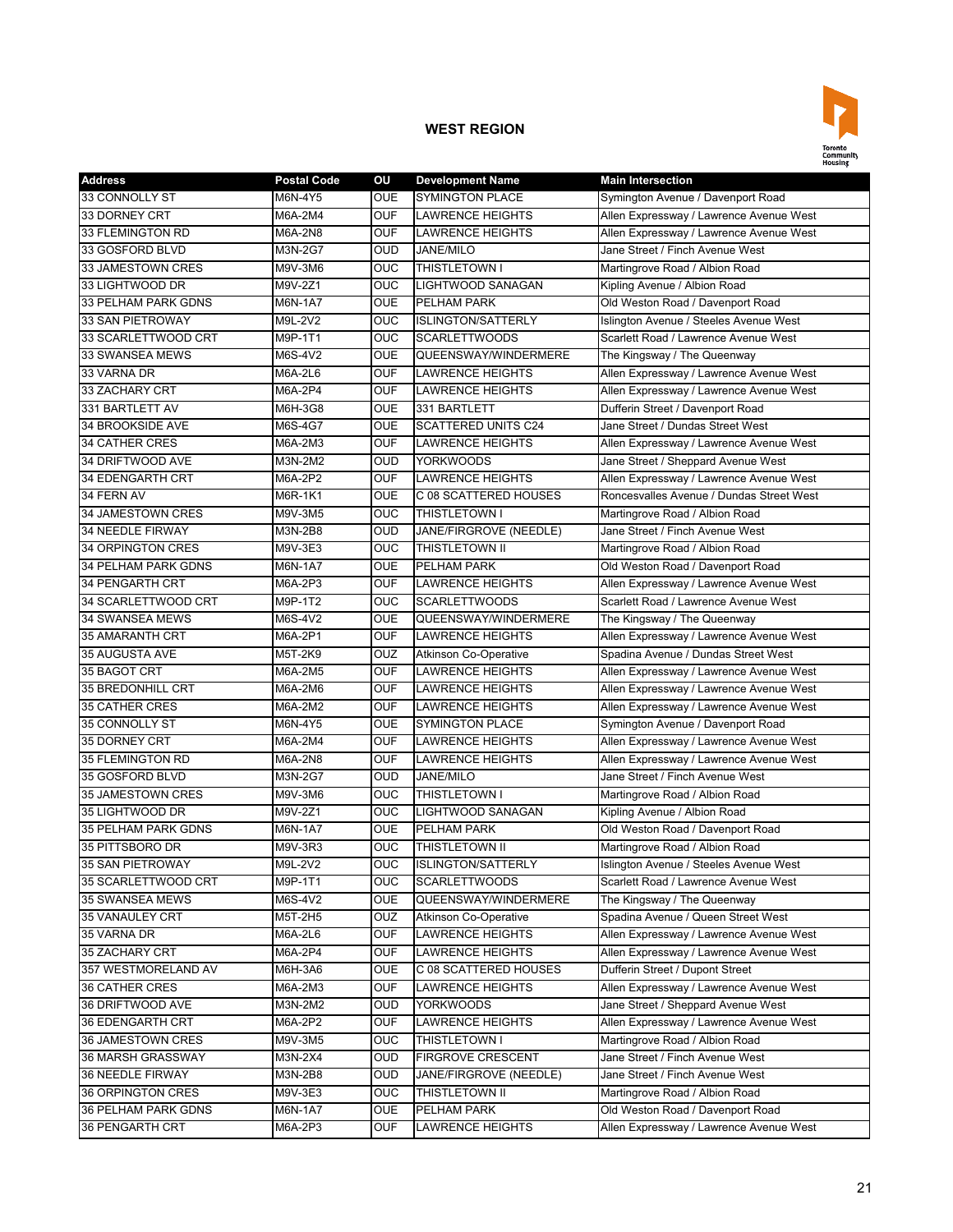## WEST REGION

| Address | Postal Code | OU | Development Name | Main Intersection |
|---|---|---|---|---|
| 33 CONNOLLY ST | M6N-4Y5 | OUE | SYMINGTON PLACE | Symington Avenue / Davenport Road |
| 33 DORNEY CRT | M6A-2M4 | OUF | LAWRENCE HEIGHTS | Allen Expressway / Lawrence Avenue West |
| 33 FLEMINGTON RD | M6A-2N8 | OUF | LAWRENCE HEIGHTS | Allen Expressway / Lawrence Avenue West |
| 33 GOSFORD BLVD | M3N-2G7 | OUD | JANE/MILO | Jane Street / Finch Avenue West |
| 33 JAMESTOWN CRES | M9V-3M6 | OUC | THISTLETOWN I | Martingrove Road / Albion Road |
| 33 LIGHTWOOD DR | M9V-2Z1 | OUC | LIGHTWOOD SANAGAN | Kipling Avenue / Albion Road |
| 33 PELHAM PARK GDNS | M6N-1A7 | OUE | PELHAM PARK | Old Weston Road / Davenport Road |
| 33 SAN PIETROWAY | M9L-2V2 | OUC | ISLINGTON/SATTERLY | Islington Avenue / Steeles Avenue West |
| 33 SCARLETTWOOD CRT | M9P-1T1 | OUC | SCARLETTWOODS | Scarlett Road / Lawrence Avenue West |
| 33 SWANSEA MEWS | M6S-4V2 | OUE | QUEENSWAY/WINDERMERE | The Kingsway / The Queenway |
| 33 VARNA DR | M6A-2L6 | OUF | LAWRENCE HEIGHTS | Allen Expressway / Lawrence Avenue West |
| 33 ZACHARY CRT | M6A-2P4 | OUF | LAWRENCE HEIGHTS | Allen Expressway / Lawrence Avenue West |
| 331 BARTLETT AV | M6H-3G8 | OUE | 331 BARTLETT | Dufferin Street / Davenport Road |
| 34 BROOKSIDE AVE | M6S-4G7 | OUE | SCATTERED UNITS C24 | Jane Street / Dundas Street West |
| 34 CATHER CRES | M6A-2M3 | OUF | LAWRENCE HEIGHTS | Allen Expressway / Lawrence Avenue West |
| 34 DRIFTWOOD AVE | M3N-2M2 | OUD | YORKWOODS | Jane Street / Sheppard Avenue West |
| 34 EDENGARTH CRT | M6A-2P2 | OUF | LAWRENCE HEIGHTS | Allen Expressway / Lawrence Avenue West |
| 34 FERN AV | M6R-1K1 | OUE | C 08 SCATTERED HOUSES | Roncesvalles Avenue / Dundas Street West |
| 34 JAMESTOWN CRES | M9V-3M5 | OUC | THISTLETOWN I | Martingrove Road / Albion Road |
| 34 NEEDLE FIRWAY | M3N-2B8 | OUD | JANE/FIRGROVE (NEEDLE) | Jane Street / Finch Avenue West |
| 34 ORPINGTON CRES | M9V-3E3 | OUC | THISTLETOWN II | Martingrove Road / Albion Road |
| 34 PELHAM PARK GDNS | M6N-1A7 | OUE | PELHAM PARK | Old Weston Road / Davenport Road |
| 34 PENGARTH CRT | M6A-2P3 | OUF | LAWRENCE HEIGHTS | Allen Expressway / Lawrence Avenue West |
| 34 SCARLETTWOOD CRT | M9P-1T2 | OUC | SCARLETTWOODS | Scarlett Road / Lawrence Avenue West |
| 34 SWANSEA MEWS | M6S-4V2 | OUE | QUEENSWAY/WINDERMERE | The Kingsway / The Queenway |
| 35 AMARANTH CRT | M6A-2P1 | OUF | LAWRENCE HEIGHTS | Allen Expressway / Lawrence Avenue West |
| 35 AUGUSTA AVE | M5T-2K9 | OUZ | Atkinson Co-Operative | Spadina Avenue / Dundas Street West |
| 35 BAGOT CRT | M6A-2M5 | OUF | LAWRENCE HEIGHTS | Allen Expressway / Lawrence Avenue West |
| 35 BREDONHILL CRT | M6A-2M6 | OUF | LAWRENCE HEIGHTS | Allen Expressway / Lawrence Avenue West |
| 35 CATHER CRES | M6A-2M2 | OUF | LAWRENCE HEIGHTS | Allen Expressway / Lawrence Avenue West |
| 35 CONNOLLY ST | M6N-4Y5 | OUE | SYMINGTON PLACE | Symington Avenue / Davenport Road |
| 35 DORNEY CRT | M6A-2M4 | OUF | LAWRENCE HEIGHTS | Allen Expressway / Lawrence Avenue West |
| 35 FLEMINGTON RD | M6A-2N8 | OUF | LAWRENCE HEIGHTS | Allen Expressway / Lawrence Avenue West |
| 35 GOSFORD BLVD | M3N-2G7 | OUD | JANE/MILO | Jane Street / Finch Avenue West |
| 35 JAMESTOWN CRES | M9V-3M6 | OUC | THISTLETOWN I | Martingrove Road / Albion Road |
| 35 LIGHTWOOD DR | M9V-2Z1 | OUC | LIGHTWOOD SANAGAN | Kipling Avenue / Albion Road |
| 35 PELHAM PARK GDNS | M6N-1A7 | OUE | PELHAM PARK | Old Weston Road / Davenport Road |
| 35 PITTSBORO DR | M9V-3R3 | OUC | THISTLETOWN II | Martingrove Road / Albion Road |
| 35 SAN PIETROWAY | M9L-2V2 | OUC | ISLINGTON/SATTERLY | Islington Avenue / Steeles Avenue West |
| 35 SCARLETTWOOD CRT | M9P-1T1 | OUC | SCARLETTWOODS | Scarlett Road / Lawrence Avenue West |
| 35 SWANSEA MEWS | M6S-4V2 | OUE | QUEENSWAY/WINDERMERE | The Kingsway / The Queenway |
| 35 VANAULEY CRT | M5T-2H5 | OUZ | Atkinson Co-Operative | Spadina Avenue / Queen Street West |
| 35 VARNA DR | M6A-2L6 | OUF | LAWRENCE HEIGHTS | Allen Expressway / Lawrence Avenue West |
| 35 ZACHARY CRT | M6A-2P4 | OUF | LAWRENCE HEIGHTS | Allen Expressway / Lawrence Avenue West |
| 357 WESTMORELAND AV | M6H-3A6 | OUE | C 08 SCATTERED HOUSES | Dufferin Street / Dupont Street |
| 36 CATHER CRES | M6A-2M3 | OUF | LAWRENCE HEIGHTS | Allen Expressway / Lawrence Avenue West |
| 36 DRIFTWOOD AVE | M3N-2M2 | OUD | YORKWOODS | Jane Street / Sheppard Avenue West |
| 36 EDENGARTH CRT | M6A-2P2 | OUF | LAWRENCE HEIGHTS | Allen Expressway / Lawrence Avenue West |
| 36 JAMESTOWN CRES | M9V-3M5 | OUC | THISTLETOWN I | Martingrove Road / Albion Road |
| 36 MARSH GRASSWAY | M3N-2X4 | OUD | FIRGROVE CRESCENT | Jane Street / Finch Avenue West |
| 36 NEEDLE FIRWAY | M3N-2B8 | OUD | JANE/FIRGROVE (NEEDLE) | Jane Street / Finch Avenue West |
| 36 ORPINGTON CRES | M9V-3E3 | OUC | THISTLETOWN II | Martingrove Road / Albion Road |
| 36 PELHAM PARK GDNS | M6N-1A7 | OUE | PELHAM PARK | Old Weston Road / Davenport Road |
| 36 PENGARTH CRT | M6A-2P3 | OUF | LAWRENCE HEIGHTS | Allen Expressway / Lawrence Avenue West |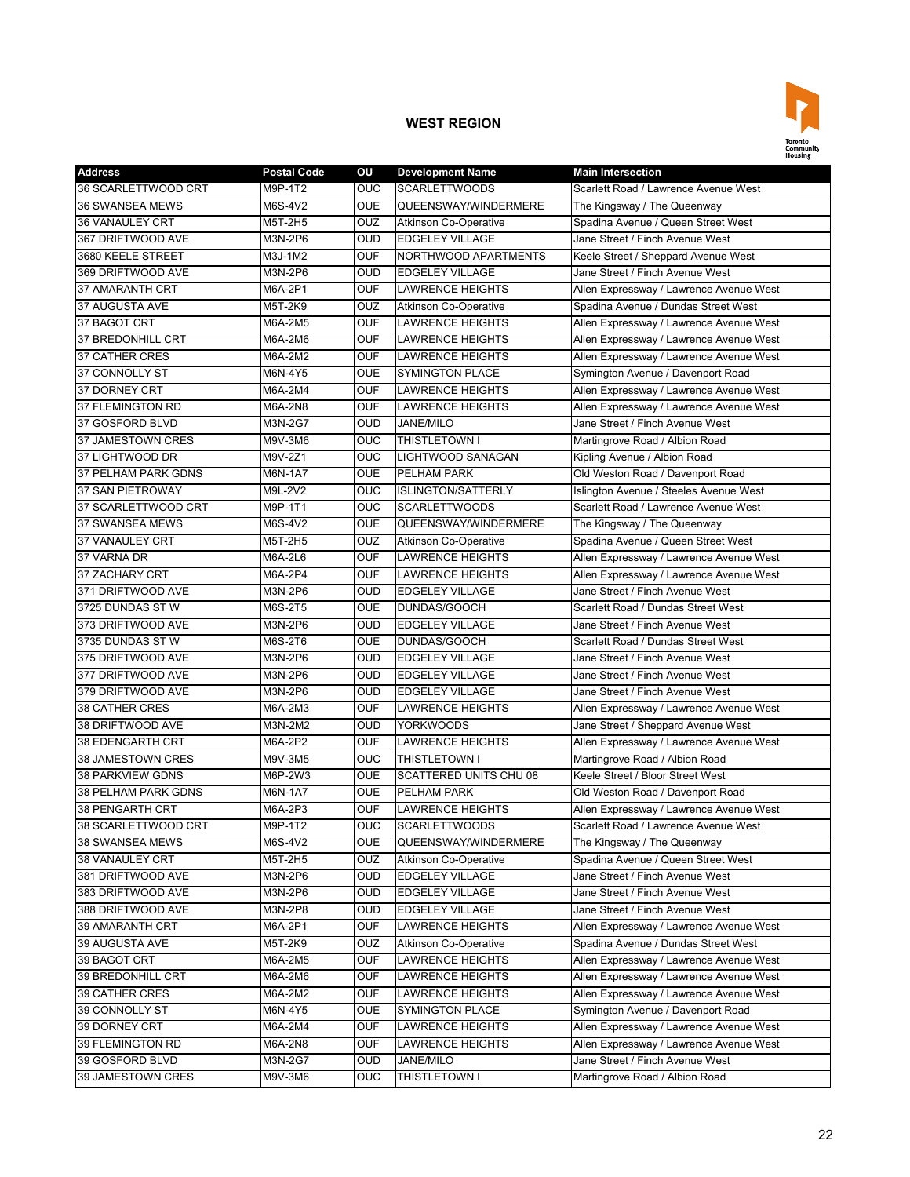## WEST REGION

| Address | Postal Code | OU | Development Name | Main Intersection |
|---|---|---|---|---|
| 36 SCARLETTWOOD CRT | M9P-1T2 | OUC | SCARLETTWOODS | Scarlett Road / Lawrence Avenue West |
| 36 SWANSEA MEWS | M6S-4V2 | OUE | QUEENSWAY/WINDERMERE | The Kingsway / The Queenway |
| 36 VANAULEY CRT | M5T-2H5 | OUZ | Atkinson Co-Operative | Spadina Avenue / Queen Street West |
| 367 DRIFTWOOD AVE | M3N-2P6 | OUD | EDGELEY VILLAGE | Jane Street / Finch Avenue West |
| 3680 KEELE STREET | M3J-1M2 | OUF | NORTHWOOD APARTMENTS | Keele Street / Sheppard Avenue West |
| 369 DRIFTWOOD AVE | M3N-2P6 | OUD | EDGELEY VILLAGE | Jane Street / Finch Avenue West |
| 37 AMARANTH CRT | M6A-2P1 | OUF | LAWRENCE HEIGHTS | Allen Expressway / Lawrence Avenue West |
| 37 AUGUSTA AVE | M5T-2K9 | OUZ | Atkinson Co-Operative | Spadina Avenue / Dundas Street West |
| 37 BAGOT CRT | M6A-2M5 | OUF | LAWRENCE HEIGHTS | Allen Expressway / Lawrence Avenue West |
| 37 BREDONHILL CRT | M6A-2M6 | OUF | LAWRENCE HEIGHTS | Allen Expressway / Lawrence Avenue West |
| 37 CATHER CRES | M6A-2M2 | OUF | LAWRENCE HEIGHTS | Allen Expressway / Lawrence Avenue West |
| 37 CONNOLLY ST | M6N-4Y5 | OUE | SYMINGTON PLACE | Symington Avenue / Davenport Road |
| 37 DORNEY CRT | M6A-2M4 | OUF | LAWRENCE HEIGHTS | Allen Expressway / Lawrence Avenue West |
| 37 FLEMINGTON RD | M6A-2N8 | OUF | LAWRENCE HEIGHTS | Allen Expressway / Lawrence Avenue West |
| 37 GOSFORD BLVD | M3N-2G7 | OUD | JANE/MILO | Jane Street / Finch Avenue West |
| 37 JAMESTOWN CRES | M9V-3M6 | OUC | THISTLETOWN I | Martingrove Road / Albion Road |
| 37 LIGHTWOOD DR | M9V-2Z1 | OUC | LIGHTWOOD SANAGAN | Kipling Avenue / Albion Road |
| 37 PELHAM PARK GDNS | M6N-1A7 | OUE | PELHAM PARK | Old Weston Road / Davenport Road |
| 37 SAN PIETROWAY | M9L-2V2 | OUC | ISLINGTON/SATTERLY | Islington Avenue / Steeles Avenue West |
| 37 SCARLETTWOOD CRT | M9P-1T1 | OUC | SCARLETTWOODS | Scarlett Road / Lawrence Avenue West |
| 37 SWANSEA MEWS | M6S-4V2 | OUE | QUEENSWAY/WINDERMERE | The Kingsway / The Queenway |
| 37 VANAULEY CRT | M5T-2H5 | OUZ | Atkinson Co-Operative | Spadina Avenue / Queen Street West |
| 37 VARNA DR | M6A-2L6 | OUF | LAWRENCE HEIGHTS | Allen Expressway / Lawrence Avenue West |
| 37 ZACHARY CRT | M6A-2P4 | OUF | LAWRENCE HEIGHTS | Allen Expressway / Lawrence Avenue West |
| 371 DRIFTWOOD AVE | M3N-2P6 | OUD | EDGELEY VILLAGE | Jane Street / Finch Avenue West |
| 3725 DUNDAS ST W | M6S-2T5 | OUE | DUNDAS/GOOCH | Scarlett Road / Dundas Street West |
| 373 DRIFTWOOD AVE | M3N-2P6 | OUD | EDGELEY VILLAGE | Jane Street / Finch Avenue West |
| 3735 DUNDAS ST W | M6S-2T6 | OUE | DUNDAS/GOOCH | Scarlett Road / Dundas Street West |
| 375 DRIFTWOOD AVE | M3N-2P6 | OUD | EDGELEY VILLAGE | Jane Street / Finch Avenue West |
| 377 DRIFTWOOD AVE | M3N-2P6 | OUD | EDGELEY VILLAGE | Jane Street / Finch Avenue West |
| 379 DRIFTWOOD AVE | M3N-2P6 | OUD | EDGELEY VILLAGE | Jane Street / Finch Avenue West |
| 38 CATHER CRES | M6A-2M3 | OUF | LAWRENCE HEIGHTS | Allen Expressway / Lawrence Avenue West |
| 38 DRIFTWOOD AVE | M3N-2M2 | OUD | YORKWOODS | Jane Street / Sheppard Avenue West |
| 38 EDENGARTH CRT | M6A-2P2 | OUF | LAWRENCE HEIGHTS | Allen Expressway / Lawrence Avenue West |
| 38 JAMESTOWN CRES | M9V-3M5 | OUC | THISTLETOWN I | Martingrove Road / Albion Road |
| 38 PARKVIEW GDNS | M6P-2W3 | OUE | SCATTERED UNITS CHU 08 | Keele Street / Bloor Street West |
| 38 PELHAM PARK GDNS | M6N-1A7 | OUE | PELHAM PARK | Old Weston Road / Davenport Road |
| 38 PENGARTH CRT | M6A-2P3 | OUF | LAWRENCE HEIGHTS | Allen Expressway / Lawrence Avenue West |
| 38 SCARLETTWOOD CRT | M9P-1T2 | OUC | SCARLETTWOODS | Scarlett Road / Lawrence Avenue West |
| 38 SWANSEA MEWS | M6S-4V2 | OUE | QUEENSWAY/WINDERMERE | The Kingsway / The Queenway |
| 38 VANAULEY CRT | M5T-2H5 | OUZ | Atkinson Co-Operative | Spadina Avenue / Queen Street West |
| 381 DRIFTWOOD AVE | M3N-2P6 | OUD | EDGELEY VILLAGE | Jane Street / Finch Avenue West |
| 383 DRIFTWOOD AVE | M3N-2P6 | OUD | EDGELEY VILLAGE | Jane Street / Finch Avenue West |
| 388 DRIFTWOOD AVE | M3N-2P8 | OUD | EDGELEY VILLAGE | Jane Street / Finch Avenue West |
| 39 AMARANTH CRT | M6A-2P1 | OUF | LAWRENCE HEIGHTS | Allen Expressway / Lawrence Avenue West |
| 39 AUGUSTA AVE | M5T-2K9 | OUZ | Atkinson Co-Operative | Spadina Avenue / Dundas Street West |
| 39 BAGOT CRT | M6A-2M5 | OUF | LAWRENCE HEIGHTS | Allen Expressway / Lawrence Avenue West |
| 39 BREDONHILL CRT | M6A-2M6 | OUF | LAWRENCE HEIGHTS | Allen Expressway / Lawrence Avenue West |
| 39 CATHER CRES | M6A-2M2 | OUF | LAWRENCE HEIGHTS | Allen Expressway / Lawrence Avenue West |
| 39 CONNOLLY ST | M6N-4Y5 | OUE | SYMINGTON PLACE | Symington Avenue / Davenport Road |
| 39 DORNEY CRT | M6A-2M4 | OUF | LAWRENCE HEIGHTS | Allen Expressway / Lawrence Avenue West |
| 39 FLEMINGTON RD | M6A-2N8 | OUF | LAWRENCE HEIGHTS | Allen Expressway / Lawrence Avenue West |
| 39 GOSFORD BLVD | M3N-2G7 | OUD | JANE/MILO | Jane Street / Finch Avenue West |
| 39 JAMESTOWN CRES | M9V-3M6 | OUC | THISTLETOWN I | Martingrove Road / Albion Road |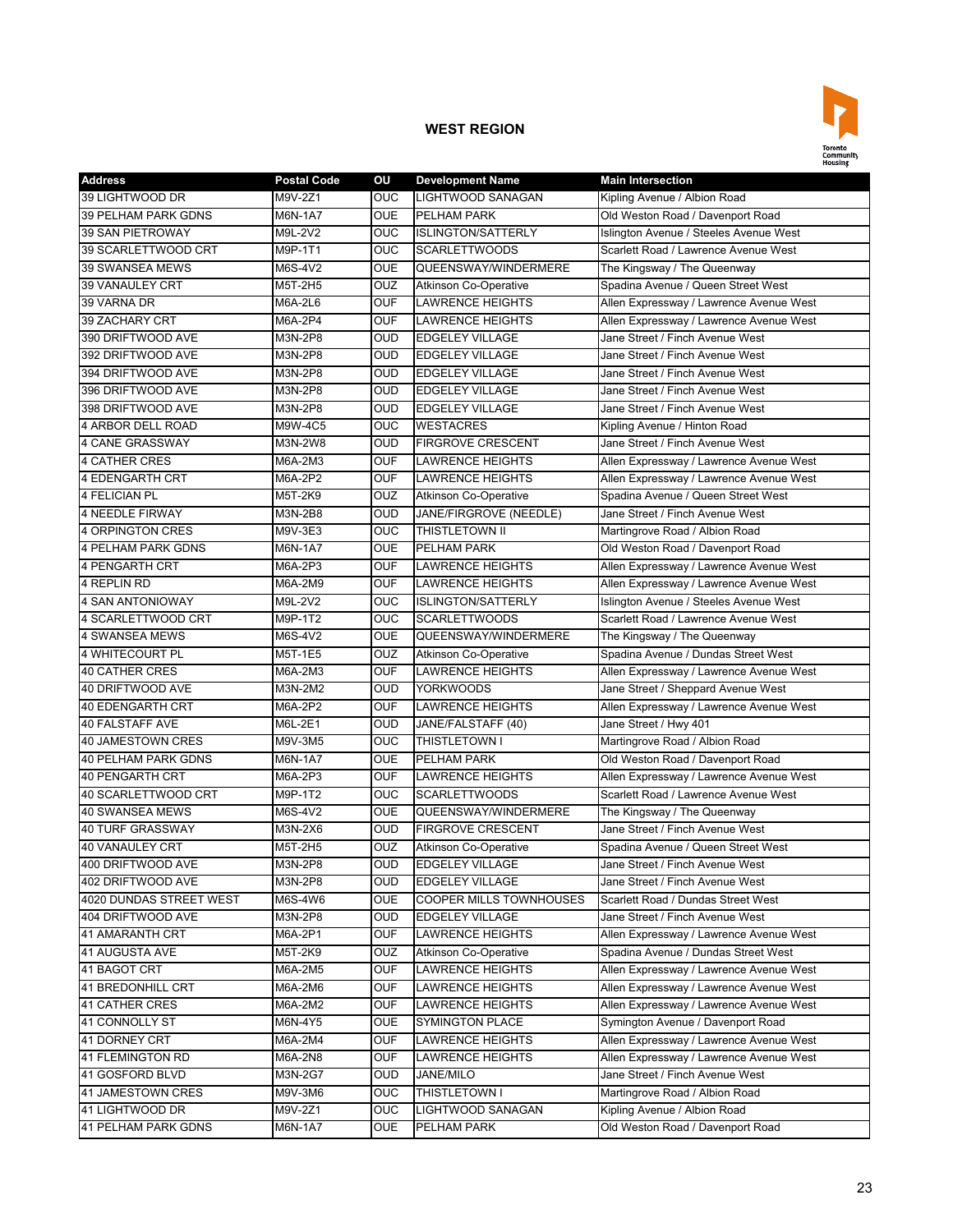## WEST REGION

| Address | Postal Code | OU | Development Name | Main Intersection |
|---|---|---|---|---|
| 39 LIGHTWOOD DR | M9V-2Z1 | OUC | LIGHTWOOD SANAGAN | Kipling Avenue / Albion Road |
| 39 PELHAM PARK GDNS | M6N-1A7 | OUE | PELHAM PARK | Old Weston Road / Davenport Road |
| 39 SAN PIETROWAY | M9L-2V2 | OUC | ISLINGTON/SATTERLY | Islington Avenue / Steeles Avenue West |
| 39 SCARLETTWOOD CRT | M9P-1T1 | OUC | SCARLETTWOODS | Scarlett Road / Lawrence Avenue West |
| 39 SWANSEA MEWS | M6S-4V2 | OUE | QUEENSWAY/WINDERMERE | The Kingsway / The Queenway |
| 39 VANAULEY CRT | M5T-2H5 | OUZ | Atkinson Co-Operative | Spadina Avenue / Queen Street West |
| 39 VARNA DR | M6A-2L6 | OUF | LAWRENCE HEIGHTS | Allen Expressway / Lawrence Avenue West |
| 39 ZACHARY CRT | M6A-2P4 | OUF | LAWRENCE HEIGHTS | Allen Expressway / Lawrence Avenue West |
| 390 DRIFTWOOD AVE | M3N-2P8 | OUD | EDGELEY VILLAGE | Jane Street / Finch Avenue West |
| 392 DRIFTWOOD AVE | M3N-2P8 | OUD | EDGELEY VILLAGE | Jane Street / Finch Avenue West |
| 394 DRIFTWOOD AVE | M3N-2P8 | OUD | EDGELEY VILLAGE | Jane Street / Finch Avenue West |
| 396 DRIFTWOOD AVE | M3N-2P8 | OUD | EDGELEY VILLAGE | Jane Street / Finch Avenue West |
| 398 DRIFTWOOD AVE | M3N-2P8 | OUD | EDGELEY VILLAGE | Jane Street / Finch Avenue West |
| 4 ARBOR DELL ROAD | M9W-4C5 | OUC | WESTACRES | Kipling Avenue / Hinton Road |
| 4 CANE GRASSWAY | M3N-2W8 | OUD | FIRGROVE CRESCENT | Jane Street / Finch Avenue West |
| 4 CATHER CRES | M6A-2M3 | OUF | LAWRENCE HEIGHTS | Allen Expressway / Lawrence Avenue West |
| 4 EDENGARTH CRT | M6A-2P2 | OUF | LAWRENCE HEIGHTS | Allen Expressway / Lawrence Avenue West |
| 4 FELICIAN PL | M5T-2K9 | OUZ | Atkinson Co-Operative | Spadina Avenue / Queen Street West |
| 4 NEEDLE FIRWAY | M3N-2B8 | OUD | JANE/FIRGROVE (NEEDLE) | Jane Street / Finch Avenue West |
| 4 ORPINGTON CRES | M9V-3E3 | OUC | THISTLETOWN II | Martingrove Road / Albion Road |
| 4 PELHAM PARK GDNS | M6N-1A7 | OUE | PELHAM PARK | Old Weston Road / Davenport Road |
| 4 PENGARTH CRT | M6A-2P3 | OUF | LAWRENCE HEIGHTS | Allen Expressway / Lawrence Avenue West |
| 4 REPLIN RD | M6A-2M9 | OUF | LAWRENCE HEIGHTS | Allen Expressway / Lawrence Avenue West |
| 4 SAN ANTONIOWAY | M9L-2V2 | OUC | ISLINGTON/SATTERLY | Islington Avenue / Steeles Avenue West |
| 4 SCARLETTWOOD CRT | M9P-1T2 | OUC | SCARLETTWOODS | Scarlett Road / Lawrence Avenue West |
| 4 SWANSEA MEWS | M6S-4V2 | OUE | QUEENSWAY/WINDERMERE | The Kingsway / The Queenway |
| 4 WHITECOURT PL | M5T-1E5 | OUZ | Atkinson Co-Operative | Spadina Avenue / Dundas Street West |
| 40 CATHER CRES | M6A-2M3 | OUF | LAWRENCE HEIGHTS | Allen Expressway / Lawrence Avenue West |
| 40 DRIFTWOOD AVE | M3N-2M2 | OUD | YORKWOODS | Jane Street / Sheppard Avenue West |
| 40 EDENGARTH CRT | M6A-2P2 | OUF | LAWRENCE HEIGHTS | Allen Expressway / Lawrence Avenue West |
| 40 FALSTAFF AVE | M6L-2E1 | OUD | JANE/FALSTAFF (40) | Jane Street / Hwy 401 |
| 40 JAMESTOWN CRES | M9V-3M5 | OUC | THISTLETOWN I | Martingrove Road / Albion Road |
| 40 PELHAM PARK GDNS | M6N-1A7 | OUE | PELHAM PARK | Old Weston Road / Davenport Road |
| 40 PENGARTH CRT | M6A-2P3 | OUF | LAWRENCE HEIGHTS | Allen Expressway / Lawrence Avenue West |
| 40 SCARLETTWOOD CRT | M9P-1T2 | OUC | SCARLETTWOODS | Scarlett Road / Lawrence Avenue West |
| 40 SWANSEA MEWS | M6S-4V2 | OUE | QUEENSWAY/WINDERMERE | The Kingsway / The Queenway |
| 40 TURF GRASSWAY | M3N-2X6 | OUD | FIRGROVE CRESCENT | Jane Street / Finch Avenue West |
| 40 VANAULEY CRT | M5T-2H5 | OUZ | Atkinson Co-Operative | Spadina Avenue / Queen Street West |
| 400 DRIFTWOOD AVE | M3N-2P8 | OUD | EDGELEY VILLAGE | Jane Street / Finch Avenue West |
| 402 DRIFTWOOD AVE | M3N-2P8 | OUD | EDGELEY VILLAGE | Jane Street / Finch Avenue West |
| 4020 DUNDAS STREET WEST | M6S-4W6 | OUE | COOPER MILLS TOWNHOUSES | Scarlett Road / Dundas Street West |
| 404 DRIFTWOOD AVE | M3N-2P8 | OUD | EDGELEY VILLAGE | Jane Street / Finch Avenue West |
| 41 AMARANTH CRT | M6A-2P1 | OUF | LAWRENCE HEIGHTS | Allen Expressway / Lawrence Avenue West |
| 41 AUGUSTA AVE | M5T-2K9 | OUZ | Atkinson Co-Operative | Spadina Avenue / Dundas Street West |
| 41 BAGOT CRT | M6A-2M5 | OUF | LAWRENCE HEIGHTS | Allen Expressway / Lawrence Avenue West |
| 41 BREDONHILL CRT | M6A-2M6 | OUF | LAWRENCE HEIGHTS | Allen Expressway / Lawrence Avenue West |
| 41 CATHER CRES | M6A-2M2 | OUF | LAWRENCE HEIGHTS | Allen Expressway / Lawrence Avenue West |
| 41 CONNOLLY ST | M6N-4Y5 | OUE | SYMINGTON PLACE | Symington Avenue / Davenport Road |
| 41 DORNEY CRT | M6A-2M4 | OUF | LAWRENCE HEIGHTS | Allen Expressway / Lawrence Avenue West |
| 41 FLEMINGTON RD | M6A-2N8 | OUF | LAWRENCE HEIGHTS | Allen Expressway / Lawrence Avenue West |
| 41 GOSFORD BLVD | M3N-2G7 | OUD | JANE/MILO | Jane Street / Finch Avenue West |
| 41 JAMESTOWN CRES | M9V-3M6 | OUC | THISTLETOWN I | Martingrove Road / Albion Road |
| 41 LIGHTWOOD DR | M9V-2Z1 | OUC | LIGHTWOOD SANAGAN | Kipling Avenue / Albion Road |
| 41 PELHAM PARK GDNS | M6N-1A7 | OUE | PELHAM PARK | Old Weston Road / Davenport Road |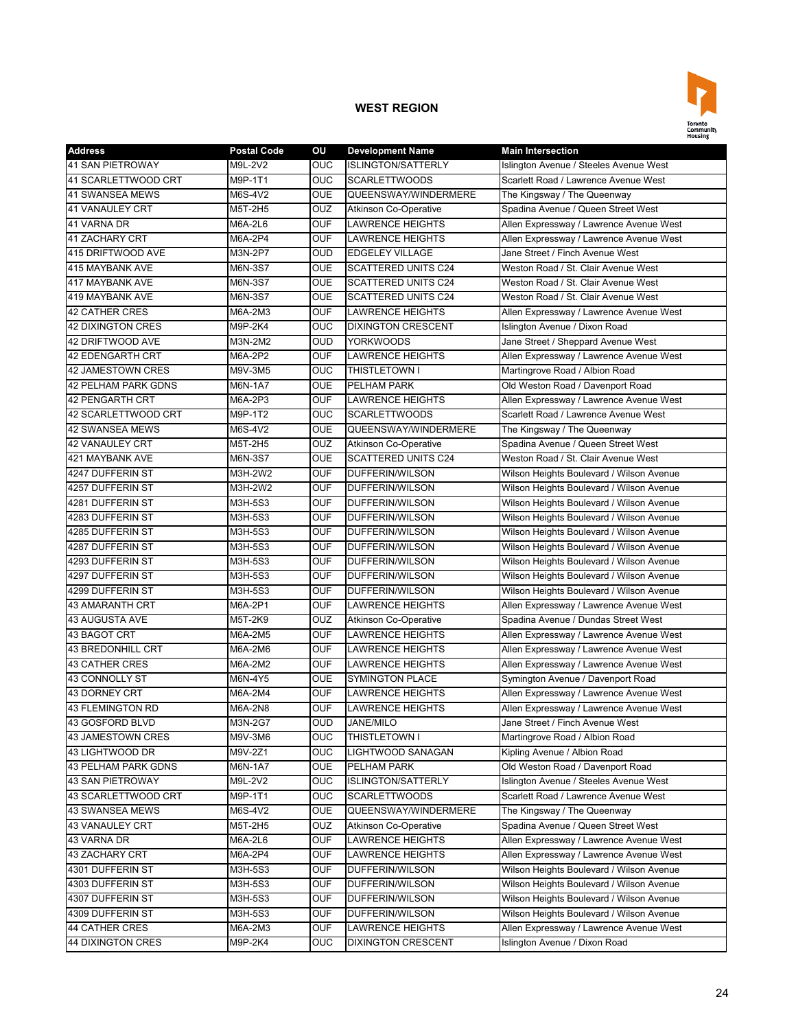## WEST REGION

| Address | Postal Code | OU | Development Name | Main Intersection |
|---|---|---|---|---|
| 41 SAN PIETROWAY | M9L-2V2 | OUC | ISLINGTON/SATTERLY | Islington Avenue / Steeles Avenue West |
| 41 SCARLETTWOOD CRT | M9P-1T1 | OUC | SCARLETTWOODS | Scarlett Road / Lawrence Avenue West |
| 41 SWANSEA MEWS | M6S-4V2 | OUE | QUEENSWAY/WINDERMERE | The Kingsway / The Queenway |
| 41 VANAULEY CRT | M5T-2H5 | OUZ | Atkinson Co-Operative | Spadina Avenue / Queen Street West |
| 41 VARNA DR | M6A-2L6 | OUF | LAWRENCE HEIGHTS | Allen Expressway / Lawrence Avenue West |
| 41 ZACHARY CRT | M6A-2P4 | OUF | LAWRENCE HEIGHTS | Allen Expressway / Lawrence Avenue West |
| 415 DRIFTWOOD AVE | M3N-2P7 | OUD | EDGELEY VILLAGE | Jane Street / Finch Avenue West |
| 415 MAYBANK AVE | M6N-3S7 | OUE | SCATTERED UNITS C24 | Weston Road / St. Clair Avenue West |
| 417 MAYBANK AVE | M6N-3S7 | OUE | SCATTERED UNITS C24 | Weston Road / St. Clair Avenue West |
| 419 MAYBANK AVE | M6N-3S7 | OUE | SCATTERED UNITS C24 | Weston Road / St. Clair Avenue West |
| 42 CATHER CRES | M6A-2M3 | OUF | LAWRENCE HEIGHTS | Allen Expressway / Lawrence Avenue West |
| 42 DIXINGTON CRES | M9P-2K4 | OUC | DIXINGTON CRESCENT | Islington Avenue / Dixon Road |
| 42 DRIFTWOOD AVE | M3N-2M2 | OUD | YORKWOODS | Jane Street / Sheppard Avenue West |
| 42 EDENGARTH CRT | M6A-2P2 | OUF | LAWRENCE HEIGHTS | Allen Expressway / Lawrence Avenue West |
| 42 JAMESTOWN CRES | M9V-3M5 | OUC | THISTLETOWN I | Martingrove Road / Albion Road |
| 42 PELHAM PARK GDNS | M6N-1A7 | OUE | PELHAM PARK | Old Weston Road / Davenport Road |
| 42 PENGARTH CRT | M6A-2P3 | OUF | LAWRENCE HEIGHTS | Allen Expressway / Lawrence Avenue West |
| 42 SCARLETTWOOD CRT | M9P-1T2 | OUC | SCARLETTWOODS | Scarlett Road / Lawrence Avenue West |
| 42 SWANSEA MEWS | M6S-4V2 | OUE | QUEENSWAY/WINDERMERE | The Kingsway / The Queenway |
| 42 VANAULEY CRT | M5T-2H5 | OUZ | Atkinson Co-Operative | Spadina Avenue / Queen Street West |
| 421 MAYBANK AVE | M6N-3S7 | OUE | SCATTERED UNITS C24 | Weston Road / St. Clair Avenue West |
| 4247 DUFFERIN ST | M3H-2W2 | OUF | DUFFERIN/WILSON | Wilson Heights Boulevard / Wilson Avenue |
| 4257 DUFFERIN ST | M3H-2W2 | OUF | DUFFERIN/WILSON | Wilson Heights Boulevard / Wilson Avenue |
| 4281 DUFFERIN ST | M3H-5S3 | OUF | DUFFERIN/WILSON | Wilson Heights Boulevard / Wilson Avenue |
| 4283 DUFFERIN ST | M3H-5S3 | OUF | DUFFERIN/WILSON | Wilson Heights Boulevard / Wilson Avenue |
| 4285 DUFFERIN ST | M3H-5S3 | OUF | DUFFERIN/WILSON | Wilson Heights Boulevard / Wilson Avenue |
| 4287 DUFFERIN ST | M3H-5S3 | OUF | DUFFERIN/WILSON | Wilson Heights Boulevard / Wilson Avenue |
| 4293 DUFFERIN ST | M3H-5S3 | OUF | DUFFERIN/WILSON | Wilson Heights Boulevard / Wilson Avenue |
| 4297 DUFFERIN ST | M3H-5S3 | OUF | DUFFERIN/WILSON | Wilson Heights Boulevard / Wilson Avenue |
| 4299 DUFFERIN ST | M3H-5S3 | OUF | DUFFERIN/WILSON | Wilson Heights Boulevard / Wilson Avenue |
| 43 AMARANTH CRT | M6A-2P1 | OUF | LAWRENCE HEIGHTS | Allen Expressway / Lawrence Avenue West |
| 43 AUGUSTA AVE | M5T-2K9 | OUZ | Atkinson Co-Operative | Spadina Avenue / Dundas Street West |
| 43 BAGOT CRT | M6A-2M5 | OUF | LAWRENCE HEIGHTS | Allen Expressway / Lawrence Avenue West |
| 43 BREDONHILL CRT | M6A-2M6 | OUF | LAWRENCE HEIGHTS | Allen Expressway / Lawrence Avenue West |
| 43 CATHER CRES | M6A-2M2 | OUF | LAWRENCE HEIGHTS | Allen Expressway / Lawrence Avenue West |
| 43 CONNOLLY ST | M6N-4Y5 | OUE | SYMINGTON PLACE | Symington Avenue / Davenport Road |
| 43 DORNEY CRT | M6A-2M4 | OUF | LAWRENCE HEIGHTS | Allen Expressway / Lawrence Avenue West |
| 43 FLEMINGTON RD | M6A-2N8 | OUF | LAWRENCE HEIGHTS | Allen Expressway / Lawrence Avenue West |
| 43 GOSFORD BLVD | M3N-2G7 | OUD | JANE/MILO | Jane Street / Finch Avenue West |
| 43 JAMESTOWN CRES | M9V-3M6 | OUC | THISTLETOWN I | Martingrove Road / Albion Road |
| 43 LIGHTWOOD DR | M9V-2Z1 | OUC | LIGHTWOOD SANAGAN | Kipling Avenue / Albion Road |
| 43 PELHAM PARK GDNS | M6N-1A7 | OUE | PELHAM PARK | Old Weston Road / Davenport Road |
| 43 SAN PIETROWAY | M9L-2V2 | OUC | ISLINGTON/SATTERLY | Islington Avenue / Steeles Avenue West |
| 43 SCARLETTWOOD CRT | M9P-1T1 | OUC | SCARLETTWOODS | Scarlett Road / Lawrence Avenue West |
| 43 SWANSEA MEWS | M6S-4V2 | OUE | QUEENSWAY/WINDERMERE | The Kingsway / The Queenway |
| 43 VANAULEY CRT | M5T-2H5 | OUZ | Atkinson Co-Operative | Spadina Avenue / Queen Street West |
| 43 VARNA DR | M6A-2L6 | OUF | LAWRENCE HEIGHTS | Allen Expressway / Lawrence Avenue West |
| 43 ZACHARY CRT | M6A-2P4 | OUF | LAWRENCE HEIGHTS | Allen Expressway / Lawrence Avenue West |
| 4301 DUFFERIN ST | M3H-5S3 | OUF | DUFFERIN/WILSON | Wilson Heights Boulevard / Wilson Avenue |
| 4303 DUFFERIN ST | M3H-5S3 | OUF | DUFFERIN/WILSON | Wilson Heights Boulevard / Wilson Avenue |
| 4307 DUFFERIN ST | M3H-5S3 | OUF | DUFFERIN/WILSON | Wilson Heights Boulevard / Wilson Avenue |
| 4309 DUFFERIN ST | M3H-5S3 | OUF | DUFFERIN/WILSON | Wilson Heights Boulevard / Wilson Avenue |
| 44 CATHER CRES | M6A-2M3 | OUF | LAWRENCE HEIGHTS | Allen Expressway / Lawrence Avenue West |
| 44 DIXINGTON CRES | M9P-2K4 | OUC | DIXINGTON CRESCENT | Islington Avenue / Dixon Road |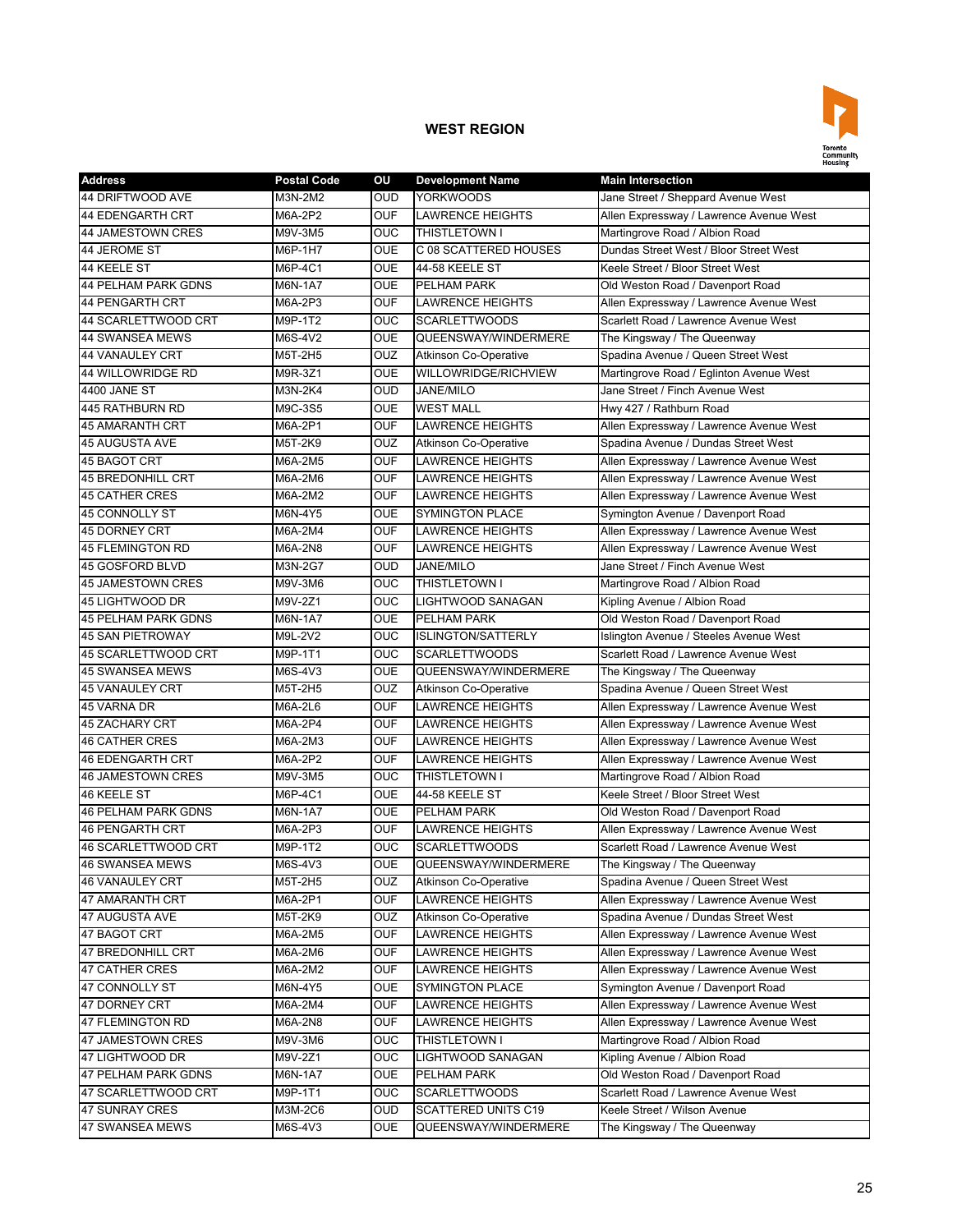## WEST REGION

| Address | Postal Code | OU | Development Name | Main Intersection |
|---|---|---|---|---|
| 44 DRIFTWOOD AVE | M3N-2M2 | OUD | YORKWOODS | Jane Street / Sheppard Avenue West |
| 44 EDENGARTH CRT | M6A-2P2 | OUF | LAWRENCE HEIGHTS | Allen Expressway / Lawrence Avenue West |
| 44 JAMESTOWN CRES | M9V-3M5 | OUC | THISTLETOWN I | Martingrove Road / Albion Road |
| 44 JEROME ST | M6P-1H7 | OUE | C 08 SCATTERED HOUSES | Dundas Street West / Bloor Street West |
| 44 KEELE ST | M6P-4C1 | OUE | 44-58 KEELE ST | Keele Street / Bloor Street West |
| 44 PELHAM PARK GDNS | M6N-1A7 | OUE | PELHAM PARK | Old Weston Road / Davenport Road |
| 44 PENGARTH CRT | M6A-2P3 | OUF | LAWRENCE HEIGHTS | Allen Expressway / Lawrence Avenue West |
| 44 SCARLETTWOOD CRT | M9P-1T2 | OUC | SCARLETTWOODS | Scarlett Road / Lawrence Avenue West |
| 44 SWANSEA MEWS | M6S-4V2 | OUE | QUEENSWAY/WINDERMERE | The Kingsway / The Queenway |
| 44 VANAULEY CRT | M5T-2H5 | OUZ | Atkinson Co-Operative | Spadina Avenue / Queen Street West |
| 44 WILLOWRIDGE RD | M9R-3Z1 | OUE | WILLOWRIDGE/RICHVIEW | Martingrove Road / Eglinton Avenue West |
| 4400 JANE ST | M3N-2K4 | OUD | JANE/MILO | Jane Street / Finch Avenue West |
| 445 RATHBURN RD | M9C-3S5 | OUE | WEST MALL | Hwy 427 / Rathburn Road |
| 45 AMARANTH CRT | M6A-2P1 | OUF | LAWRENCE HEIGHTS | Allen Expressway / Lawrence Avenue West |
| 45 AUGUSTA AVE | M5T-2K9 | OUZ | Atkinson Co-Operative | Spadina Avenue / Dundas Street West |
| 45 BAGOT CRT | M6A-2M5 | OUF | LAWRENCE HEIGHTS | Allen Expressway / Lawrence Avenue West |
| 45 BREDONHILL CRT | M6A-2M6 | OUF | LAWRENCE HEIGHTS | Allen Expressway / Lawrence Avenue West |
| 45 CATHER CRES | M6A-2M2 | OUF | LAWRENCE HEIGHTS | Allen Expressway / Lawrence Avenue West |
| 45 CONNOLLY ST | M6N-4Y5 | OUE | SYMINGTON PLACE | Symington Avenue / Davenport Road |
| 45 DORNEY CRT | M6A-2M4 | OUF | LAWRENCE HEIGHTS | Allen Expressway / Lawrence Avenue West |
| 45 FLEMINGTON RD | M6A-2N8 | OUF | LAWRENCE HEIGHTS | Allen Expressway / Lawrence Avenue West |
| 45 GOSFORD BLVD | M3N-2G7 | OUD | JANE/MILO | Jane Street / Finch Avenue West |
| 45 JAMESTOWN CRES | M9V-3M6 | OUC | THISTLETOWN I | Martingrove Road / Albion Road |
| 45 LIGHTWOOD DR | M9V-2Z1 | OUC | LIGHTWOOD SANAGAN | Kipling Avenue / Albion Road |
| 45 PELHAM PARK GDNS | M6N-1A7 | OUE | PELHAM PARK | Old Weston Road / Davenport Road |
| 45 SAN PIETROWAY | M9L-2V2 | OUC | ISLINGTON/SATTERLY | Islington Avenue / Steeles Avenue West |
| 45 SCARLETTWOOD CRT | M9P-1T1 | OUC | SCARLETTWOODS | Scarlett Road / Lawrence Avenue West |
| 45 SWANSEA MEWS | M6S-4V3 | OUE | QUEENSWAY/WINDERMERE | The Kingsway / The Queenway |
| 45 VANAULEY CRT | M5T-2H5 | OUZ | Atkinson Co-Operative | Spadina Avenue / Queen Street West |
| 45 VARNA DR | M6A-2L6 | OUF | LAWRENCE HEIGHTS | Allen Expressway / Lawrence Avenue West |
| 45 ZACHARY CRT | M6A-2P4 | OUF | LAWRENCE HEIGHTS | Allen Expressway / Lawrence Avenue West |
| 46 CATHER CRES | M6A-2M3 | OUF | LAWRENCE HEIGHTS | Allen Expressway / Lawrence Avenue West |
| 46 EDENGARTH CRT | M6A-2P2 | OUF | LAWRENCE HEIGHTS | Allen Expressway / Lawrence Avenue West |
| 46 JAMESTOWN CRES | M9V-3M5 | OUC | THISTLETOWN I | Martingrove Road / Albion Road |
| 46 KEELE ST | M6P-4C1 | OUE | 44-58 KEELE ST | Keele Street / Bloor Street West |
| 46 PELHAM PARK GDNS | M6N-1A7 | OUE | PELHAM PARK | Old Weston Road / Davenport Road |
| 46 PENGARTH CRT | M6A-2P3 | OUF | LAWRENCE HEIGHTS | Allen Expressway / Lawrence Avenue West |
| 46 SCARLETTWOOD CRT | M9P-1T2 | OUC | SCARLETTWOODS | Scarlett Road / Lawrence Avenue West |
| 46 SWANSEA MEWS | M6S-4V3 | OUE | QUEENSWAY/WINDERMERE | The Kingsway / The Queenway |
| 46 VANAULEY CRT | M5T-2H5 | OUZ | Atkinson Co-Operative | Spadina Avenue / Queen Street West |
| 47 AMARANTH CRT | M6A-2P1 | OUF | LAWRENCE HEIGHTS | Allen Expressway / Lawrence Avenue West |
| 47 AUGUSTA AVE | M5T-2K9 | OUZ | Atkinson Co-Operative | Spadina Avenue / Dundas Street West |
| 47 BAGOT CRT | M6A-2M5 | OUF | LAWRENCE HEIGHTS | Allen Expressway / Lawrence Avenue West |
| 47 BREDONHILL CRT | M6A-2M6 | OUF | LAWRENCE HEIGHTS | Allen Expressway / Lawrence Avenue West |
| 47 CATHER CRES | M6A-2M2 | OUF | LAWRENCE HEIGHTS | Allen Expressway / Lawrence Avenue West |
| 47 CONNOLLY ST | M6N-4Y5 | OUE | SYMINGTON PLACE | Symington Avenue / Davenport Road |
| 47 DORNEY CRT | M6A-2M4 | OUF | LAWRENCE HEIGHTS | Allen Expressway / Lawrence Avenue West |
| 47 FLEMINGTON RD | M6A-2N8 | OUF | LAWRENCE HEIGHTS | Allen Expressway / Lawrence Avenue West |
| 47 JAMESTOWN CRES | M9V-3M6 | OUC | THISTLETOWN I | Martingrove Road / Albion Road |
| 47 LIGHTWOOD DR | M9V-2Z1 | OUC | LIGHTWOOD SANAGAN | Kipling Avenue / Albion Road |
| 47 PELHAM PARK GDNS | M6N-1A7 | OUE | PELHAM PARK | Old Weston Road / Davenport Road |
| 47 SCARLETTWOOD CRT | M9P-1T1 | OUC | SCARLETTWOODS | Scarlett Road / Lawrence Avenue West |
| 47 SUNRAY CRES | M3M-2C6 | OUD | SCATTERED UNITS C19 | Keele Street / Wilson Avenue |
| 47 SWANSEA MEWS | M6S-4V3 | OUE | QUEENSWAY/WINDERMERE | The Kingsway / The Queenway |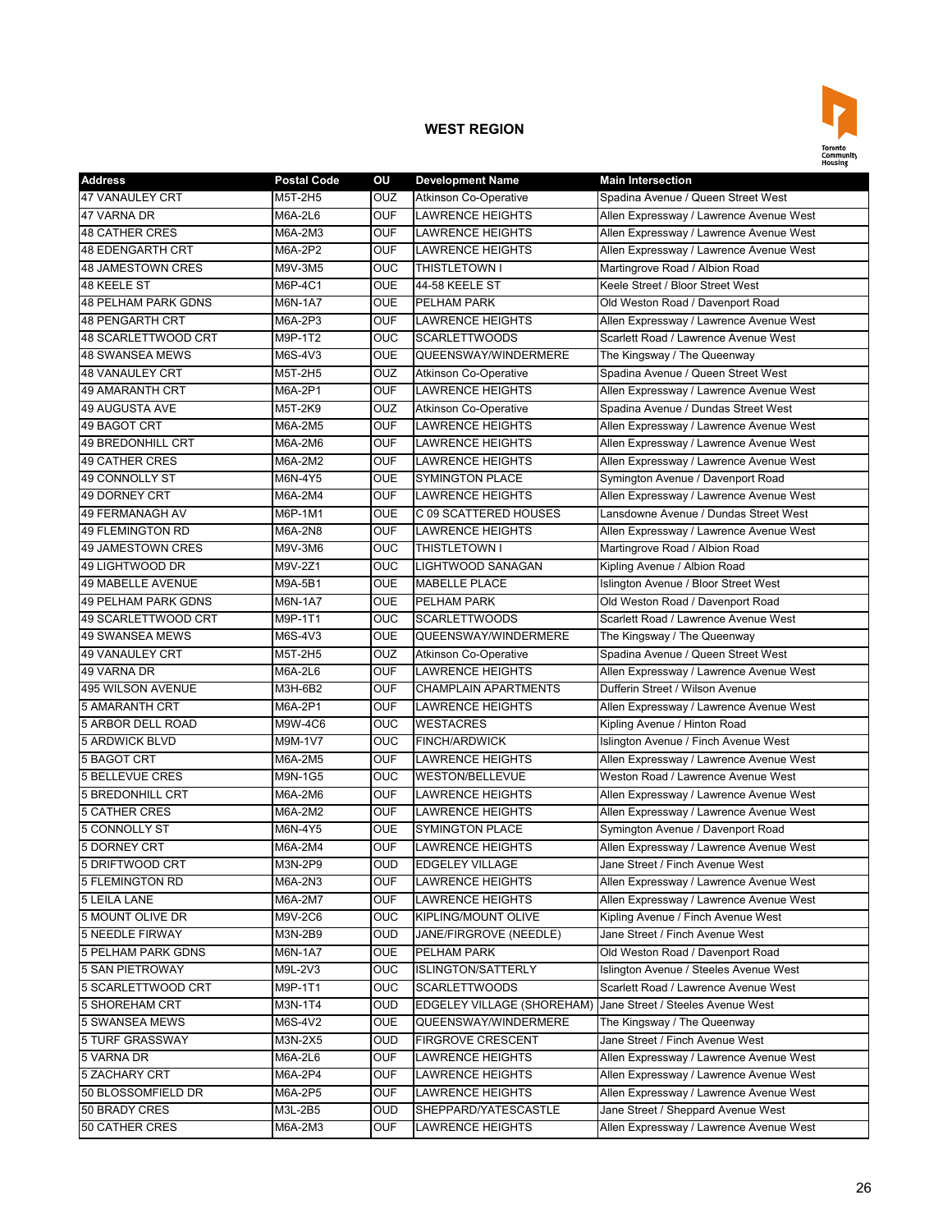## WEST REGION

| Address | Postal Code | OU | Development Name | Main Intersection |
|---|---|---|---|---|
| 47 VANAULEY CRT | M5T-2H5 | OUZ | Atkinson Co-Operative | Spadina Avenue / Queen Street West |
| 47 VARNA DR | M6A-2L6 | OUF | LAWRENCE HEIGHTS | Allen Expressway / Lawrence Avenue West |
| 48 CATHER CRES | M6A-2M3 | OUF | LAWRENCE HEIGHTS | Allen Expressway / Lawrence Avenue West |
| 48 EDENGARTH CRT | M6A-2P2 | OUF | LAWRENCE HEIGHTS | Allen Expressway / Lawrence Avenue West |
| 48 JAMESTOWN CRES | M9V-3M5 | OUC | THISTLETOWN I | Martingrove Road / Albion Road |
| 48 KEELE ST | M6P-4C1 | OUE | 44-58 KEELE ST | Keele Street / Bloor Street West |
| 48 PELHAM PARK GDNS | M6N-1A7 | OUE | PELHAM PARK | Old Weston Road / Davenport Road |
| 48 PENGARTH CRT | M6A-2P3 | OUF | LAWRENCE HEIGHTS | Allen Expressway / Lawrence Avenue West |
| 48 SCARLETTWOOD CRT | M9P-1T2 | OUC | SCARLETTWOODS | Scarlett Road / Lawrence Avenue West |
| 48 SWANSEA MEWS | M6S-4V3 | OUE | QUEENSWAY/WINDERMERE | The Kingsway / The Queenway |
| 48 VANAULEY CRT | M5T-2H5 | OUZ | Atkinson Co-Operative | Spadina Avenue / Queen Street West |
| 49 AMARANTH CRT | M6A-2P1 | OUF | LAWRENCE HEIGHTS | Allen Expressway / Lawrence Avenue West |
| 49 AUGUSTA AVE | M5T-2K9 | OUZ | Atkinson Co-Operative | Spadina Avenue / Dundas Street West |
| 49 BAGOT CRT | M6A-2M5 | OUF | LAWRENCE HEIGHTS | Allen Expressway / Lawrence Avenue West |
| 49 BREDONHILL CRT | M6A-2M6 | OUF | LAWRENCE HEIGHTS | Allen Expressway / Lawrence Avenue West |
| 49 CATHER CRES | M6A-2M2 | OUF | LAWRENCE HEIGHTS | Allen Expressway / Lawrence Avenue West |
| 49 CONNOLLY ST | M6N-4Y5 | OUE | SYMINGTON PLACE | Symington Avenue / Davenport Road |
| 49 DORNEY CRT | M6A-2M4 | OUF | LAWRENCE HEIGHTS | Allen Expressway / Lawrence Avenue West |
| 49 FERMANAGH AV | M6P-1M1 | OUE | C 09 SCATTERED HOUSES | Lansdowne Avenue / Dundas Street West |
| 49 FLEMINGTON RD | M6A-2N8 | OUF | LAWRENCE HEIGHTS | Allen Expressway / Lawrence Avenue West |
| 49 JAMESTOWN CRES | M9V-3M6 | OUC | THISTLETOWN I | Martingrove Road / Albion Road |
| 49 LIGHTWOOD DR | M9V-2Z1 | OUC | LIGHTWOOD SANAGAN | Kipling Avenue / Albion Road |
| 49 MABELLE AVENUE | M9A-5B1 | OUE | MABELLE PLACE | Islington Avenue / Bloor Street West |
| 49 PELHAM PARK GDNS | M6N-1A7 | OUE | PELHAM PARK | Old Weston Road / Davenport Road |
| 49 SCARLETTWOOD CRT | M9P-1T1 | OUC | SCARLETTWOODS | Scarlett Road / Lawrence Avenue West |
| 49 SWANSEA MEWS | M6S-4V3 | OUE | QUEENSWAY/WINDERMERE | The Kingsway / The Queenway |
| 49 VANAULEY CRT | M5T-2H5 | OUZ | Atkinson Co-Operative | Spadina Avenue / Queen Street West |
| 49 VARNA DR | M6A-2L6 | OUF | LAWRENCE HEIGHTS | Allen Expressway / Lawrence Avenue West |
| 495 WILSON AVENUE | M3H-6B2 | OUF | CHAMPLAIN APARTMENTS | Dufferin Street / Wilson Avenue |
| 5 AMARANTH CRT | M6A-2P1 | OUF | LAWRENCE HEIGHTS | Allen Expressway / Lawrence Avenue West |
| 5 ARBOR DELL ROAD | M9W-4C6 | OUC | WESTACRES | Kipling Avenue / Hinton Road |
| 5 ARDWICK BLVD | M9M-1V7 | OUC | FINCH/ARDWICK | Islington Avenue / Finch Avenue West |
| 5 BAGOT CRT | M6A-2M5 | OUF | LAWRENCE HEIGHTS | Allen Expressway / Lawrence Avenue West |
| 5 BELLEVUE CRES | M9N-1G5 | OUC | WESTON/BELLEVUE | Weston Road / Lawrence Avenue West |
| 5 BREDONHILL CRT | M6A-2M6 | OUF | LAWRENCE HEIGHTS | Allen Expressway / Lawrence Avenue West |
| 5 CATHER CRES | M6A-2M2 | OUF | LAWRENCE HEIGHTS | Allen Expressway / Lawrence Avenue West |
| 5 CONNOLLY ST | M6N-4Y5 | OUE | SYMINGTON PLACE | Symington Avenue / Davenport Road |
| 5 DORNEY CRT | M6A-2M4 | OUF | LAWRENCE HEIGHTS | Allen Expressway / Lawrence Avenue West |
| 5 DRIFTWOOD CRT | M3N-2P9 | OUD | EDGELEY VILLAGE | Jane Street / Finch Avenue West |
| 5 FLEMINGTON RD | M6A-2N3 | OUF | LAWRENCE HEIGHTS | Allen Expressway / Lawrence Avenue West |
| 5 LEILA LANE | M6A-2M7 | OUF | LAWRENCE HEIGHTS | Allen Expressway / Lawrence Avenue West |
| 5 MOUNT OLIVE DR | M9V-2C6 | OUC | KIPLING/MOUNT OLIVE | Kipling Avenue / Finch Avenue West |
| 5 NEEDLE FIRWAY | M3N-2B9 | OUD | JANE/FIRGROVE (NEEDLE) | Jane Street / Finch Avenue West |
| 5 PELHAM PARK GDNS | M6N-1A7 | OUE | PELHAM PARK | Old Weston Road / Davenport Road |
| 5 SAN PIETROWAY | M9L-2V3 | OUC | ISLINGTON/SATTERLY | Islington Avenue / Steeles Avenue West |
| 5 SCARLETTWOOD CRT | M9P-1T1 | OUC | SCARLETTWOODS | Scarlett Road / Lawrence Avenue West |
| 5 SHOREHAM CRT | M3N-1T4 | OUD | EDGELEY VILLAGE (SHOREHAM) | Jane Street / Steeles Avenue West |
| 5 SWANSEA MEWS | M6S-4V2 | OUE | QUEENSWAY/WINDERMERE | The Kingsway / The Queenway |
| 5 TURF GRASSWAY | M3N-2X5 | OUD | FIRGROVE CRESCENT | Jane Street / Finch Avenue West |
| 5 VARNA DR | M6A-2L6 | OUF | LAWRENCE HEIGHTS | Allen Expressway / Lawrence Avenue West |
| 5 ZACHARY CRT | M6A-2P4 | OUF | LAWRENCE HEIGHTS | Allen Expressway / Lawrence Avenue West |
| 50 BLOSSOMFIELD DR | M6A-2P5 | OUF | LAWRENCE HEIGHTS | Allen Expressway / Lawrence Avenue West |
| 50 BRADY CRES | M3L-2B5 | OUD | SHEPPARD/YATESCASTLE | Jane Street / Sheppard Avenue West |
| 50 CATHER CRES | M6A-2M3 | OUF | LAWRENCE HEIGHTS | Allen Expressway / Lawrence Avenue West |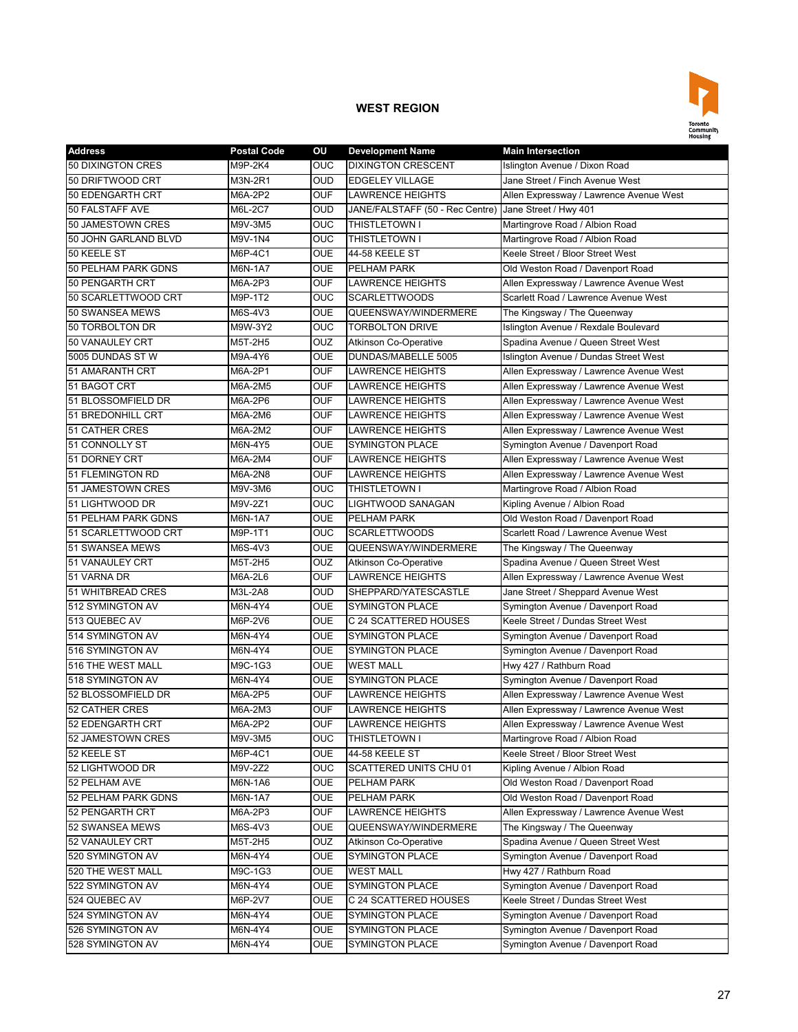## WEST REGION

| Address | Postal Code | OU | Development Name | Main Intersection |
|---|---|---|---|---|
| 50 DIXINGTON CRES | M9P-2K4 | OUC | DIXINGTON CRESCENT | Islington Avenue / Dixon Road |
| 50 DRIFTWOOD CRT | M3N-2R1 | OUD | EDGELEY VILLAGE | Jane Street / Finch Avenue West |
| 50 EDENGARTH CRT | M6A-2P2 | OUF | LAWRENCE HEIGHTS | Allen Expressway / Lawrence Avenue West |
| 50 FALSTAFF AVE | M6L-2C7 | OUD | JANE/FALSTAFF (50 - Rec Centre) | Jane Street / Hwy 401 |
| 50 JAMESTOWN CRES | M9V-3M5 | OUC | THISTLETOWN I | Martingrove Road / Albion Road |
| 50 JOHN GARLAND BLVD | M9V-1N4 | OUC | THISTLETOWN I | Martingrove Road / Albion Road |
| 50 KEELE ST | M6P-4C1 | OUE | 44-58 KEELE ST | Keele Street / Bloor Street West |
| 50 PELHAM PARK GDNS | M6N-1A7 | OUE | PELHAM PARK | Old Weston Road / Davenport Road |
| 50 PENGARTH CRT | M6A-2P3 | OUF | LAWRENCE HEIGHTS | Allen Expressway / Lawrence Avenue West |
| 50 SCARLETTWOOD CRT | M9P-1T2 | OUC | SCARLETTWOODS | Scarlett Road / Lawrence Avenue West |
| 50 SWANSEA MEWS | M6S-4V3 | OUE | QUEENSWAY/WINDERMERE | The Kingsway / The Queenway |
| 50 TORBOLTON DR | M9W-3Y2 | OUC | TORBOLTON DRIVE | Islington Avenue / Rexdale Boulevard |
| 50 VANAULEY CRT | M5T-2H5 | OUZ | Atkinson Co-Operative | Spadina Avenue / Queen Street West |
| 5005 DUNDAS ST W | M9A-4Y6 | OUE | DUNDAS/MABELLE 5005 | Islington Avenue / Dundas Street West |
| 51 AMARANTH CRT | M6A-2P1 | OUF | LAWRENCE HEIGHTS | Allen Expressway / Lawrence Avenue West |
| 51 BAGOT CRT | M6A-2M5 | OUF | LAWRENCE HEIGHTS | Allen Expressway / Lawrence Avenue West |
| 51 BLOSSOMFIELD DR | M6A-2P6 | OUF | LAWRENCE HEIGHTS | Allen Expressway / Lawrence Avenue West |
| 51 BREDONHILL CRT | M6A-2M6 | OUF | LAWRENCE HEIGHTS | Allen Expressway / Lawrence Avenue West |
| 51 CATHER CRES | M6A-2M2 | OUF | LAWRENCE HEIGHTS | Allen Expressway / Lawrence Avenue West |
| 51 CONNOLLY ST | M6N-4Y5 | OUE | SYMINGTON PLACE | Symington Avenue / Davenport Road |
| 51 DORNEY CRT | M6A-2M4 | OUF | LAWRENCE HEIGHTS | Allen Expressway / Lawrence Avenue West |
| 51 FLEMINGTON RD | M6A-2N8 | OUF | LAWRENCE HEIGHTS | Allen Expressway / Lawrence Avenue West |
| 51 JAMESTOWN CRES | M9V-3M6 | OUC | THISTLETOWN I | Martingrove Road / Albion Road |
| 51 LIGHTWOOD DR | M9V-2Z1 | OUC | LIGHTWOOD SANAGAN | Kipling Avenue / Albion Road |
| 51 PELHAM PARK GDNS | M6N-1A7 | OUE | PELHAM PARK | Old Weston Road / Davenport Road |
| 51 SCARLETTWOOD CRT | M9P-1T1 | OUC | SCARLETTWOODS | Scarlett Road / Lawrence Avenue West |
| 51 SWANSEA MEWS | M6S-4V3 | OUE | QUEENSWAY/WINDERMERE | The Kingsway / The Queenway |
| 51 VANAULEY CRT | M5T-2H5 | OUZ | Atkinson Co-Operative | Spadina Avenue / Queen Street West |
| 51 VARNA DR | M6A-2L6 | OUF | LAWRENCE HEIGHTS | Allen Expressway / Lawrence Avenue West |
| 51 WHITBREAD CRES | M3L-2A8 | OUD | SHEPPARD/YATESCASTLE | Jane Street / Sheppard Avenue West |
| 512 SYMINGTON AV | M6N-4Y4 | OUE | SYMINGTON PLACE | Symington Avenue / Davenport Road |
| 513 QUEBEC AV | M6P-2V6 | OUE | C 24 SCATTERED HOUSES | Keele Street / Dundas Street West |
| 514 SYMINGTON AV | M6N-4Y4 | OUE | SYMINGTON PLACE | Symington Avenue / Davenport Road |
| 516 SYMINGTON AV | M6N-4Y4 | OUE | SYMINGTON PLACE | Symington Avenue / Davenport Road |
| 516 THE WEST MALL | M9C-1G3 | OUE | WEST MALL | Hwy 427 / Rathburn Road |
| 518 SYMINGTON AV | M6N-4Y4 | OUE | SYMINGTON PLACE | Symington Avenue / Davenport Road |
| 52 BLOSSOMFIELD DR | M6A-2P5 | OUF | LAWRENCE HEIGHTS | Allen Expressway / Lawrence Avenue West |
| 52 CATHER CRES | M6A-2M3 | OUF | LAWRENCE HEIGHTS | Allen Expressway / Lawrence Avenue West |
| 52 EDENGARTH CRT | M6A-2P2 | OUF | LAWRENCE HEIGHTS | Allen Expressway / Lawrence Avenue West |
| 52 JAMESTOWN CRES | M9V-3M5 | OUC | THISTLETOWN I | Martingrove Road / Albion Road |
| 52 KEELE ST | M6P-4C1 | OUE | 44-58 KEELE ST | Keele Street / Bloor Street West |
| 52 LIGHTWOOD DR | M9V-2Z2 | OUC | SCATTERED UNITS CHU 01 | Kipling Avenue / Albion Road |
| 52 PELHAM AVE | M6N-1A6 | OUE | PELHAM PARK | Old Weston Road / Davenport Road |
| 52 PELHAM PARK GDNS | M6N-1A7 | OUE | PELHAM PARK | Old Weston Road / Davenport Road |
| 52 PENGARTH CRT | M6A-2P3 | OUF | LAWRENCE HEIGHTS | Allen Expressway / Lawrence Avenue West |
| 52 SWANSEA MEWS | M6S-4V3 | OUE | QUEENSWAY/WINDERMERE | The Kingsway / The Queenway |
| 52 VANAULEY CRT | M5T-2H5 | OUZ | Atkinson Co-Operative | Spadina Avenue / Queen Street West |
| 520 SYMINGTON AV | M6N-4Y4 | OUE | SYMINGTON PLACE | Symington Avenue / Davenport Road |
| 520 THE WEST MALL | M9C-1G3 | OUE | WEST MALL | Hwy 427 / Rathburn Road |
| 522 SYMINGTON AV | M6N-4Y4 | OUE | SYMINGTON PLACE | Symington Avenue / Davenport Road |
| 524 QUEBEC AV | M6P-2V7 | OUE | C 24 SCATTERED HOUSES | Keele Street / Dundas Street West |
| 524 SYMINGTON AV | M6N-4Y4 | OUE | SYMINGTON PLACE | Symington Avenue / Davenport Road |
| 526 SYMINGTON AV | M6N-4Y4 | OUE | SYMINGTON PLACE | Symington Avenue / Davenport Road |
| 528 SYMINGTON AV | M6N-4Y4 | OUE | SYMINGTON PLACE | Symington Avenue / Davenport Road |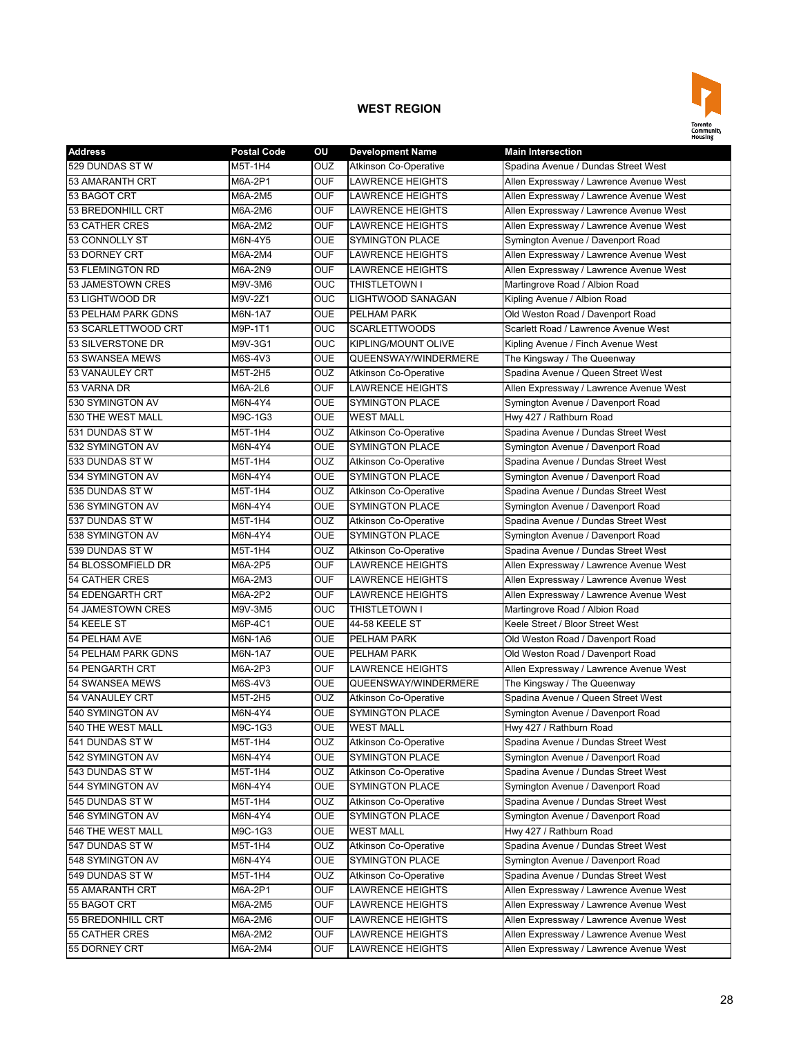## WEST REGION

| Address | Postal Code | OU | Development Name | Main Intersection |
|---|---|---|---|---|
| 529 DUNDAS ST W | M5T-1H4 | OUZ | Atkinson Co-Operative | Spadina Avenue / Dundas Street West |
| 53 AMARANTH CRT | M6A-2P1 | OUF | LAWRENCE HEIGHTS | Allen Expressway / Lawrence Avenue West |
| 53 BAGOT CRT | M6A-2M5 | OUF | LAWRENCE HEIGHTS | Allen Expressway / Lawrence Avenue West |
| 53 BREDONHILL CRT | M6A-2M6 | OUF | LAWRENCE HEIGHTS | Allen Expressway / Lawrence Avenue West |
| 53 CATHER CRES | M6A-2M2 | OUF | LAWRENCE HEIGHTS | Allen Expressway / Lawrence Avenue West |
| 53 CONNOLLY ST | M6N-4Y5 | OUE | SYMINGTON PLACE | Symington Avenue / Davenport Road |
| 53 DORNEY CRT | M6A-2M4 | OUF | LAWRENCE HEIGHTS | Allen Expressway / Lawrence Avenue West |
| 53 FLEMINGTON RD | M6A-2N9 | OUF | LAWRENCE HEIGHTS | Allen Expressway / Lawrence Avenue West |
| 53 JAMESTOWN CRES | M9V-3M6 | OUC | THISTLETOWN I | Martingrove Road / Albion Road |
| 53 LIGHTWOOD DR | M9V-2Z1 | OUC | LIGHTWOOD SANAGAN | Kipling Avenue / Albion Road |
| 53 PELHAM PARK GDNS | M6N-1A7 | OUE | PELHAM PARK | Old Weston Road / Davenport Road |
| 53 SCARLETTWOOD CRT | M9P-1T1 | OUC | SCARLETTWOODS | Scarlett Road / Lawrence Avenue West |
| 53 SILVERSTONE DR | M9V-3G1 | OUC | KIPLING/MOUNT OLIVE | Kipling Avenue / Finch Avenue West |
| 53 SWANSEA MEWS | M6S-4V3 | OUE | QUEENSWAY/WINDERMERE | The Kingsway / The Queenway |
| 53 VANAULEY CRT | M5T-2H5 | OUZ | Atkinson Co-Operative | Spadina Avenue / Queen Street West |
| 53 VARNA DR | M6A-2L6 | OUF | LAWRENCE HEIGHTS | Allen Expressway / Lawrence Avenue West |
| 530 SYMINGTON AV | M6N-4Y4 | OUE | SYMINGTON PLACE | Symington Avenue / Davenport Road |
| 530 THE WEST MALL | M9C-1G3 | OUE | WEST MALL | Hwy 427 / Rathburn Road |
| 531 DUNDAS ST W | M5T-1H4 | OUZ | Atkinson Co-Operative | Spadina Avenue / Dundas Street West |
| 532 SYMINGTON AV | M6N-4Y4 | OUE | SYMINGTON PLACE | Symington Avenue / Davenport Road |
| 533 DUNDAS ST W | M5T-1H4 | OUZ | Atkinson Co-Operative | Spadina Avenue / Dundas Street West |
| 534 SYMINGTON AV | M6N-4Y4 | OUE | SYMINGTON PLACE | Symington Avenue / Davenport Road |
| 535 DUNDAS ST W | M5T-1H4 | OUZ | Atkinson Co-Operative | Spadina Avenue / Dundas Street West |
| 536 SYMINGTON AV | M6N-4Y4 | OUE | SYMINGTON PLACE | Symington Avenue / Davenport Road |
| 537 DUNDAS ST W | M5T-1H4 | OUZ | Atkinson Co-Operative | Spadina Avenue / Dundas Street West |
| 538 SYMINGTON AV | M6N-4Y4 | OUE | SYMINGTON PLACE | Symington Avenue / Davenport Road |
| 539 DUNDAS ST W | M5T-1H4 | OUZ | Atkinson Co-Operative | Spadina Avenue / Dundas Street West |
| 54 BLOSSOMFIELD DR | M6A-2P5 | OUF | LAWRENCE HEIGHTS | Allen Expressway / Lawrence Avenue West |
| 54 CATHER CRES | M6A-2M3 | OUF | LAWRENCE HEIGHTS | Allen Expressway / Lawrence Avenue West |
| 54 EDENGARTH CRT | M6A-2P2 | OUF | LAWRENCE HEIGHTS | Allen Expressway / Lawrence Avenue West |
| 54 JAMESTOWN CRES | M9V-3M5 | OUC | THISTLETOWN I | Martingrove Road / Albion Road |
| 54 KEELE ST | M6P-4C1 | OUE | 44-58 KEELE ST | Keele Street / Bloor Street West |
| 54 PELHAM AVE | M6N-1A6 | OUE | PELHAM PARK | Old Weston Road / Davenport Road |
| 54 PELHAM PARK GDNS | M6N-1A7 | OUE | PELHAM PARK | Old Weston Road / Davenport Road |
| 54 PENGARTH CRT | M6A-2P3 | OUF | LAWRENCE HEIGHTS | Allen Expressway / Lawrence Avenue West |
| 54 SWANSEA MEWS | M6S-4V3 | OUE | QUEENSWAY/WINDERMERE | The Kingsway / The Queenway |
| 54 VANAULEY CRT | M5T-2H5 | OUZ | Atkinson Co-Operative | Spadina Avenue / Queen Street West |
| 540 SYMINGTON AV | M6N-4Y4 | OUE | SYMINGTON PLACE | Symington Avenue / Davenport Road |
| 540 THE WEST MALL | M9C-1G3 | OUE | WEST MALL | Hwy 427 / Rathburn Road |
| 541 DUNDAS ST W | M5T-1H4 | OUZ | Atkinson Co-Operative | Spadina Avenue / Dundas Street West |
| 542 SYMINGTON AV | M6N-4Y4 | OUE | SYMINGTON PLACE | Symington Avenue / Davenport Road |
| 543 DUNDAS ST W | M5T-1H4 | OUZ | Atkinson Co-Operative | Spadina Avenue / Dundas Street West |
| 544 SYMINGTON AV | M6N-4Y4 | OUE | SYMINGTON PLACE | Symington Avenue / Davenport Road |
| 545 DUNDAS ST W | M5T-1H4 | OUZ | Atkinson Co-Operative | Spadina Avenue / Dundas Street West |
| 546 SYMINGTON AV | M6N-4Y4 | OUE | SYMINGTON PLACE | Symington Avenue / Davenport Road |
| 546 THE WEST MALL | M9C-1G3 | OUE | WEST MALL | Hwy 427 / Rathburn Road |
| 547 DUNDAS ST W | M5T-1H4 | OUZ | Atkinson Co-Operative | Spadina Avenue / Dundas Street West |
| 548 SYMINGTON AV | M6N-4Y4 | OUE | SYMINGTON PLACE | Symington Avenue / Davenport Road |
| 549 DUNDAS ST W | M5T-1H4 | OUZ | Atkinson Co-Operative | Spadina Avenue / Dundas Street West |
| 55 AMARANTH CRT | M6A-2P1 | OUF | LAWRENCE HEIGHTS | Allen Expressway / Lawrence Avenue West |
| 55 BAGOT CRT | M6A-2M5 | OUF | LAWRENCE HEIGHTS | Allen Expressway / Lawrence Avenue West |
| 55 BREDONHILL CRT | M6A-2M6 | OUF | LAWRENCE HEIGHTS | Allen Expressway / Lawrence Avenue West |
| 55 CATHER CRES | M6A-2M2 | OUF | LAWRENCE HEIGHTS | Allen Expressway / Lawrence Avenue West |
| 55 DORNEY CRT | M6A-2M4 | OUF | LAWRENCE HEIGHTS | Allen Expressway / Lawrence Avenue West |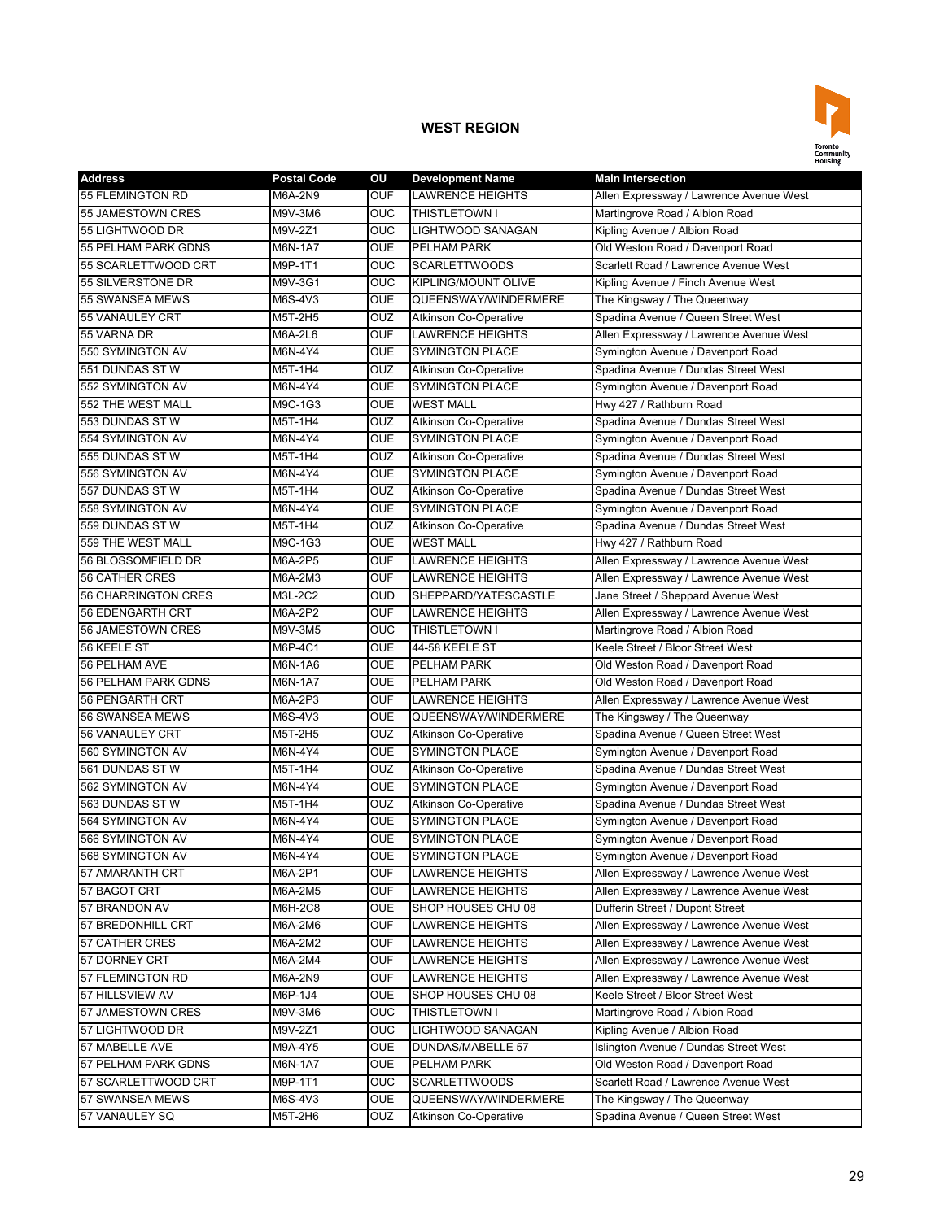## WEST REGION

| Address | Postal Code | OU | Development Name | Main Intersection |
|---|---|---|---|---|
| 55 FLEMINGTON RD | M6A-2N9 | OUF | LAWRENCE HEIGHTS | Allen Expressway / Lawrence Avenue West |
| 55 JAMESTOWN CRES | M9V-3M6 | OUC | THISTLETOWN I | Martingrove Road / Albion Road |
| 55 LIGHTWOOD DR | M9V-2Z1 | OUC | LIGHTWOOD SANAGAN | Kipling Avenue / Albion Road |
| 55 PELHAM PARK GDNS | M6N-1A7 | OUE | PELHAM PARK | Old Weston Road / Davenport Road |
| 55 SCARLETTWOOD CRT | M9P-1T1 | OUC | SCARLETTWOODS | Scarlett Road / Lawrence Avenue West |
| 55 SILVERSTONE DR | M9V-3G1 | OUC | KIPLING/MOUNT OLIVE | Kipling Avenue / Finch Avenue West |
| 55 SWANSEA MEWS | M6S-4V3 | OUE | QUEENSWAY/WINDERMERE | The Kingsway / The Queenway |
| 55 VANAULEY CRT | M5T-2H5 | OUZ | Atkinson Co-Operative | Spadina Avenue / Queen Street West |
| 55 VARNA DR | M6A-2L6 | OUF | LAWRENCE HEIGHTS | Allen Expressway / Lawrence Avenue West |
| 550 SYMINGTON AV | M6N-4Y4 | OUE | SYMINGTON PLACE | Symington Avenue / Davenport Road |
| 551 DUNDAS ST W | M5T-1H4 | OUZ | Atkinson Co-Operative | Spadina Avenue / Dundas Street West |
| 552 SYMINGTON AV | M6N-4Y4 | OUE | SYMINGTON PLACE | Symington Avenue / Davenport Road |
| 552 THE WEST MALL | M9C-1G3 | OUE | WEST MALL | Hwy 427 / Rathburn Road |
| 553 DUNDAS ST W | M5T-1H4 | OUZ | Atkinson Co-Operative | Spadina Avenue / Dundas Street West |
| 554 SYMINGTON AV | M6N-4Y4 | OUE | SYMINGTON PLACE | Symington Avenue / Davenport Road |
| 555 DUNDAS ST W | M5T-1H4 | OUZ | Atkinson Co-Operative | Spadina Avenue / Dundas Street West |
| 556 SYMINGTON AV | M6N-4Y4 | OUE | SYMINGTON PLACE | Symington Avenue / Davenport Road |
| 557 DUNDAS ST W | M5T-1H4 | OUZ | Atkinson Co-Operative | Spadina Avenue / Dundas Street West |
| 558 SYMINGTON AV | M6N-4Y4 | OUE | SYMINGTON PLACE | Symington Avenue / Davenport Road |
| 559 DUNDAS ST W | M5T-1H4 | OUZ | Atkinson Co-Operative | Spadina Avenue / Dundas Street West |
| 559 THE WEST MALL | M9C-1G3 | OUE | WEST MALL | Hwy 427 / Rathburn Road |
| 56 BLOSSOMFIELD DR | M6A-2P5 | OUF | LAWRENCE HEIGHTS | Allen Expressway / Lawrence Avenue West |
| 56 CATHER CRES | M6A-2M3 | OUF | LAWRENCE HEIGHTS | Allen Expressway / Lawrence Avenue West |
| 56 CHARRINGTON CRES | M3L-2C2 | OUD | SHEPPARD/YATESCASTLE | Jane Street / Sheppard Avenue West |
| 56 EDENGARTH CRT | M6A-2P2 | OUF | LAWRENCE HEIGHTS | Allen Expressway / Lawrence Avenue West |
| 56 JAMESTOWN CRES | M9V-3M5 | OUC | THISTLETOWN I | Martingrove Road / Albion Road |
| 56 KEELE ST | M6P-4C1 | OUE | 44-58 KEELE ST | Keele Street / Bloor Street West |
| 56 PELHAM AVE | M6N-1A6 | OUE | PELHAM PARK | Old Weston Road / Davenport Road |
| 56 PELHAM PARK GDNS | M6N-1A7 | OUE | PELHAM PARK | Old Weston Road / Davenport Road |
| 56 PENGARTH CRT | M6A-2P3 | OUF | LAWRENCE HEIGHTS | Allen Expressway / Lawrence Avenue West |
| 56 SWANSEA MEWS | M6S-4V3 | OUE | QUEENSWAY/WINDERMERE | The Kingsway / The Queenway |
| 56 VANAULEY CRT | M5T-2H5 | OUZ | Atkinson Co-Operative | Spadina Avenue / Queen Street West |
| 560 SYMINGTON AV | M6N-4Y4 | OUE | SYMINGTON PLACE | Symington Avenue / Davenport Road |
| 561 DUNDAS ST W | M5T-1H4 | OUZ | Atkinson Co-Operative | Spadina Avenue / Dundas Street West |
| 562 SYMINGTON AV | M6N-4Y4 | OUE | SYMINGTON PLACE | Symington Avenue / Davenport Road |
| 563 DUNDAS ST W | M5T-1H4 | OUZ | Atkinson Co-Operative | Spadina Avenue / Dundas Street West |
| 564 SYMINGTON AV | M6N-4Y4 | OUE | SYMINGTON PLACE | Symington Avenue / Davenport Road |
| 566 SYMINGTON AV | M6N-4Y4 | OUE | SYMINGTON PLACE | Symington Avenue / Davenport Road |
| 568 SYMINGTON AV | M6N-4Y4 | OUE | SYMINGTON PLACE | Symington Avenue / Davenport Road |
| 57 AMARANTH CRT | M6A-2P1 | OUF | LAWRENCE HEIGHTS | Allen Expressway / Lawrence Avenue West |
| 57 BAGOT CRT | M6A-2M5 | OUF | LAWRENCE HEIGHTS | Allen Expressway / Lawrence Avenue West |
| 57 BRANDON AV | M6H-2C8 | OUE | SHOP HOUSES CHU 08 | Dufferin Street / Dupont Street |
| 57 BREDONHILL CRT | M6A-2M6 | OUF | LAWRENCE HEIGHTS | Allen Expressway / Lawrence Avenue West |
| 57 CATHER CRES | M6A-2M2 | OUF | LAWRENCE HEIGHTS | Allen Expressway / Lawrence Avenue West |
| 57 DORNEY CRT | M6A-2M4 | OUF | LAWRENCE HEIGHTS | Allen Expressway / Lawrence Avenue West |
| 57 FLEMINGTON RD | M6A-2N9 | OUF | LAWRENCE HEIGHTS | Allen Expressway / Lawrence Avenue West |
| 57 HILLSVIEW AV | M6P-1J4 | OUE | SHOP HOUSES CHU 08 | Keele Street / Bloor Street West |
| 57 JAMESTOWN CRES | M9V-3M6 | OUC | THISTLETOWN I | Martingrove Road / Albion Road |
| 57 LIGHTWOOD DR | M9V-2Z1 | OUC | LIGHTWOOD SANAGAN | Kipling Avenue / Albion Road |
| 57 MABELLE AVE | M9A-4Y5 | OUE | DUNDAS/MABELLE 57 | Islington Avenue / Dundas Street West |
| 57 PELHAM PARK GDNS | M6N-1A7 | OUE | PELHAM PARK | Old Weston Road / Davenport Road |
| 57 SCARLETTWOOD CRT | M9P-1T1 | OUC | SCARLETTWOODS | Scarlett Road / Lawrence Avenue West |
| 57 SWANSEA MEWS | M6S-4V3 | OUE | QUEENSWAY/WINDERMERE | The Kingsway / The Queenway |
| 57 VANAULEY SQ | M5T-2H6 | OUZ | Atkinson Co-Operative | Spadina Avenue / Queen Street West |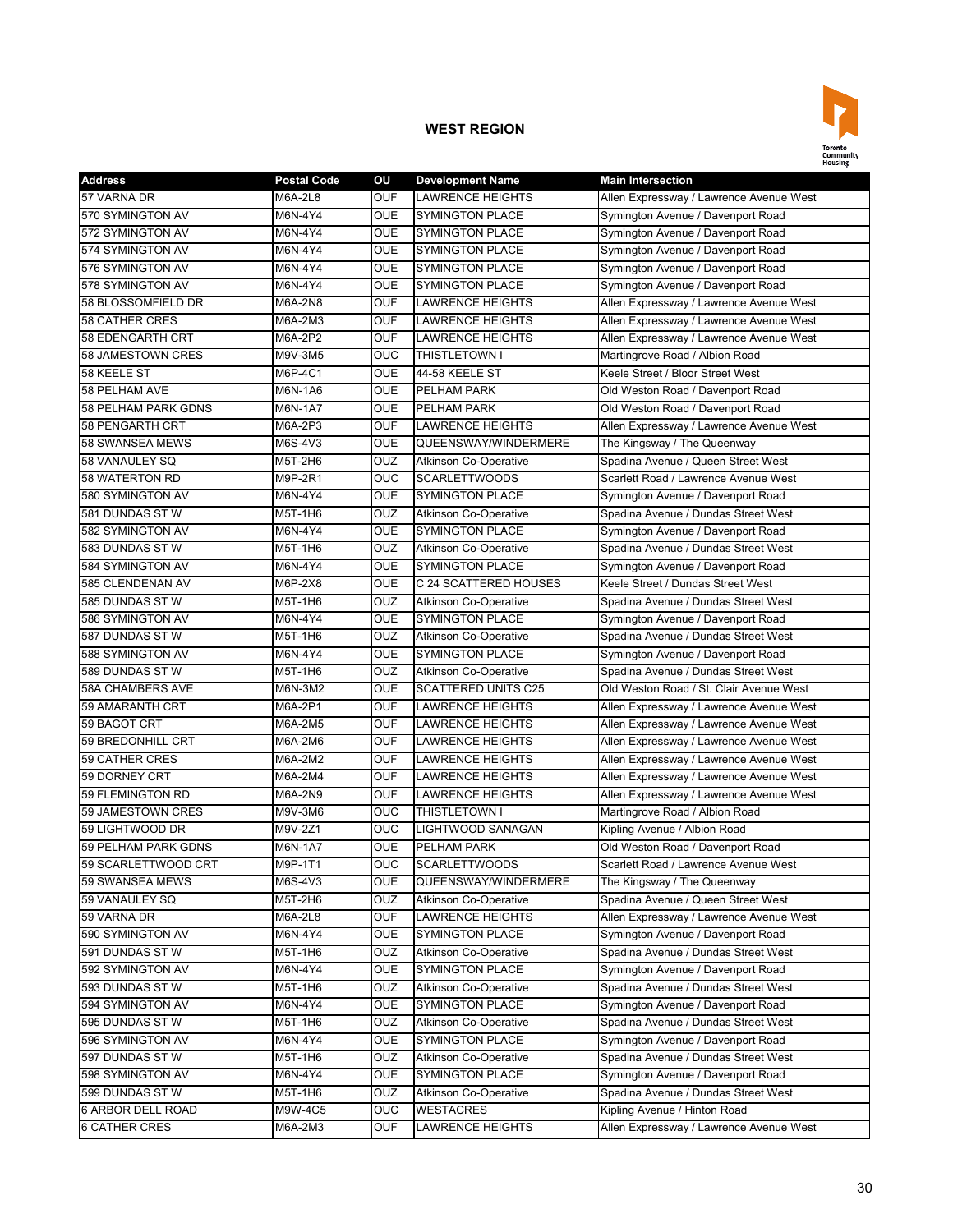## WEST REGION

| Address | Postal Code | OU | Development Name | Main Intersection |
|---|---|---|---|---|
| 57 VARNA DR | M6A-2L8 | OUF | LAWRENCE HEIGHTS | Allen Expressway / Lawrence Avenue West |
| 570 SYMINGTON AV | M6N-4Y4 | OUE | SYMINGTON PLACE | Symington Avenue / Davenport Road |
| 572 SYMINGTON AV | M6N-4Y4 | OUE | SYMINGTON PLACE | Symington Avenue / Davenport Road |
| 574 SYMINGTON AV | M6N-4Y4 | OUE | SYMINGTON PLACE | Symington Avenue / Davenport Road |
| 576 SYMINGTON AV | M6N-4Y4 | OUE | SYMINGTON PLACE | Symington Avenue / Davenport Road |
| 578 SYMINGTON AV | M6N-4Y4 | OUE | SYMINGTON PLACE | Symington Avenue / Davenport Road |
| 58 BLOSSOMFIELD DR | M6A-2N8 | OUF | LAWRENCE HEIGHTS | Allen Expressway / Lawrence Avenue West |
| 58 CATHER CRES | M6A-2M3 | OUF | LAWRENCE HEIGHTS | Allen Expressway / Lawrence Avenue West |
| 58 EDENGARTH CRT | M6A-2P2 | OUF | LAWRENCE HEIGHTS | Allen Expressway / Lawrence Avenue West |
| 58 JAMESTOWN CRES | M9V-3M5 | OUC | THISTLETOWN I | Martingrove Road / Albion Road |
| 58 KEELE ST | M6P-4C1 | OUE | 44-58 KEELE ST | Keele Street / Bloor Street West |
| 58 PELHAM AVE | M6N-1A6 | OUE | PELHAM PARK | Old Weston Road / Davenport Road |
| 58 PELHAM PARK GDNS | M6N-1A7 | OUE | PELHAM PARK | Old Weston Road / Davenport Road |
| 58 PENGARTH CRT | M6A-2P3 | OUF | LAWRENCE HEIGHTS | Allen Expressway / Lawrence Avenue West |
| 58 SWANSEA MEWS | M6S-4V3 | OUE | QUEENSWAY/WINDERMERE | The Kingsway / The Queenway |
| 58 VANAULEY SQ | M5T-2H6 | OUZ | Atkinson Co-Operative | Spadina Avenue / Queen Street West |
| 58 WATERTON RD | M9P-2R1 | OUC | SCARLETTWOODS | Scarlett Road / Lawrence Avenue West |
| 580 SYMINGTON AV | M6N-4Y4 | OUE | SYMINGTON PLACE | Symington Avenue / Davenport Road |
| 581 DUNDAS ST W | M5T-1H6 | OUZ | Atkinson Co-Operative | Spadina Avenue / Dundas Street West |
| 582 SYMINGTON AV | M6N-4Y4 | OUE | SYMINGTON PLACE | Symington Avenue / Davenport Road |
| 583 DUNDAS ST W | M5T-1H6 | OUZ | Atkinson Co-Operative | Spadina Avenue / Dundas Street West |
| 584 SYMINGTON AV | M6N-4Y4 | OUE | SYMINGTON PLACE | Symington Avenue / Davenport Road |
| 585 CLENDENAN AV | M6P-2X8 | OUE | C 24 SCATTERED HOUSES | Keele Street / Dundas Street West |
| 585 DUNDAS ST W | M5T-1H6 | OUZ | Atkinson Co-Operative | Spadina Avenue / Dundas Street West |
| 586 SYMINGTON AV | M6N-4Y4 | OUE | SYMINGTON PLACE | Symington Avenue / Davenport Road |
| 587 DUNDAS ST W | M5T-1H6 | OUZ | Atkinson Co-Operative | Spadina Avenue / Dundas Street West |
| 588 SYMINGTON AV | M6N-4Y4 | OUE | SYMINGTON PLACE | Symington Avenue / Davenport Road |
| 589 DUNDAS ST W | M5T-1H6 | OUZ | Atkinson Co-Operative | Spadina Avenue / Dundas Street West |
| 58A CHAMBERS AVE | M6N-3M2 | OUE | SCATTERED UNITS C25 | Old Weston Road / St. Clair Avenue West |
| 59 AMARANTH CRT | M6A-2P1 | OUF | LAWRENCE HEIGHTS | Allen Expressway / Lawrence Avenue West |
| 59 BAGOT CRT | M6A-2M5 | OUF | LAWRENCE HEIGHTS | Allen Expressway / Lawrence Avenue West |
| 59 BREDONHILL CRT | M6A-2M6 | OUF | LAWRENCE HEIGHTS | Allen Expressway / Lawrence Avenue West |
| 59 CATHER CRES | M6A-2M2 | OUF | LAWRENCE HEIGHTS | Allen Expressway / Lawrence Avenue West |
| 59 DORNEY CRT | M6A-2M4 | OUF | LAWRENCE HEIGHTS | Allen Expressway / Lawrence Avenue West |
| 59 FLEMINGTON RD | M6A-2N9 | OUF | LAWRENCE HEIGHTS | Allen Expressway / Lawrence Avenue West |
| 59 JAMESTOWN CRES | M9V-3M6 | OUC | THISTLETOWN I | Martingrove Road / Albion Road |
| 59 LIGHTWOOD DR | M9V-2Z1 | OUC | LIGHTWOOD SANAGAN | Kipling Avenue / Albion Road |
| 59 PELHAM PARK GDNS | M6N-1A7 | OUE | PELHAM PARK | Old Weston Road / Davenport Road |
| 59 SCARLETTWOOD CRT | M9P-1T1 | OUC | SCARLETTWOODS | Scarlett Road / Lawrence Avenue West |
| 59 SWANSEA MEWS | M6S-4V3 | OUE | QUEENSWAY/WINDERMERE | The Kingsway / The Queenway |
| 59 VANAULEY SQ | M5T-2H6 | OUZ | Atkinson Co-Operative | Spadina Avenue / Queen Street West |
| 59 VARNA DR | M6A-2L8 | OUF | LAWRENCE HEIGHTS | Allen Expressway / Lawrence Avenue West |
| 590 SYMINGTON AV | M6N-4Y4 | OUE | SYMINGTON PLACE | Symington Avenue / Davenport Road |
| 591 DUNDAS ST W | M5T-1H6 | OUZ | Atkinson Co-Operative | Spadina Avenue / Dundas Street West |
| 592 SYMINGTON AV | M6N-4Y4 | OUE | SYMINGTON PLACE | Symington Avenue / Davenport Road |
| 593 DUNDAS ST W | M5T-1H6 | OUZ | Atkinson Co-Operative | Spadina Avenue / Dundas Street West |
| 594 SYMINGTON AV | M6N-4Y4 | OUE | SYMINGTON PLACE | Symington Avenue / Davenport Road |
| 595 DUNDAS ST W | M5T-1H6 | OUZ | Atkinson Co-Operative | Spadina Avenue / Dundas Street West |
| 596 SYMINGTON AV | M6N-4Y4 | OUE | SYMINGTON PLACE | Symington Avenue / Davenport Road |
| 597 DUNDAS ST W | M5T-1H6 | OUZ | Atkinson Co-Operative | Spadina Avenue / Dundas Street West |
| 598 SYMINGTON AV | M6N-4Y4 | OUE | SYMINGTON PLACE | Symington Avenue / Davenport Road |
| 599 DUNDAS ST W | M5T-1H6 | OUZ | Atkinson Co-Operative | Spadina Avenue / Dundas Street West |
| 6 ARBOR DELL ROAD | M9W-4C5 | OUC | WESTACRES | Kipling Avenue / Hinton Road |
| 6 CATHER CRES | M6A-2M3 | OUF | LAWRENCE HEIGHTS | Allen Expressway / Lawrence Avenue West |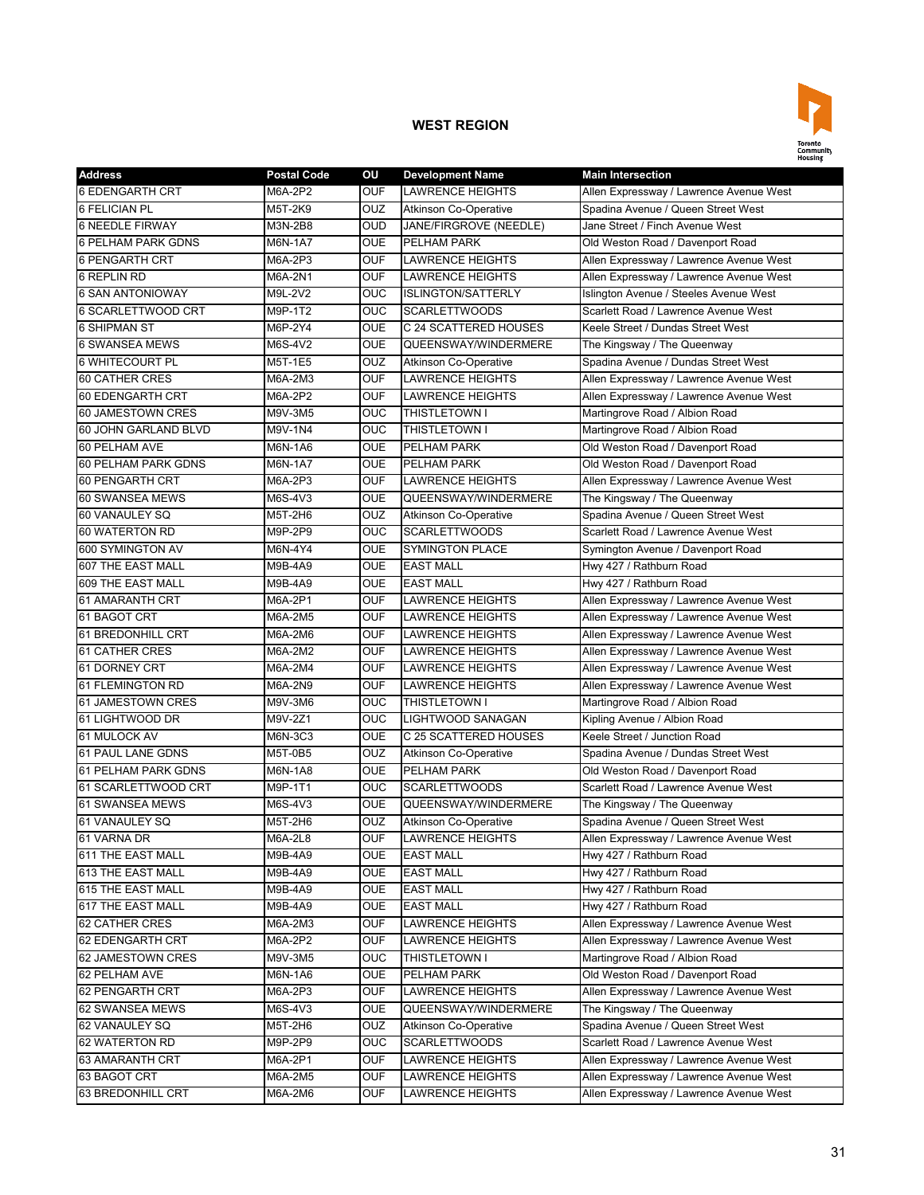## WEST REGION

| Address | Postal Code | OU | Development Name | Main Intersection |
|---|---|---|---|---|
| 6 EDENGARTH CRT | M6A-2P2 | OUF | LAWRENCE HEIGHTS | Allen Expressway / Lawrence Avenue West |
| 6 FELICIAN PL | M5T-2K9 | OUZ | Atkinson Co-Operative | Spadina Avenue / Queen Street West |
| 6 NEEDLE FIRWAY | M3N-2B8 | OUD | JANE/FIRGROVE (NEEDLE) | Jane Street / Finch Avenue West |
| 6 PELHAM PARK GDNS | M6N-1A7 | OUE | PELHAM PARK | Old Weston Road / Davenport Road |
| 6 PENGARTH CRT | M6A-2P3 | OUF | LAWRENCE HEIGHTS | Allen Expressway / Lawrence Avenue West |
| 6 REPLIN RD | M6A-2N1 | OUF | LAWRENCE HEIGHTS | Allen Expressway / Lawrence Avenue West |
| 6 SAN ANTONIOWAY | M9L-2V2 | OUC | ISLINGTON/SATTERLY | Islington Avenue / Steeles Avenue West |
| 6 SCARLETTWOOD CRT | M9P-1T2 | OUC | SCARLETTWOODS | Scarlett Road / Lawrence Avenue West |
| 6 SHIPMAN ST | M6P-2Y4 | OUE | C 24 SCATTERED HOUSES | Keele Street / Dundas Street West |
| 6 SWANSEA MEWS | M6S-4V2 | OUE | QUEENSWAY/WINDERMERE | The Kingsway / The Queenway |
| 6 WHITECOURT PL | M5T-1E5 | OUZ | Atkinson Co-Operative | Spadina Avenue / Dundas Street West |
| 60 CATHER CRES | M6A-2M3 | OUF | LAWRENCE HEIGHTS | Allen Expressway / Lawrence Avenue West |
| 60 EDENGARTH CRT | M6A-2P2 | OUF | LAWRENCE HEIGHTS | Allen Expressway / Lawrence Avenue West |
| 60 JAMESTOWN CRES | M9V-3M5 | OUC | THISTLETOWN I | Martingrove Road / Albion Road |
| 60 JOHN GARLAND BLVD | M9V-1N4 | OUC | THISTLETOWN I | Martingrove Road / Albion Road |
| 60 PELHAM AVE | M6N-1A6 | OUE | PELHAM PARK | Old Weston Road / Davenport Road |
| 60 PELHAM PARK GDNS | M6N-1A7 | OUE | PELHAM PARK | Old Weston Road / Davenport Road |
| 60 PENGARTH CRT | M6A-2P3 | OUF | LAWRENCE HEIGHTS | Allen Expressway / Lawrence Avenue West |
| 60 SWANSEA MEWS | M6S-4V3 | OUE | QUEENSWAY/WINDERMERE | The Kingsway / The Queenway |
| 60 VANAULEY SQ | M5T-2H6 | OUZ | Atkinson Co-Operative | Spadina Avenue / Queen Street West |
| 60 WATERTON RD | M9P-2P9 | OUC | SCARLETTWOODS | Scarlett Road / Lawrence Avenue West |
| 600 SYMINGTON AV | M6N-4Y4 | OUE | SYMINGTON PLACE | Symington Avenue / Davenport Road |
| 607 THE EAST MALL | M9B-4A9 | OUE | EAST MALL | Hwy 427 / Rathburn Road |
| 609 THE EAST MALL | M9B-4A9 | OUE | EAST MALL | Hwy 427 / Rathburn Road |
| 61 AMARANTH CRT | M6A-2P1 | OUF | LAWRENCE HEIGHTS | Allen Expressway / Lawrence Avenue West |
| 61 BAGOT CRT | M6A-2M5 | OUF | LAWRENCE HEIGHTS | Allen Expressway / Lawrence Avenue West |
| 61 BREDONHILL CRT | M6A-2M6 | OUF | LAWRENCE HEIGHTS | Allen Expressway / Lawrence Avenue West |
| 61 CATHER CRES | M6A-2M2 | OUF | LAWRENCE HEIGHTS | Allen Expressway / Lawrence Avenue West |
| 61 DORNEY CRT | M6A-2M4 | OUF | LAWRENCE HEIGHTS | Allen Expressway / Lawrence Avenue West |
| 61 FLEMINGTON RD | M6A-2N9 | OUF | LAWRENCE HEIGHTS | Allen Expressway / Lawrence Avenue West |
| 61 JAMESTOWN CRES | M9V-3M6 | OUC | THISTLETOWN I | Martingrove Road / Albion Road |
| 61 LIGHTWOOD DR | M9V-2Z1 | OUC | LIGHTWOOD SANAGAN | Kipling Avenue / Albion Road |
| 61 MULOCK AV | M6N-3C3 | OUE | C 25 SCATTERED HOUSES | Keele Street / Junction Road |
| 61 PAUL LANE GDNS | M5T-0B5 | OUZ | Atkinson Co-Operative | Spadina Avenue / Dundas Street West |
| 61 PELHAM PARK GDNS | M6N-1A8 | OUE | PELHAM PARK | Old Weston Road / Davenport Road |
| 61 SCARLETTWOOD CRT | M9P-1T1 | OUC | SCARLETTWOODS | Scarlett Road / Lawrence Avenue West |
| 61 SWANSEA MEWS | M6S-4V3 | OUE | QUEENSWAY/WINDERMERE | The Kingsway / The Queenway |
| 61 VANAULEY SQ | M5T-2H6 | OUZ | Atkinson Co-Operative | Spadina Avenue / Queen Street West |
| 61 VARNA DR | M6A-2L8 | OUF | LAWRENCE HEIGHTS | Allen Expressway / Lawrence Avenue West |
| 611 THE EAST MALL | M9B-4A9 | OUE | EAST MALL | Hwy 427 / Rathburn Road |
| 613 THE EAST MALL | M9B-4A9 | OUE | EAST MALL | Hwy 427 / Rathburn Road |
| 615 THE EAST MALL | M9B-4A9 | OUE | EAST MALL | Hwy 427 / Rathburn Road |
| 617 THE EAST MALL | M9B-4A9 | OUE | EAST MALL | Hwy 427 / Rathburn Road |
| 62 CATHER CRES | M6A-2M3 | OUF | LAWRENCE HEIGHTS | Allen Expressway / Lawrence Avenue West |
| 62 EDENGARTH CRT | M6A-2P2 | OUF | LAWRENCE HEIGHTS | Allen Expressway / Lawrence Avenue West |
| 62 JAMESTOWN CRES | M9V-3M5 | OUC | THISTLETOWN I | Martingrove Road / Albion Road |
| 62 PELHAM AVE | M6N-1A6 | OUE | PELHAM PARK | Old Weston Road / Davenport Road |
| 62 PENGARTH CRT | M6A-2P3 | OUF | LAWRENCE HEIGHTS | Allen Expressway / Lawrence Avenue West |
| 62 SWANSEA MEWS | M6S-4V3 | OUE | QUEENSWAY/WINDERMERE | The Kingsway / The Queenway |
| 62 VANAULEY SQ | M5T-2H6 | OUZ | Atkinson Co-Operative | Spadina Avenue / Queen Street West |
| 62 WATERTON RD | M9P-2P9 | OUC | SCARLETTWOODS | Scarlett Road / Lawrence Avenue West |
| 63 AMARANTH CRT | M6A-2P1 | OUF | LAWRENCE HEIGHTS | Allen Expressway / Lawrence Avenue West |
| 63 BAGOT CRT | M6A-2M5 | OUF | LAWRENCE HEIGHTS | Allen Expressway / Lawrence Avenue West |
| 63 BREDONHILL CRT | M6A-2M6 | OUF | LAWRENCE HEIGHTS | Allen Expressway / Lawrence Avenue West |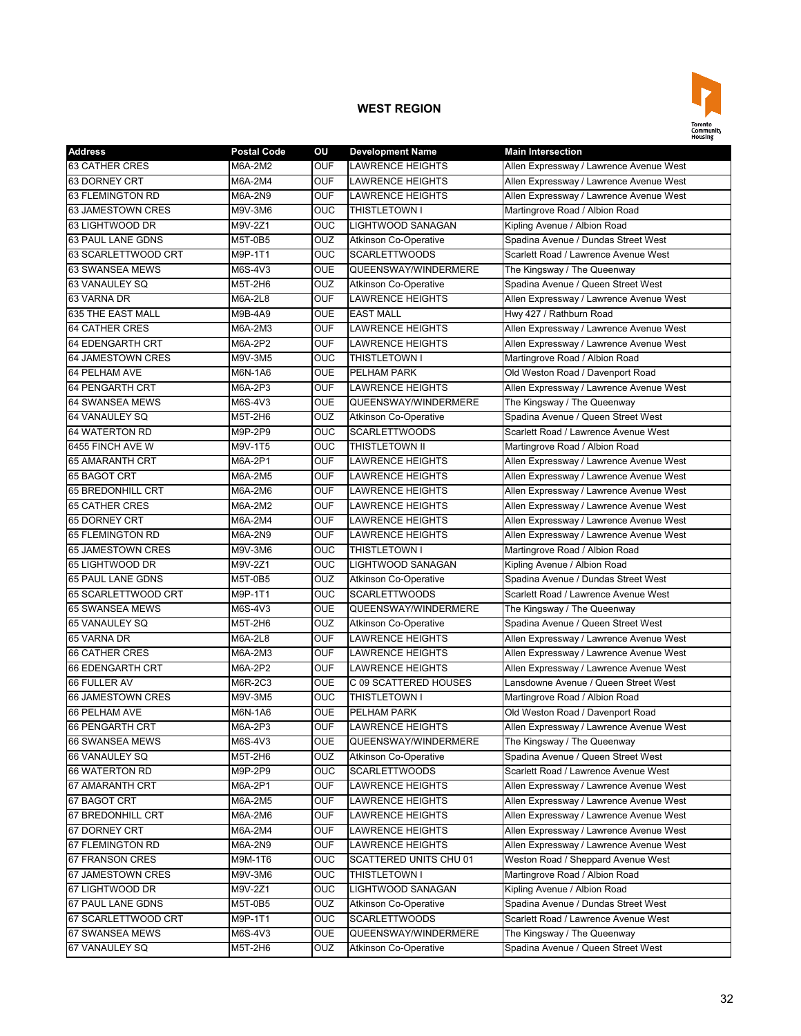## WEST REGION

| Address | Postal Code | OU | Development Name | Main Intersection |
|---|---|---|---|---|
| 63 CATHER CRES | M6A-2M2 | OUF | LAWRENCE HEIGHTS | Allen Expressway / Lawrence Avenue West |
| 63 DORNEY CRT | M6A-2M4 | OUF | LAWRENCE HEIGHTS | Allen Expressway / Lawrence Avenue West |
| 63 FLEMINGTON RD | M6A-2N9 | OUF | LAWRENCE HEIGHTS | Allen Expressway / Lawrence Avenue West |
| 63 JAMESTOWN CRES | M9V-3M6 | OUC | THISTLETOWN I | Martingrove Road / Albion Road |
| 63 LIGHTWOOD DR | M9V-2Z1 | OUC | LIGHTWOOD SANAGAN | Kipling Avenue / Albion Road |
| 63 PAUL LANE GDNS | M5T-0B5 | OUZ | Atkinson Co-Operative | Spadina Avenue / Dundas Street West |
| 63 SCARLETTWOOD CRT | M9P-1T1 | OUC | SCARLETTWOODS | Scarlett Road / Lawrence Avenue West |
| 63 SWANSEA MEWS | M6S-4V3 | OUE | QUEENSWAY/WINDERMERE | The Kingsway / The Queenway |
| 63 VANAULEY SQ | M5T-2H6 | OUZ | Atkinson Co-Operative | Spadina Avenue / Queen Street West |
| 63 VARNA DR | M6A-2L8 | OUF | LAWRENCE HEIGHTS | Allen Expressway / Lawrence Avenue West |
| 635 THE EAST MALL | M9B-4A9 | OUE | EAST MALL | Hwy 427 / Rathburn Road |
| 64 CATHER CRES | M6A-2M3 | OUF | LAWRENCE HEIGHTS | Allen Expressway / Lawrence Avenue West |
| 64 EDENGARTH CRT | M6A-2P2 | OUF | LAWRENCE HEIGHTS | Allen Expressway / Lawrence Avenue West |
| 64 JAMESTOWN CRES | M9V-3M5 | OUC | THISTLETOWN I | Martingrove Road / Albion Road |
| 64 PELHAM AVE | M6N-1A6 | OUE | PELHAM PARK | Old Weston Road / Davenport Road |
| 64 PENGARTH CRT | M6A-2P3 | OUF | LAWRENCE HEIGHTS | Allen Expressway / Lawrence Avenue West |
| 64 SWANSEA MEWS | M6S-4V3 | OUE | QUEENSWAY/WINDERMERE | The Kingsway / The Queenway |
| 64 VANAULEY SQ | M5T-2H6 | OUZ | Atkinson Co-Operative | Spadina Avenue / Queen Street West |
| 64 WATERTON RD | M9P-2P9 | OUC | SCARLETTWOODS | Scarlett Road / Lawrence Avenue West |
| 6455 FINCH AVE W | M9V-1T5 | OUC | THISTLETOWN II | Martingrove Road / Albion Road |
| 65 AMARANTH CRT | M6A-2P1 | OUF | LAWRENCE HEIGHTS | Allen Expressway / Lawrence Avenue West |
| 65 BAGOT CRT | M6A-2M5 | OUF | LAWRENCE HEIGHTS | Allen Expressway / Lawrence Avenue West |
| 65 BREDONHILL CRT | M6A-2M6 | OUF | LAWRENCE HEIGHTS | Allen Expressway / Lawrence Avenue West |
| 65 CATHER CRES | M6A-2M2 | OUF | LAWRENCE HEIGHTS | Allen Expressway / Lawrence Avenue West |
| 65 DORNEY CRT | M6A-2M4 | OUF | LAWRENCE HEIGHTS | Allen Expressway / Lawrence Avenue West |
| 65 FLEMINGTON RD | M6A-2N9 | OUF | LAWRENCE HEIGHTS | Allen Expressway / Lawrence Avenue West |
| 65 JAMESTOWN CRES | M9V-3M6 | OUC | THISTLETOWN I | Martingrove Road / Albion Road |
| 65 LIGHTWOOD DR | M9V-2Z1 | OUC | LIGHTWOOD SANAGAN | Kipling Avenue / Albion Road |
| 65 PAUL LANE GDNS | M5T-0B5 | OUZ | Atkinson Co-Operative | Spadina Avenue / Dundas Street West |
| 65 SCARLETTWOOD CRT | M9P-1T1 | OUC | SCARLETTWOODS | Scarlett Road / Lawrence Avenue West |
| 65 SWANSEA MEWS | M6S-4V3 | OUE | QUEENSWAY/WINDERMERE | The Kingsway / The Queenway |
| 65 VANAULEY SQ | M5T-2H6 | OUZ | Atkinson Co-Operative | Spadina Avenue / Queen Street West |
| 65 VARNA DR | M6A-2L8 | OUF | LAWRENCE HEIGHTS | Allen Expressway / Lawrence Avenue West |
| 66 CATHER CRES | M6A-2M3 | OUF | LAWRENCE HEIGHTS | Allen Expressway / Lawrence Avenue West |
| 66 EDENGARTH CRT | M6A-2P2 | OUF | LAWRENCE HEIGHTS | Allen Expressway / Lawrence Avenue West |
| 66 FULLER AV | M6R-2C3 | OUE | C 09 SCATTERED HOUSES | Lansdowne Avenue / Queen Street West |
| 66 JAMESTOWN CRES | M9V-3M5 | OUC | THISTLETOWN I | Martingrove Road / Albion Road |
| 66 PELHAM AVE | M6N-1A6 | OUE | PELHAM PARK | Old Weston Road / Davenport Road |
| 66 PENGARTH CRT | M6A-2P3 | OUF | LAWRENCE HEIGHTS | Allen Expressway / Lawrence Avenue West |
| 66 SWANSEA MEWS | M6S-4V3 | OUE | QUEENSWAY/WINDERMERE | The Kingsway / The Queenway |
| 66 VANAULEY SQ | M5T-2H6 | OUZ | Atkinson Co-Operative | Spadina Avenue / Queen Street West |
| 66 WATERTON RD | M9P-2P9 | OUC | SCARLETTWOODS | Scarlett Road / Lawrence Avenue West |
| 67 AMARANTH CRT | M6A-2P1 | OUF | LAWRENCE HEIGHTS | Allen Expressway / Lawrence Avenue West |
| 67 BAGOT CRT | M6A-2M5 | OUF | LAWRENCE HEIGHTS | Allen Expressway / Lawrence Avenue West |
| 67 BREDONHILL CRT | M6A-2M6 | OUF | LAWRENCE HEIGHTS | Allen Expressway / Lawrence Avenue West |
| 67 DORNEY CRT | M6A-2M4 | OUF | LAWRENCE HEIGHTS | Allen Expressway / Lawrence Avenue West |
| 67 FLEMINGTON RD | M6A-2N9 | OUF | LAWRENCE HEIGHTS | Allen Expressway / Lawrence Avenue West |
| 67 FRANSON CRES | M9M-1T6 | OUC | SCATTERED UNITS CHU 01 | Weston Road / Sheppard Avenue West |
| 67 JAMESTOWN CRES | M9V-3M6 | OUC | THISTLETOWN I | Martingrove Road / Albion Road |
| 67 LIGHTWOOD DR | M9V-2Z1 | OUC | LIGHTWOOD SANAGAN | Kipling Avenue / Albion Road |
| 67 PAUL LANE GDNS | M5T-0B5 | OUZ | Atkinson Co-Operative | Spadina Avenue / Dundas Street West |
| 67 SCARLETTWOOD CRT | M9P-1T1 | OUC | SCARLETTWOODS | Scarlett Road / Lawrence Avenue West |
| 67 SWANSEA MEWS | M6S-4V3 | OUE | QUEENSWAY/WINDERMERE | The Kingsway / The Queenway |
| 67 VANAULEY SQ | M5T-2H6 | OUZ | Atkinson Co-Operative | Spadina Avenue / Queen Street West |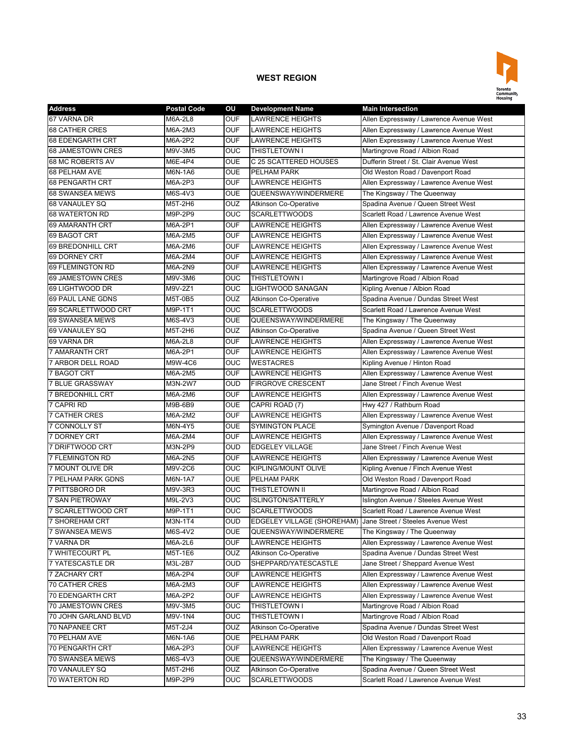## WEST REGION

| Address | Postal Code | OU | Development Name | Main Intersection |
|---|---|---|---|---|
| 67 VARNA DR | M6A-2L8 | OUF | LAWRENCE HEIGHTS | Allen Expressway / Lawrence Avenue West |
| 68 CATHER CRES | M6A-2M3 | OUF | LAWRENCE HEIGHTS | Allen Expressway / Lawrence Avenue West |
| 68 EDENGARTH CRT | M6A-2P2 | OUF | LAWRENCE HEIGHTS | Allen Expressway / Lawrence Avenue West |
| 68 JAMESTOWN CRES | M9V-3M5 | OUC | THISTLETOWN I | Martingrove Road / Albion Road |
| 68 MC ROBERTS AV | M6E-4P4 | OUE | C 25 SCATTERED HOUSES | Dufferin Street / St. Clair Avenue West |
| 68 PELHAM AVE | M6N-1A6 | OUE | PELHAM PARK | Old Weston Road / Davenport Road |
| 68 PENGARTH CRT | M6A-2P3 | OUF | LAWRENCE HEIGHTS | Allen Expressway / Lawrence Avenue West |
| 68 SWANSEA MEWS | M6S-4V3 | OUE | QUEENSWAY/WINDERMERE | The Kingsway / The Queenway |
| 68 VANAULEY SQ | M5T-2H6 | OUZ | Atkinson Co-Operative | Spadina Avenue / Queen Street West |
| 68 WATERTON RD | M9P-2P9 | OUC | SCARLETTWOODS | Scarlett Road / Lawrence Avenue West |
| 69 AMARANTH CRT | M6A-2P1 | OUF | LAWRENCE HEIGHTS | Allen Expressway / Lawrence Avenue West |
| 69 BAGOT CRT | M6A-2M5 | OUF | LAWRENCE HEIGHTS | Allen Expressway / Lawrence Avenue West |
| 69 BREDONHILL CRT | M6A-2M6 | OUF | LAWRENCE HEIGHTS | Allen Expressway / Lawrence Avenue West |
| 69 DORNEY CRT | M6A-2M4 | OUF | LAWRENCE HEIGHTS | Allen Expressway / Lawrence Avenue West |
| 69 FLEMINGTON RD | M6A-2N9 | OUF | LAWRENCE HEIGHTS | Allen Expressway / Lawrence Avenue West |
| 69 JAMESTOWN CRES | M9V-3M6 | OUC | THISTLETOWN I | Martingrove Road / Albion Road |
| 69 LIGHTWOOD DR | M9V-2Z1 | OUC | LIGHTWOOD SANAGAN | Kipling Avenue / Albion Road |
| 69 PAUL LANE GDNS | M5T-0B5 | OUZ | Atkinson Co-Operative | Spadina Avenue / Dundas Street West |
| 69 SCARLETTWOOD CRT | M9P-1T1 | OUC | SCARLETTWOODS | Scarlett Road / Lawrence Avenue West |
| 69 SWANSEA MEWS | M6S-4V3 | OUE | QUEENSWAY/WINDERMERE | The Kingsway / The Queenway |
| 69 VANAULEY SQ | M5T-2H6 | OUZ | Atkinson Co-Operative | Spadina Avenue / Queen Street West |
| 69 VARNA DR | M6A-2L8 | OUF | LAWRENCE HEIGHTS | Allen Expressway / Lawrence Avenue West |
| 7 AMARANTH CRT | M6A-2P1 | OUF | LAWRENCE HEIGHTS | Allen Expressway / Lawrence Avenue West |
| 7 ARBOR DELL ROAD | M9W-4C6 | OUC | WESTACRES | Kipling Avenue / Hinton Road |
| 7 BAGOT CRT | M6A-2M5 | OUF | LAWRENCE HEIGHTS | Allen Expressway / Lawrence Avenue West |
| 7 BLUE GRASSWAY | M3N-2W7 | OUD | FIRGROVE CRESCENT | Jane Street / Finch Avenue West |
| 7 BREDONHILL CRT | M6A-2M6 | OUF | LAWRENCE HEIGHTS | Allen Expressway / Lawrence Avenue West |
| 7 CAPRI RD | M9B-6B9 | OUE | CAPRI ROAD (7) | Hwy 427 / Rathburn Road |
| 7 CATHER CRES | M6A-2M2 | OUF | LAWRENCE HEIGHTS | Allen Expressway / Lawrence Avenue West |
| 7 CONNOLLY ST | M6N-4Y5 | OUE | SYMINGTON PLACE | Symington Avenue / Davenport Road |
| 7 DORNEY CRT | M6A-2M4 | OUF | LAWRENCE HEIGHTS | Allen Expressway / Lawrence Avenue West |
| 7 DRIFTWOOD CRT | M3N-2P9 | OUD | EDGELEY VILLAGE | Jane Street / Finch Avenue West |
| 7 FLEMINGTON RD | M6A-2N5 | OUF | LAWRENCE HEIGHTS | Allen Expressway / Lawrence Avenue West |
| 7 MOUNT OLIVE DR | M9V-2C6 | OUC | KIPLING/MOUNT OLIVE | Kipling Avenue / Finch Avenue West |
| 7 PELHAM PARK GDNS | M6N-1A7 | OUE | PELHAM PARK | Old Weston Road / Davenport Road |
| 7 PITTSBORO DR | M9V-3R3 | OUC | THISTLETOWN II | Martingrove Road / Albion Road |
| 7 SAN PIETROWAY | M9L-2V3 | OUC | ISLINGTON/SATTERLY | Islington Avenue / Steeles Avenue West |
| 7 SCARLETTWOOD CRT | M9P-1T1 | OUC | SCARLETTWOODS | Scarlett Road / Lawrence Avenue West |
| 7 SHOREHAM CRT | M3N-1T4 | OUD | EDGELEY VILLAGE (SHOREHAM) | Jane Street / Steeles Avenue West |
| 7 SWANSEA MEWS | M6S-4V2 | OUE | QUEENSWAY/WINDERMERE | The Kingsway / The Queenway |
| 7 VARNA DR | M6A-2L6 | OUF | LAWRENCE HEIGHTS | Allen Expressway / Lawrence Avenue West |
| 7 WHITECOURT PL | M5T-1E6 | OUZ | Atkinson Co-Operative | Spadina Avenue / Dundas Street West |
| 7 YATESCASTLE DR | M3L-2B7 | OUD | SHEPPARD/YATESCASTLE | Jane Street / Sheppard Avenue West |
| 7 ZACHARY CRT | M6A-2P4 | OUF | LAWRENCE HEIGHTS | Allen Expressway / Lawrence Avenue West |
| 70 CATHER CRES | M6A-2M3 | OUF | LAWRENCE HEIGHTS | Allen Expressway / Lawrence Avenue West |
| 70 EDENGARTH CRT | M6A-2P2 | OUF | LAWRENCE HEIGHTS | Allen Expressway / Lawrence Avenue West |
| 70 JAMESTOWN CRES | M9V-3M5 | OUC | THISTLETOWN I | Martingrove Road / Albion Road |
| 70 JOHN GARLAND BLVD | M9V-1N4 | OUC | THISTLETOWN I | Martingrove Road / Albion Road |
| 70 NAPANEE CRT | M5T-2J4 | OUZ | Atkinson Co-Operative | Spadina Avenue / Dundas Street West |
| 70 PELHAM AVE | M6N-1A6 | OUE | PELHAM PARK | Old Weston Road / Davenport Road |
| 70 PENGARTH CRT | M6A-2P3 | OUF | LAWRENCE HEIGHTS | Allen Expressway / Lawrence Avenue West |
| 70 SWANSEA MEWS | M6S-4V3 | OUE | QUEENSWAY/WINDERMERE | The Kingsway / The Queenway |
| 70 VANAULEY SQ | M5T-2H6 | OUZ | Atkinson Co-Operative | Spadina Avenue / Queen Street West |
| 70 WATERTON RD | M9P-2P9 | OUC | SCARLETTWOODS | Scarlett Road / Lawrence Avenue West |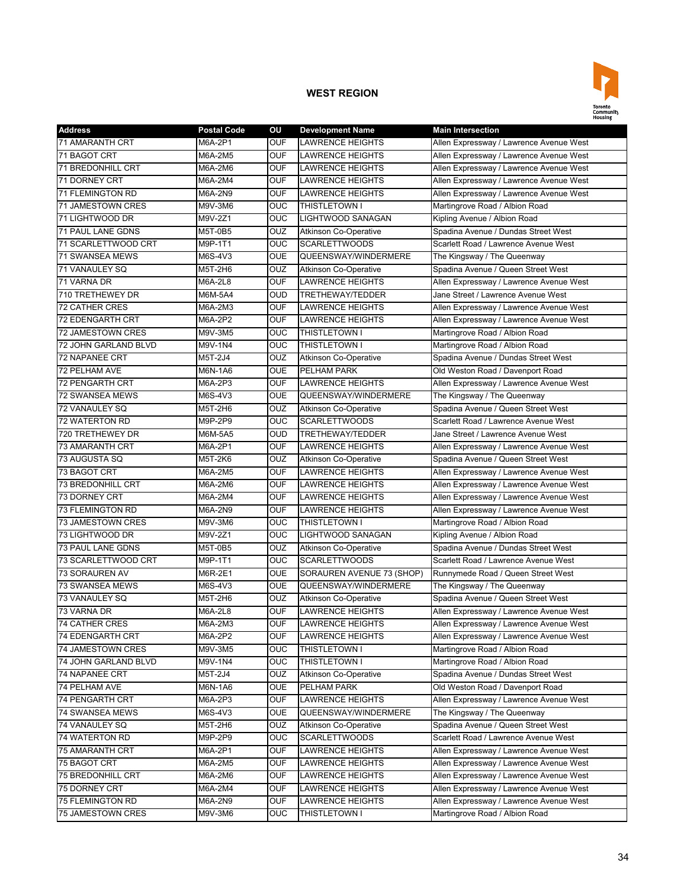## WEST REGION

| Address | Postal Code | OU | Development Name | Main Intersection |
|---|---|---|---|---|
| 71 AMARANTH CRT | M6A-2P1 | OUF | LAWRENCE HEIGHTS | Allen Expressway / Lawrence Avenue West |
| 71 BAGOT CRT | M6A-2M5 | OUF | LAWRENCE HEIGHTS | Allen Expressway / Lawrence Avenue West |
| 71 BREDONHILL CRT | M6A-2M6 | OUF | LAWRENCE HEIGHTS | Allen Expressway / Lawrence Avenue West |
| 71 DORNEY CRT | M6A-2M4 | OUF | LAWRENCE HEIGHTS | Allen Expressway / Lawrence Avenue West |
| 71 FLEMINGTON RD | M6A-2N9 | OUF | LAWRENCE HEIGHTS | Allen Expressway / Lawrence Avenue West |
| 71 JAMESTOWN CRES | M9V-3M6 | OUC | THISTLETOWN I | Martingrove Road / Albion Road |
| 71 LIGHTWOOD DR | M9V-2Z1 | OUC | LIGHTWOOD SANAGAN | Kipling Avenue / Albion Road |
| 71 PAUL LANE GDNS | M5T-0B5 | OUZ | Atkinson Co-Operative | Spadina Avenue / Dundas Street West |
| 71 SCARLETTWOOD CRT | M9P-1T1 | OUC | SCARLETTWOODS | Scarlett Road / Lawrence Avenue West |
| 71 SWANSEA MEWS | M6S-4V3 | OUE | QUEENSWAY/WINDERMERE | The Kingsway / The Queenway |
| 71 VANAULEY SQ | M5T-2H6 | OUZ | Atkinson Co-Operative | Spadina Avenue / Queen Street West |
| 71 VARNA DR | M6A-2L8 | OUF | LAWRENCE HEIGHTS | Allen Expressway / Lawrence Avenue West |
| 710 TRETHEWEY DR | M6M-5A4 | OUD | TRETHEWAY/TEDDER | Jane Street / Lawrence Avenue West |
| 72 CATHER CRES | M6A-2M3 | OUF | LAWRENCE HEIGHTS | Allen Expressway / Lawrence Avenue West |
| 72 EDENGARTH CRT | M6A-2P2 | OUF | LAWRENCE HEIGHTS | Allen Expressway / Lawrence Avenue West |
| 72 JAMESTOWN CRES | M9V-3M5 | OUC | THISTLETOWN I | Martingrove Road / Albion Road |
| 72 JOHN GARLAND BLVD | M9V-1N4 | OUC | THISTLETOWN I | Martingrove Road / Albion Road |
| 72 NAPANEE CRT | M5T-2J4 | OUZ | Atkinson Co-Operative | Spadina Avenue / Dundas Street West |
| 72 PELHAM AVE | M6N-1A6 | OUE | PELHAM PARK | Old Weston Road / Davenport Road |
| 72 PENGARTH CRT | M6A-2P3 | OUF | LAWRENCE HEIGHTS | Allen Expressway / Lawrence Avenue West |
| 72 SWANSEA MEWS | M6S-4V3 | OUE | QUEENSWAY/WINDERMERE | The Kingsway / The Queenway |
| 72 VANAULEY SQ | M5T-2H6 | OUZ | Atkinson Co-Operative | Spadina Avenue / Queen Street West |
| 72 WATERTON RD | M9P-2P9 | OUC | SCARLETTWOODS | Scarlett Road / Lawrence Avenue West |
| 720 TRETHEWEY DR | M6M-5A5 | OUD | TRETHEWAY/TEDDER | Jane Street / Lawrence Avenue West |
| 73 AMARANTH CRT | M6A-2P1 | OUF | LAWRENCE HEIGHTS | Allen Expressway / Lawrence Avenue West |
| 73 AUGUSTA SQ | M5T-2K6 | OUZ | Atkinson Co-Operative | Spadina Avenue / Queen Street West |
| 73 BAGOT CRT | M6A-2M5 | OUF | LAWRENCE HEIGHTS | Allen Expressway / Lawrence Avenue West |
| 73 BREDONHILL CRT | M6A-2M6 | OUF | LAWRENCE HEIGHTS | Allen Expressway / Lawrence Avenue West |
| 73 DORNEY CRT | M6A-2M4 | OUF | LAWRENCE HEIGHTS | Allen Expressway / Lawrence Avenue West |
| 73 FLEMINGTON RD | M6A-2N9 | OUF | LAWRENCE HEIGHTS | Allen Expressway / Lawrence Avenue West |
| 73 JAMESTOWN CRES | M9V-3M6 | OUC | THISTLETOWN I | Martingrove Road / Albion Road |
| 73 LIGHTWOOD DR | M9V-2Z1 | OUC | LIGHTWOOD SANAGAN | Kipling Avenue / Albion Road |
| 73 PAUL LANE GDNS | M5T-0B5 | OUZ | Atkinson Co-Operative | Spadina Avenue / Dundas Street West |
| 73 SCARLETTWOOD CRT | M9P-1T1 | OUC | SCARLETTWOODS | Scarlett Road / Lawrence Avenue West |
| 73 SORAUREN AV | M6R-2E1 | OUE | SORAUREN AVENUE 73 (SHOP) | Runnymede Road / Queen Street West |
| 73 SWANSEA MEWS | M6S-4V3 | OUE | QUEENSWAY/WINDERMERE | The Kingsway / The Queenway |
| 73 VANAULEY SQ | M5T-2H6 | OUZ | Atkinson Co-Operative | Spadina Avenue / Queen Street West |
| 73 VARNA DR | M6A-2L8 | OUF | LAWRENCE HEIGHTS | Allen Expressway / Lawrence Avenue West |
| 74 CATHER CRES | M6A-2M3 | OUF | LAWRENCE HEIGHTS | Allen Expressway / Lawrence Avenue West |
| 74 EDENGARTH CRT | M6A-2P2 | OUF | LAWRENCE HEIGHTS | Allen Expressway / Lawrence Avenue West |
| 74 JAMESTOWN CRES | M9V-3M5 | OUC | THISTLETOWN I | Martingrove Road / Albion Road |
| 74 JOHN GARLAND BLVD | M9V-1N4 | OUC | THISTLETOWN I | Martingrove Road / Albion Road |
| 74 NAPANEE CRT | M5T-2J4 | OUZ | Atkinson Co-Operative | Spadina Avenue / Dundas Street West |
| 74 PELHAM AVE | M6N-1A6 | OUE | PELHAM PARK | Old Weston Road / Davenport Road |
| 74 PENGARTH CRT | M6A-2P3 | OUF | LAWRENCE HEIGHTS | Allen Expressway / Lawrence Avenue West |
| 74 SWANSEA MEWS | M6S-4V3 | OUE | QUEENSWAY/WINDERMERE | The Kingsway / The Queenway |
| 74 VANAULEY SQ | M5T-2H6 | OUZ | Atkinson Co-Operative | Spadina Avenue / Queen Street West |
| 74 WATERTON RD | M9P-2P9 | OUC | SCARLETTWOODS | Scarlett Road / Lawrence Avenue West |
| 75 AMARANTH CRT | M6A-2P1 | OUF | LAWRENCE HEIGHTS | Allen Expressway / Lawrence Avenue West |
| 75 BAGOT CRT | M6A-2M5 | OUF | LAWRENCE HEIGHTS | Allen Expressway / Lawrence Avenue West |
| 75 BREDONHILL CRT | M6A-2M6 | OUF | LAWRENCE HEIGHTS | Allen Expressway / Lawrence Avenue West |
| 75 DORNEY CRT | M6A-2M4 | OUF | LAWRENCE HEIGHTS | Allen Expressway / Lawrence Avenue West |
| 75 FLEMINGTON RD | M6A-2N9 | OUF | LAWRENCE HEIGHTS | Allen Expressway / Lawrence Avenue West |
| 75 JAMESTOWN CRES | M9V-3M6 | OUC | THISTLETOWN I | Martingrove Road / Albion Road |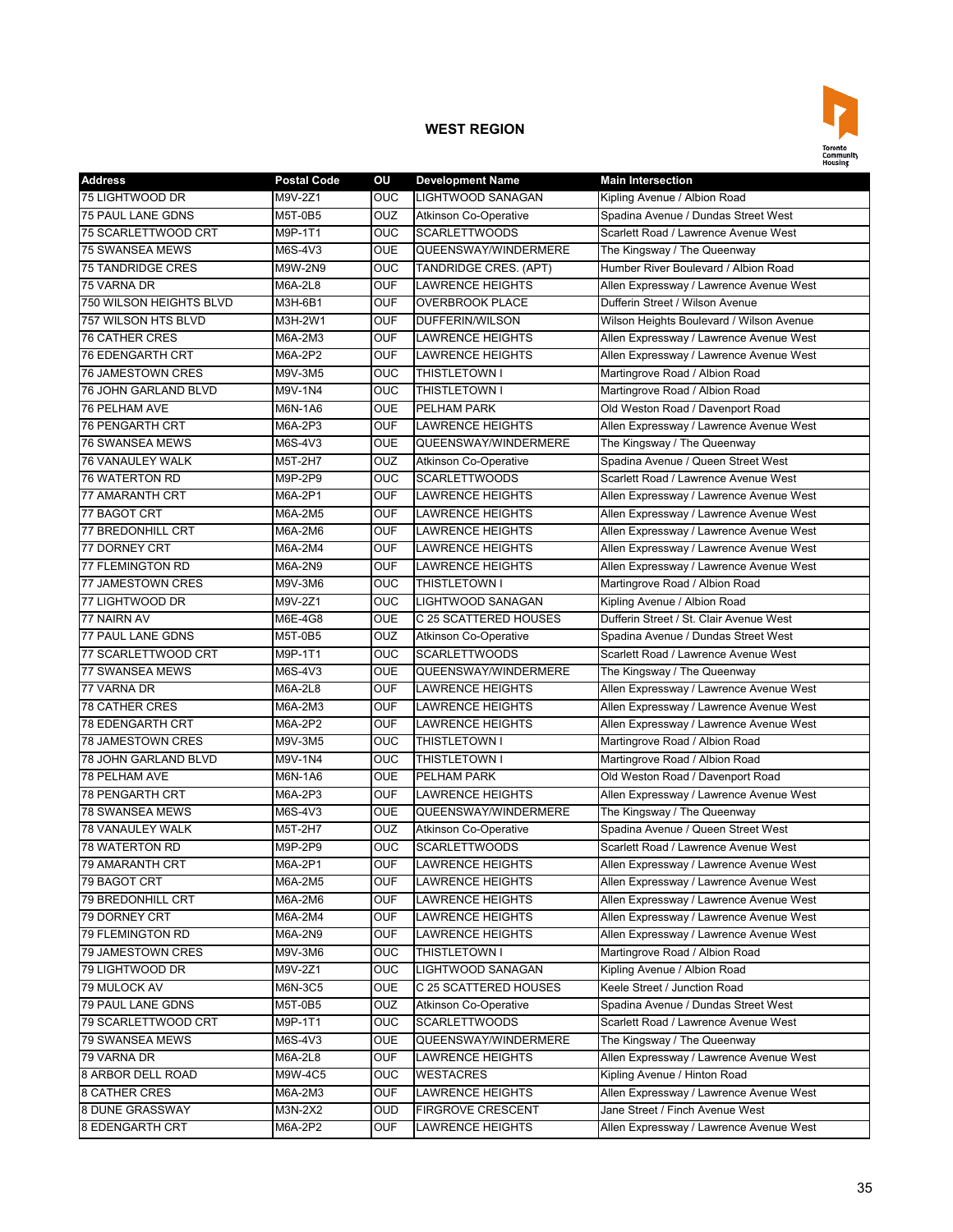## WEST REGION

| Address | Postal Code | OU | Development Name | Main Intersection |
|---|---|---|---|---|
| 75 LIGHTWOOD DR | M9V-2Z1 | OUC | LIGHTWOOD SANAGAN | Kipling Avenue / Albion Road |
| 75 PAUL LANE GDNS | M5T-0B5 | OUZ | Atkinson Co-Operative | Spadina Avenue / Dundas Street West |
| 75 SCARLETTWOOD CRT | M9P-1T1 | OUC | SCARLETTWOODS | Scarlett Road / Lawrence Avenue West |
| 75 SWANSEA MEWS | M6S-4V3 | OUE | QUEENSWAY/WINDERMERE | The Kingsway / The Queenway |
| 75 TANDRIDGE CRES | M9W-2N9 | OUC | TANDRIDGE CRES. (APT) | Humber River Boulevard / Albion Road |
| 75 VARNA DR | M6A-2L8 | OUF | LAWRENCE HEIGHTS | Allen Expressway / Lawrence Avenue West |
| 750 WILSON HEIGHTS BLVD | M3H-6B1 | OUF | OVERBROOK PLACE | Dufferin Street / Wilson Avenue |
| 757 WILSON HTS BLVD | M3H-2W1 | OUF | DUFFERIN/WILSON | Wilson Heights Boulevard / Wilson Avenue |
| 76 CATHER CRES | M6A-2M3 | OUF | LAWRENCE HEIGHTS | Allen Expressway / Lawrence Avenue West |
| 76 EDENGARTH CRT | M6A-2P2 | OUF | LAWRENCE HEIGHTS | Allen Expressway / Lawrence Avenue West |
| 76 JAMESTOWN CRES | M9V-3M5 | OUC | THISTLETOWN I | Martingrove Road / Albion Road |
| 76 JOHN GARLAND BLVD | M9V-1N4 | OUC | THISTLETOWN I | Martingrove Road / Albion Road |
| 76 PELHAM AVE | M6N-1A6 | OUE | PELHAM PARK | Old Weston Road / Davenport Road |
| 76 PENGARTH CRT | M6A-2P3 | OUF | LAWRENCE HEIGHTS | Allen Expressway / Lawrence Avenue West |
| 76 SWANSEA MEWS | M6S-4V3 | OUE | QUEENSWAY/WINDERMERE | The Kingsway / The Queenway |
| 76 VANAULEY WALK | M5T-2H7 | OUZ | Atkinson Co-Operative | Spadina Avenue / Queen Street West |
| 76 WATERTON RD | M9P-2P9 | OUC | SCARLETTWOODS | Scarlett Road / Lawrence Avenue West |
| 77 AMARANTH CRT | M6A-2P1 | OUF | LAWRENCE HEIGHTS | Allen Expressway / Lawrence Avenue West |
| 77 BAGOT CRT | M6A-2M5 | OUF | LAWRENCE HEIGHTS | Allen Expressway / Lawrence Avenue West |
| 77 BREDONHILL CRT | M6A-2M6 | OUF | LAWRENCE HEIGHTS | Allen Expressway / Lawrence Avenue West |
| 77 DORNEY CRT | M6A-2M4 | OUF | LAWRENCE HEIGHTS | Allen Expressway / Lawrence Avenue West |
| 77 FLEMINGTON RD | M6A-2N9 | OUF | LAWRENCE HEIGHTS | Allen Expressway / Lawrence Avenue West |
| 77 JAMESTOWN CRES | M9V-3M6 | OUC | THISTLETOWN I | Martingrove Road / Albion Road |
| 77 LIGHTWOOD DR | M9V-2Z1 | OUC | LIGHTWOOD SANAGAN | Kipling Avenue / Albion Road |
| 77 NAIRN AV | M6E-4G8 | OUE | C 25 SCATTERED HOUSES | Dufferin Street / St. Clair Avenue West |
| 77 PAUL LANE GDNS | M5T-0B5 | OUZ | Atkinson Co-Operative | Spadina Avenue / Dundas Street West |
| 77 SCARLETTWOOD CRT | M9P-1T1 | OUC | SCARLETTWOODS | Scarlett Road / Lawrence Avenue West |
| 77 SWANSEA MEWS | M6S-4V3 | OUE | QUEENSWAY/WINDERMERE | The Kingsway / The Queenway |
| 77 VARNA DR | M6A-2L8 | OUF | LAWRENCE HEIGHTS | Allen Expressway / Lawrence Avenue West |
| 78 CATHER CRES | M6A-2M3 | OUF | LAWRENCE HEIGHTS | Allen Expressway / Lawrence Avenue West |
| 78 EDENGARTH CRT | M6A-2P2 | OUF | LAWRENCE HEIGHTS | Allen Expressway / Lawrence Avenue West |
| 78 JAMESTOWN CRES | M9V-3M5 | OUC | THISTLETOWN I | Martingrove Road / Albion Road |
| 78 JOHN GARLAND BLVD | M9V-1N4 | OUC | THISTLETOWN I | Martingrove Road / Albion Road |
| 78 PELHAM AVE | M6N-1A6 | OUE | PELHAM PARK | Old Weston Road / Davenport Road |
| 78 PENGARTH CRT | M6A-2P3 | OUF | LAWRENCE HEIGHTS | Allen Expressway / Lawrence Avenue West |
| 78 SWANSEA MEWS | M6S-4V3 | OUE | QUEENSWAY/WINDERMERE | The Kingsway / The Queenway |
| 78 VANAULEY WALK | M5T-2H7 | OUZ | Atkinson Co-Operative | Spadina Avenue / Queen Street West |
| 78 WATERTON RD | M9P-2P9 | OUC | SCARLETTWOODS | Scarlett Road / Lawrence Avenue West |
| 79 AMARANTH CRT | M6A-2P1 | OUF | LAWRENCE HEIGHTS | Allen Expressway / Lawrence Avenue West |
| 79 BAGOT CRT | M6A-2M5 | OUF | LAWRENCE HEIGHTS | Allen Expressway / Lawrence Avenue West |
| 79 BREDONHILL CRT | M6A-2M6 | OUF | LAWRENCE HEIGHTS | Allen Expressway / Lawrence Avenue West |
| 79 DORNEY CRT | M6A-2M4 | OUF | LAWRENCE HEIGHTS | Allen Expressway / Lawrence Avenue West |
| 79 FLEMINGTON RD | M6A-2N9 | OUF | LAWRENCE HEIGHTS | Allen Expressway / Lawrence Avenue West |
| 79 JAMESTOWN CRES | M9V-3M6 | OUC | THISTLETOWN I | Martingrove Road / Albion Road |
| 79 LIGHTWOOD DR | M9V-2Z1 | OUC | LIGHTWOOD SANAGAN | Kipling Avenue / Albion Road |
| 79 MULOCK AV | M6N-3C5 | OUE | C 25 SCATTERED HOUSES | Keele Street / Junction Road |
| 79 PAUL LANE GDNS | M5T-0B5 | OUZ | Atkinson Co-Operative | Spadina Avenue / Dundas Street West |
| 79 SCARLETTWOOD CRT | M9P-1T1 | OUC | SCARLETTWOODS | Scarlett Road / Lawrence Avenue West |
| 79 SWANSEA MEWS | M6S-4V3 | OUE | QUEENSWAY/WINDERMERE | The Kingsway / The Queenway |
| 79 VARNA DR | M6A-2L8 | OUF | LAWRENCE HEIGHTS | Allen Expressway / Lawrence Avenue West |
| 8 ARBOR DELL ROAD | M9W-4C5 | OUC | WESTACRES | Kipling Avenue / Hinton Road |
| 8 CATHER CRES | M6A-2M3 | OUF | LAWRENCE HEIGHTS | Allen Expressway / Lawrence Avenue West |
| 8 DUNE GRASSWAY | M3N-2X2 | OUD | FIRGROVE CRESCENT | Jane Street / Finch Avenue West |
| 8 EDENGARTH CRT | M6A-2P2 | OUF | LAWRENCE HEIGHTS | Allen Expressway / Lawrence Avenue West |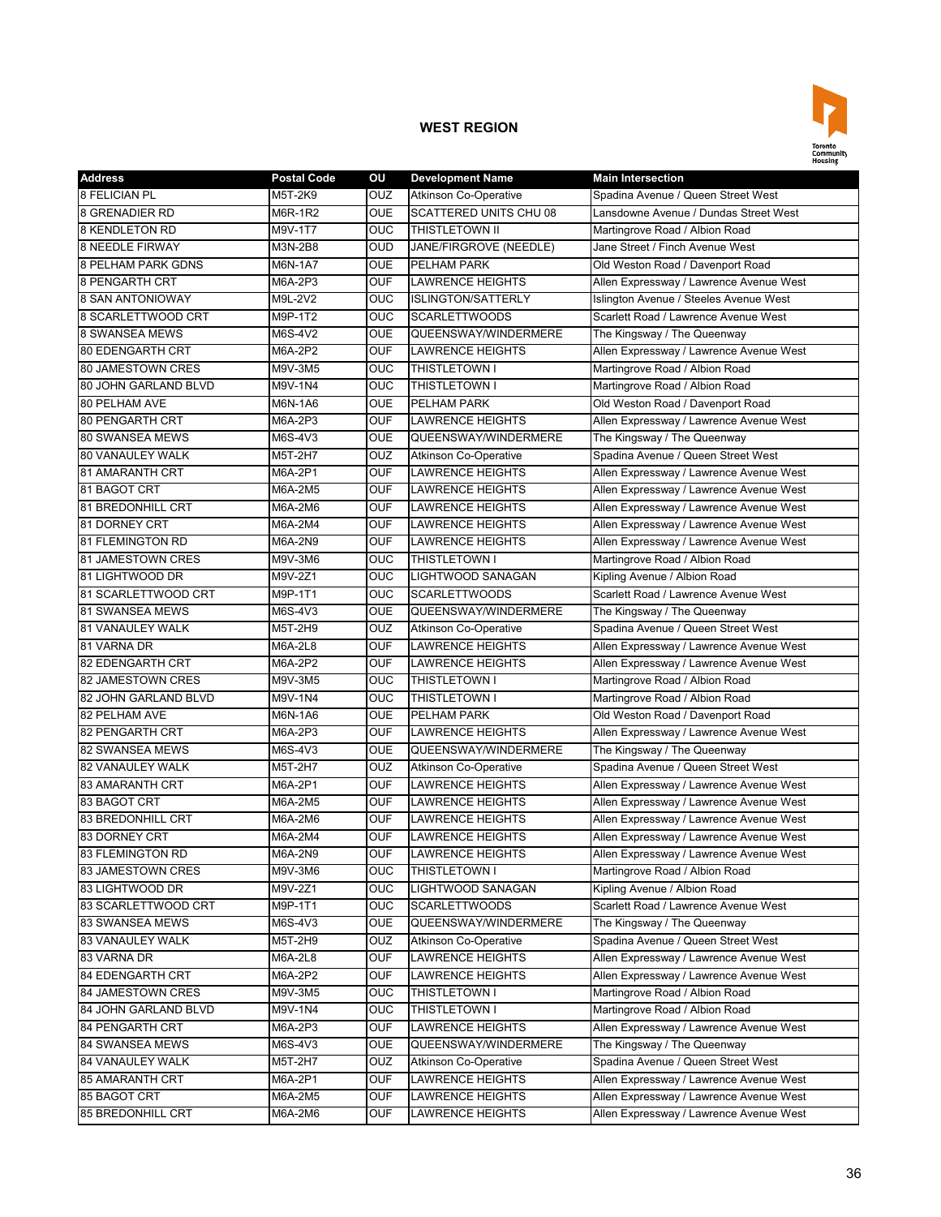## WEST REGION

| Address | Postal Code | OU | Development Name | Main Intersection |
|---|---|---|---|---|
| 8 FELICIAN PL | M5T-2K9 | OUZ | Atkinson Co-Operative | Spadina Avenue / Queen Street West |
| 8 GRENADIER RD | M6R-1R2 | OUE | SCATTERED UNITS CHU 08 | Lansdowne Avenue / Dundas Street West |
| 8 KENDLETON RD | M9V-1T7 | OUC | THISTLETOWN II | Martingrove Road / Albion Road |
| 8 NEEDLE FIRWAY | M3N-2B8 | OUD | JANE/FIRGROVE (NEEDLE) | Jane Street / Finch Avenue West |
| 8 PELHAM PARK GDNS | M6N-1A7 | OUE | PELHAM PARK | Old Weston Road / Davenport Road |
| 8 PENGARTH CRT | M6A-2P3 | OUF | LAWRENCE HEIGHTS | Allen Expressway / Lawrence Avenue West |
| 8 SAN ANTONIOWAY | M9L-2V2 | OUC | ISLINGTON/SATTERLY | Islington Avenue / Steeles Avenue West |
| 8 SCARLETTWOOD CRT | M9P-1T2 | OUC | SCARLETTWOODS | Scarlett Road / Lawrence Avenue West |
| 8 SWANSEA MEWS | M6S-4V2 | OUE | QUEENSWAY/WINDERMERE | The Kingsway / The Queenway |
| 80 EDENGARTH CRT | M6A-2P2 | OUF | LAWRENCE HEIGHTS | Allen Expressway / Lawrence Avenue West |
| 80 JAMESTOWN CRES | M9V-3M5 | OUC | THISTLETOWN I | Martingrove Road / Albion Road |
| 80 JOHN GARLAND BLVD | M9V-1N4 | OUC | THISTLETOWN I | Martingrove Road / Albion Road |
| 80 PELHAM AVE | M6N-1A6 | OUE | PELHAM PARK | Old Weston Road / Davenport Road |
| 80 PENGARTH CRT | M6A-2P3 | OUF | LAWRENCE HEIGHTS | Allen Expressway / Lawrence Avenue West |
| 80 SWANSEA MEWS | M6S-4V3 | OUE | QUEENSWAY/WINDERMERE | The Kingsway / The Queenway |
| 80 VANAULEY WALK | M5T-2H7 | OUZ | Atkinson Co-Operative | Spadina Avenue / Queen Street West |
| 81 AMARANTH CRT | M6A-2P1 | OUF | LAWRENCE HEIGHTS | Allen Expressway / Lawrence Avenue West |
| 81 BAGOT CRT | M6A-2M5 | OUF | LAWRENCE HEIGHTS | Allen Expressway / Lawrence Avenue West |
| 81 BREDONHILL CRT | M6A-2M6 | OUF | LAWRENCE HEIGHTS | Allen Expressway / Lawrence Avenue West |
| 81 DORNEY CRT | M6A-2M4 | OUF | LAWRENCE HEIGHTS | Allen Expressway / Lawrence Avenue West |
| 81 FLEMINGTON RD | M6A-2N9 | OUF | LAWRENCE HEIGHTS | Allen Expressway / Lawrence Avenue West |
| 81 JAMESTOWN CRES | M9V-3M6 | OUC | THISTLETOWN I | Martingrove Road / Albion Road |
| 81 LIGHTWOOD DR | M9V-2Z1 | OUC | LIGHTWOOD SANAGAN | Kipling Avenue / Albion Road |
| 81 SCARLETTWOOD CRT | M9P-1T1 | OUC | SCARLETTWOODS | Scarlett Road / Lawrence Avenue West |
| 81 SWANSEA MEWS | M6S-4V3 | OUE | QUEENSWAY/WINDERMERE | The Kingsway / The Queenway |
| 81 VANAULEY WALK | M5T-2H9 | OUZ | Atkinson Co-Operative | Spadina Avenue / Queen Street West |
| 81 VARNA DR | M6A-2L8 | OUF | LAWRENCE HEIGHTS | Allen Expressway / Lawrence Avenue West |
| 82 EDENGARTH CRT | M6A-2P2 | OUF | LAWRENCE HEIGHTS | Allen Expressway / Lawrence Avenue West |
| 82 JAMESTOWN CRES | M9V-3M5 | OUC | THISTLETOWN I | Martingrove Road / Albion Road |
| 82 JOHN GARLAND BLVD | M9V-1N4 | OUC | THISTLETOWN I | Martingrove Road / Albion Road |
| 82 PELHAM AVE | M6N-1A6 | OUE | PELHAM PARK | Old Weston Road / Davenport Road |
| 82 PENGARTH CRT | M6A-2P3 | OUF | LAWRENCE HEIGHTS | Allen Expressway / Lawrence Avenue West |
| 82 SWANSEA MEWS | M6S-4V3 | OUE | QUEENSWAY/WINDERMERE | The Kingsway / The Queenway |
| 82 VANAULEY WALK | M5T-2H7 | OUZ | Atkinson Co-Operative | Spadina Avenue / Queen Street West |
| 83 AMARANTH CRT | M6A-2P1 | OUF | LAWRENCE HEIGHTS | Allen Expressway / Lawrence Avenue West |
| 83 BAGOT CRT | M6A-2M5 | OUF | LAWRENCE HEIGHTS | Allen Expressway / Lawrence Avenue West |
| 83 BREDONHILL CRT | M6A-2M6 | OUF | LAWRENCE HEIGHTS | Allen Expressway / Lawrence Avenue West |
| 83 DORNEY CRT | M6A-2M4 | OUF | LAWRENCE HEIGHTS | Allen Expressway / Lawrence Avenue West |
| 83 FLEMINGTON RD | M6A-2N9 | OUF | LAWRENCE HEIGHTS | Allen Expressway / Lawrence Avenue West |
| 83 JAMESTOWN CRES | M9V-3M6 | OUC | THISTLETOWN I | Martingrove Road / Albion Road |
| 83 LIGHTWOOD DR | M9V-2Z1 | OUC | LIGHTWOOD SANAGAN | Kipling Avenue / Albion Road |
| 83 SCARLETTWOOD CRT | M9P-1T1 | OUC | SCARLETTWOODS | Scarlett Road / Lawrence Avenue West |
| 83 SWANSEA MEWS | M6S-4V3 | OUE | QUEENSWAY/WINDERMERE | The Kingsway / The Queenway |
| 83 VANAULEY WALK | M5T-2H9 | OUZ | Atkinson Co-Operative | Spadina Avenue / Queen Street West |
| 83 VARNA DR | M6A-2L8 | OUF | LAWRENCE HEIGHTS | Allen Expressway / Lawrence Avenue West |
| 84 EDENGARTH CRT | M6A-2P2 | OUF | LAWRENCE HEIGHTS | Allen Expressway / Lawrence Avenue West |
| 84 JAMESTOWN CRES | M9V-3M5 | OUC | THISTLETOWN I | Martingrove Road / Albion Road |
| 84 JOHN GARLAND BLVD | M9V-1N4 | OUC | THISTLETOWN I | Martingrove Road / Albion Road |
| 84 PENGARTH CRT | M6A-2P3 | OUF | LAWRENCE HEIGHTS | Allen Expressway / Lawrence Avenue West |
| 84 SWANSEA MEWS | M6S-4V3 | OUE | QUEENSWAY/WINDERMERE | The Kingsway / The Queenway |
| 84 VANAULEY WALK | M5T-2H7 | OUZ | Atkinson Co-Operative | Spadina Avenue / Queen Street West |
| 85 AMARANTH CRT | M6A-2P1 | OUF | LAWRENCE HEIGHTS | Allen Expressway / Lawrence Avenue West |
| 85 BAGOT CRT | M6A-2M5 | OUF | LAWRENCE HEIGHTS | Allen Expressway / Lawrence Avenue West |
| 85 BREDONHILL CRT | M6A-2M6 | OUF | LAWRENCE HEIGHTS | Allen Expressway / Lawrence Avenue West |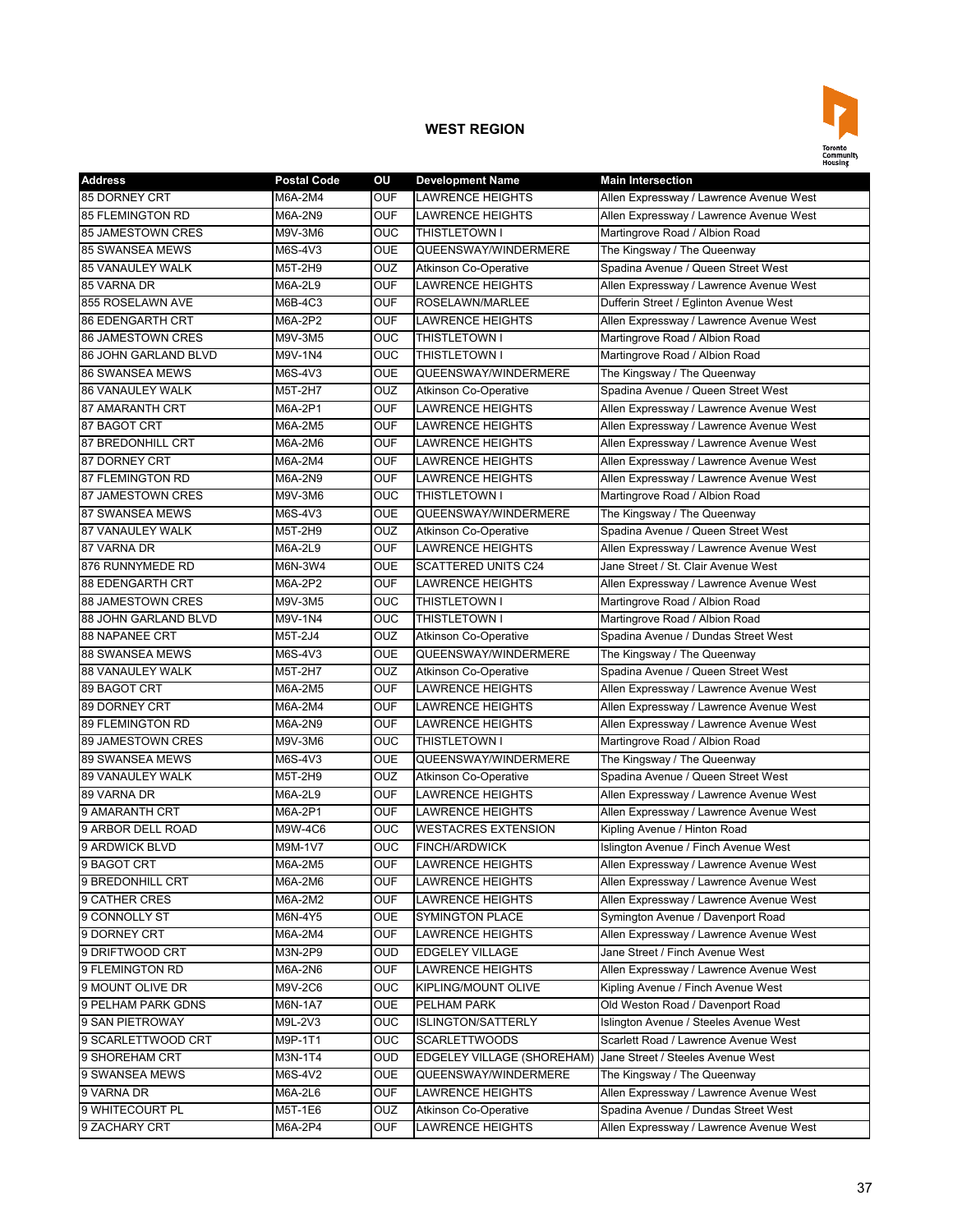## WEST REGION

| Address | Postal Code | OU | Development Name | Main Intersection |
|---|---|---|---|---|
| 85 DORNEY CRT | M6A-2M4 | OUF | LAWRENCE HEIGHTS | Allen Expressway / Lawrence Avenue West |
| 85 FLEMINGTON RD | M6A-2N9 | OUF | LAWRENCE HEIGHTS | Allen Expressway / Lawrence Avenue West |
| 85 JAMESTOWN CRES | M9V-3M6 | OUC | THISTLETOWN I | Martingrove Road / Albion Road |
| 85 SWANSEA MEWS | M6S-4V3 | OUE | QUEENSWAY/WINDERMERE | The Kingsway / The Queenway |
| 85 VANAULEY WALK | M5T-2H9 | OUZ | Atkinson Co-Operative | Spadina Avenue / Queen Street West |
| 85 VARNA DR | M6A-2L9 | OUF | LAWRENCE HEIGHTS | Allen Expressway / Lawrence Avenue West |
| 855 ROSELAWN AVE | M6B-4C3 | OUF | ROSELAWN/MARLEE | Dufferin Street / Eglinton Avenue West |
| 86 EDENGARTH CRT | M6A-2P2 | OUF | LAWRENCE HEIGHTS | Allen Expressway / Lawrence Avenue West |
| 86 JAMESTOWN CRES | M9V-3M5 | OUC | THISTLETOWN I | Martingrove Road / Albion Road |
| 86 JOHN GARLAND BLVD | M9V-1N4 | OUC | THISTLETOWN I | Martingrove Road / Albion Road |
| 86 SWANSEA MEWS | M6S-4V3 | OUE | QUEENSWAY/WINDERMERE | The Kingsway / The Queenway |
| 86 VANAULEY WALK | M5T-2H7 | OUZ | Atkinson Co-Operative | Spadina Avenue / Queen Street West |
| 87 AMARANTH CRT | M6A-2P1 | OUF | LAWRENCE HEIGHTS | Allen Expressway / Lawrence Avenue West |
| 87 BAGOT CRT | M6A-2M5 | OUF | LAWRENCE HEIGHTS | Allen Expressway / Lawrence Avenue West |
| 87 BREDONHILL CRT | M6A-2M6 | OUF | LAWRENCE HEIGHTS | Allen Expressway / Lawrence Avenue West |
| 87 DORNEY CRT | M6A-2M4 | OUF | LAWRENCE HEIGHTS | Allen Expressway / Lawrence Avenue West |
| 87 FLEMINGTON RD | M6A-2N9 | OUF | LAWRENCE HEIGHTS | Allen Expressway / Lawrence Avenue West |
| 87 JAMESTOWN CRES | M9V-3M6 | OUC | THISTLETOWN I | Martingrove Road / Albion Road |
| 87 SWANSEA MEWS | M6S-4V3 | OUE | QUEENSWAY/WINDERMERE | The Kingsway / The Queenway |
| 87 VANAULEY WALK | M5T-2H9 | OUZ | Atkinson Co-Operative | Spadina Avenue / Queen Street West |
| 87 VARNA DR | M6A-2L9 | OUF | LAWRENCE HEIGHTS | Allen Expressway / Lawrence Avenue West |
| 876 RUNNYMEDE RD | M6N-3W4 | OUE | SCATTERED UNITS C24 | Jane Street / St. Clair Avenue West |
| 88 EDENGARTH CRT | M6A-2P2 | OUF | LAWRENCE HEIGHTS | Allen Expressway / Lawrence Avenue West |
| 88 JAMESTOWN CRES | M9V-3M5 | OUC | THISTLETOWN I | Martingrove Road / Albion Road |
| 88 JOHN GARLAND BLVD | M9V-1N4 | OUC | THISTLETOWN I | Martingrove Road / Albion Road |
| 88 NAPANEE CRT | M5T-2J4 | OUZ | Atkinson Co-Operative | Spadina Avenue / Dundas Street West |
| 88 SWANSEA MEWS | M6S-4V3 | OUE | QUEENSWAY/WINDERMERE | The Kingsway / The Queenway |
| 88 VANAULEY WALK | M5T-2H7 | OUZ | Atkinson Co-Operative | Spadina Avenue / Queen Street West |
| 89 BAGOT CRT | M6A-2M5 | OUF | LAWRENCE HEIGHTS | Allen Expressway / Lawrence Avenue West |
| 89 DORNEY CRT | M6A-2M4 | OUF | LAWRENCE HEIGHTS | Allen Expressway / Lawrence Avenue West |
| 89 FLEMINGTON RD | M6A-2N9 | OUF | LAWRENCE HEIGHTS | Allen Expressway / Lawrence Avenue West |
| 89 JAMESTOWN CRES | M9V-3M6 | OUC | THISTLETOWN I | Martingrove Road / Albion Road |
| 89 SWANSEA MEWS | M6S-4V3 | OUE | QUEENSWAY/WINDERMERE | The Kingsway / The Queenway |
| 89 VANAULEY WALK | M5T-2H9 | OUZ | Atkinson Co-Operative | Spadina Avenue / Queen Street West |
| 89 VARNA DR | M6A-2L9 | OUF | LAWRENCE HEIGHTS | Allen Expressway / Lawrence Avenue West |
| 9 AMARANTH CRT | M6A-2P1 | OUF | LAWRENCE HEIGHTS | Allen Expressway / Lawrence Avenue West |
| 9 ARBOR DELL ROAD | M9W-4C6 | OUC | WESTACRES EXTENSION | Kipling Avenue / Hinton Road |
| 9 ARDWICK BLVD | M9M-1V7 | OUC | FINCH/ARDWICK | Islington Avenue / Finch Avenue West |
| 9 BAGOT CRT | M6A-2M5 | OUF | LAWRENCE HEIGHTS | Allen Expressway / Lawrence Avenue West |
| 9 BREDONHILL CRT | M6A-2M6 | OUF | LAWRENCE HEIGHTS | Allen Expressway / Lawrence Avenue West |
| 9 CATHER CRES | M6A-2M2 | OUF | LAWRENCE HEIGHTS | Allen Expressway / Lawrence Avenue West |
| 9 CONNOLLY ST | M6N-4Y5 | OUE | SYMINGTON PLACE | Symington Avenue / Davenport Road |
| 9 DORNEY CRT | M6A-2M4 | OUF | LAWRENCE HEIGHTS | Allen Expressway / Lawrence Avenue West |
| 9 DRIFTWOOD CRT | M3N-2P9 | OUD | EDGELEY VILLAGE | Jane Street / Finch Avenue West |
| 9 FLEMINGTON RD | M6A-2N6 | OUF | LAWRENCE HEIGHTS | Allen Expressway / Lawrence Avenue West |
| 9 MOUNT OLIVE DR | M9V-2C6 | OUC | KIPLING/MOUNT OLIVE | Kipling Avenue / Finch Avenue West |
| 9 PELHAM PARK GDNS | M6N-1A7 | OUE | PELHAM PARK | Old Weston Road / Davenport Road |
| 9 SAN PIETROWAY | M9L-2V3 | OUC | ISLINGTON/SATTERLY | Islington Avenue / Steeles Avenue West |
| 9 SCARLETTWOOD CRT | M9P-1T1 | OUC | SCARLETTWOODS | Scarlett Road / Lawrence Avenue West |
| 9 SHOREHAM CRT | M3N-1T4 | OUD | EDGELEY VILLAGE (SHOREHAM) | Jane Street / Steeles Avenue West |
| 9 SWANSEA MEWS | M6S-4V2 | OUE | QUEENSWAY/WINDERMERE | The Kingsway / The Queenway |
| 9 VARNA DR | M6A-2L6 | OUF | LAWRENCE HEIGHTS | Allen Expressway / Lawrence Avenue West |
| 9 WHITECOURT PL | M5T-1E6 | OUZ | Atkinson Co-Operative | Spadina Avenue / Dundas Street West |
| 9 ZACHARY CRT | M6A-2P4 | OUF | LAWRENCE HEIGHTS | Allen Expressway / Lawrence Avenue West |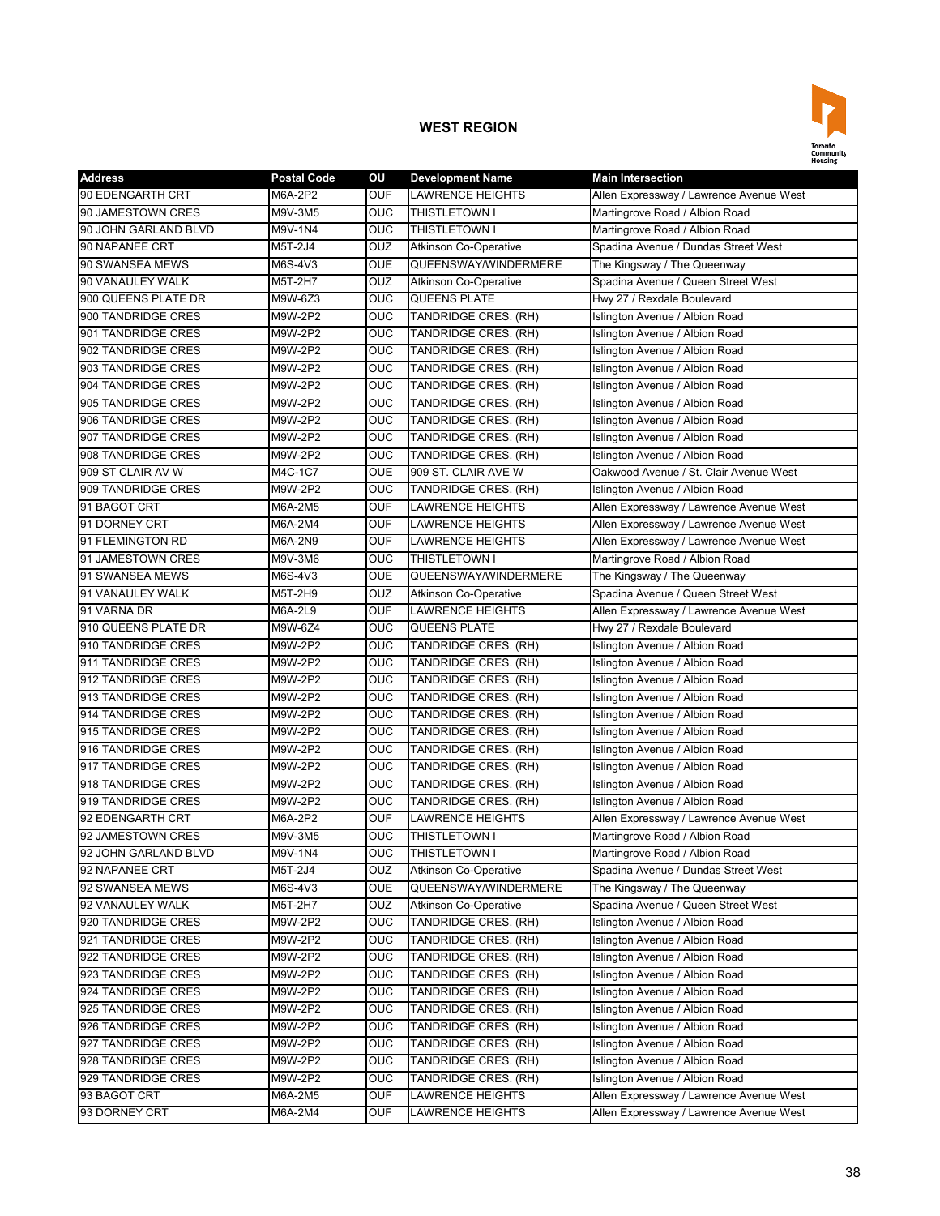## WEST REGION

| Address | Postal Code | OU | Development Name | Main Intersection |
|---|---|---|---|---|
| 90 EDENGARTH CRT | M6A-2P2 | OUF | LAWRENCE HEIGHTS | Allen Expressway / Lawrence Avenue West |
| 90 JAMESTOWN CRES | M9V-3M5 | OUC | THISTLETOWN I | Martingrove Road / Albion Road |
| 90 JOHN GARLAND BLVD | M9V-1N4 | OUC | THISTLETOWN I | Martingrove Road / Albion Road |
| 90 NAPANEE CRT | M5T-2J4 | OUZ | Atkinson Co-Operative | Spadina Avenue / Dundas Street West |
| 90 SWANSEA MEWS | M6S-4V3 | OUE | QUEENSWAY/WINDERMERE | The Kingsway / The Queenway |
| 90 VANAULEY WALK | M5T-2H7 | OUZ | Atkinson Co-Operative | Spadina Avenue / Queen Street West |
| 900 QUEENS PLATE DR | M9W-6Z3 | OUC | QUEENS PLATE | Hwy 27 / Rexdale Boulevard |
| 900 TANDRIDGE CRES | M9W-2P2 | OUC | TANDRIDGE CRES. (RH) | Islington Avenue / Albion Road |
| 901 TANDRIDGE CRES | M9W-2P2 | OUC | TANDRIDGE CRES. (RH) | Islington Avenue / Albion Road |
| 902 TANDRIDGE CRES | M9W-2P2 | OUC | TANDRIDGE CRES. (RH) | Islington Avenue / Albion Road |
| 903 TANDRIDGE CRES | M9W-2P2 | OUC | TANDRIDGE CRES. (RH) | Islington Avenue / Albion Road |
| 904 TANDRIDGE CRES | M9W-2P2 | OUC | TANDRIDGE CRES. (RH) | Islington Avenue / Albion Road |
| 905 TANDRIDGE CRES | M9W-2P2 | OUC | TANDRIDGE CRES. (RH) | Islington Avenue / Albion Road |
| 906 TANDRIDGE CRES | M9W-2P2 | OUC | TANDRIDGE CRES. (RH) | Islington Avenue / Albion Road |
| 907 TANDRIDGE CRES | M9W-2P2 | OUC | TANDRIDGE CRES. (RH) | Islington Avenue / Albion Road |
| 908 TANDRIDGE CRES | M9W-2P2 | OUC | TANDRIDGE CRES. (RH) | Islington Avenue / Albion Road |
| 909 ST CLAIR AV W | M4C-1C7 | OUE | 909 ST. CLAIR AVE W | Oakwood Avenue / St. Clair Avenue West |
| 909 TANDRIDGE CRES | M9W-2P2 | OUC | TANDRIDGE CRES. (RH) | Islington Avenue / Albion Road |
| 91 BAGOT CRT | M6A-2M5 | OUF | LAWRENCE HEIGHTS | Allen Expressway / Lawrence Avenue West |
| 91 DORNEY CRT | M6A-2M4 | OUF | LAWRENCE HEIGHTS | Allen Expressway / Lawrence Avenue West |
| 91 FLEMINGTON RD | M6A-2N9 | OUF | LAWRENCE HEIGHTS | Allen Expressway / Lawrence Avenue West |
| 91 JAMESTOWN CRES | M9V-3M6 | OUC | THISTLETOWN I | Martingrove Road / Albion Road |
| 91 SWANSEA MEWS | M6S-4V3 | OUE | QUEENSWAY/WINDERMERE | The Kingsway / The Queenway |
| 91 VANAULEY WALK | M5T-2H9 | OUZ | Atkinson Co-Operative | Spadina Avenue / Queen Street West |
| 91 VARNA DR | M6A-2L9 | OUF | LAWRENCE HEIGHTS | Allen Expressway / Lawrence Avenue West |
| 910 QUEENS PLATE DR | M9W-6Z4 | OUC | QUEENS PLATE | Hwy 27 / Rexdale Boulevard |
| 910 TANDRIDGE CRES | M9W-2P2 | OUC | TANDRIDGE CRES. (RH) | Islington Avenue / Albion Road |
| 911 TANDRIDGE CRES | M9W-2P2 | OUC | TANDRIDGE CRES. (RH) | Islington Avenue / Albion Road |
| 912 TANDRIDGE CRES | M9W-2P2 | OUC | TANDRIDGE CRES. (RH) | Islington Avenue / Albion Road |
| 913 TANDRIDGE CRES | M9W-2P2 | OUC | TANDRIDGE CRES. (RH) | Islington Avenue / Albion Road |
| 914 TANDRIDGE CRES | M9W-2P2 | OUC | TANDRIDGE CRES. (RH) | Islington Avenue / Albion Road |
| 915 TANDRIDGE CRES | M9W-2P2 | OUC | TANDRIDGE CRES. (RH) | Islington Avenue / Albion Road |
| 916 TANDRIDGE CRES | M9W-2P2 | OUC | TANDRIDGE CRES. (RH) | Islington Avenue / Albion Road |
| 917 TANDRIDGE CRES | M9W-2P2 | OUC | TANDRIDGE CRES. (RH) | Islington Avenue / Albion Road |
| 918 TANDRIDGE CRES | M9W-2P2 | OUC | TANDRIDGE CRES. (RH) | Islington Avenue / Albion Road |
| 919 TANDRIDGE CRES | M9W-2P2 | OUC | TANDRIDGE CRES. (RH) | Islington Avenue / Albion Road |
| 92 EDENGARTH CRT | M6A-2P2 | OUF | LAWRENCE HEIGHTS | Allen Expressway / Lawrence Avenue West |
| 92 JAMESTOWN CRES | M9V-3M5 | OUC | THISTLETOWN I | Martingrove Road / Albion Road |
| 92 JOHN GARLAND BLVD | M9V-1N4 | OUC | THISTLETOWN I | Martingrove Road / Albion Road |
| 92 NAPANEE CRT | M5T-2J4 | OUZ | Atkinson Co-Operative | Spadina Avenue / Dundas Street West |
| 92 SWANSEA MEWS | M6S-4V3 | OUE | QUEENSWAY/WINDERMERE | The Kingsway / The Queenway |
| 92 VANAULEY WALK | M5T-2H7 | OUZ | Atkinson Co-Operative | Spadina Avenue / Queen Street West |
| 920 TANDRIDGE CRES | M9W-2P2 | OUC | TANDRIDGE CRES. (RH) | Islington Avenue / Albion Road |
| 921 TANDRIDGE CRES | M9W-2P2 | OUC | TANDRIDGE CRES. (RH) | Islington Avenue / Albion Road |
| 922 TANDRIDGE CRES | M9W-2P2 | OUC | TANDRIDGE CRES. (RH) | Islington Avenue / Albion Road |
| 923 TANDRIDGE CRES | M9W-2P2 | OUC | TANDRIDGE CRES. (RH) | Islington Avenue / Albion Road |
| 924 TANDRIDGE CRES | M9W-2P2 | OUC | TANDRIDGE CRES. (RH) | Islington Avenue / Albion Road |
| 925 TANDRIDGE CRES | M9W-2P2 | OUC | TANDRIDGE CRES. (RH) | Islington Avenue / Albion Road |
| 926 TANDRIDGE CRES | M9W-2P2 | OUC | TANDRIDGE CRES. (RH) | Islington Avenue / Albion Road |
| 927 TANDRIDGE CRES | M9W-2P2 | OUC | TANDRIDGE CRES. (RH) | Islington Avenue / Albion Road |
| 928 TANDRIDGE CRES | M9W-2P2 | OUC | TANDRIDGE CRES. (RH) | Islington Avenue / Albion Road |
| 929 TANDRIDGE CRES | M9W-2P2 | OUC | TANDRIDGE CRES. (RH) | Islington Avenue / Albion Road |
| 93 BAGOT CRT | M6A-2M5 | OUF | LAWRENCE HEIGHTS | Allen Expressway / Lawrence Avenue West |
| 93 DORNEY CRT | M6A-2M4 | OUF | LAWRENCE HEIGHTS | Allen Expressway / Lawrence Avenue West |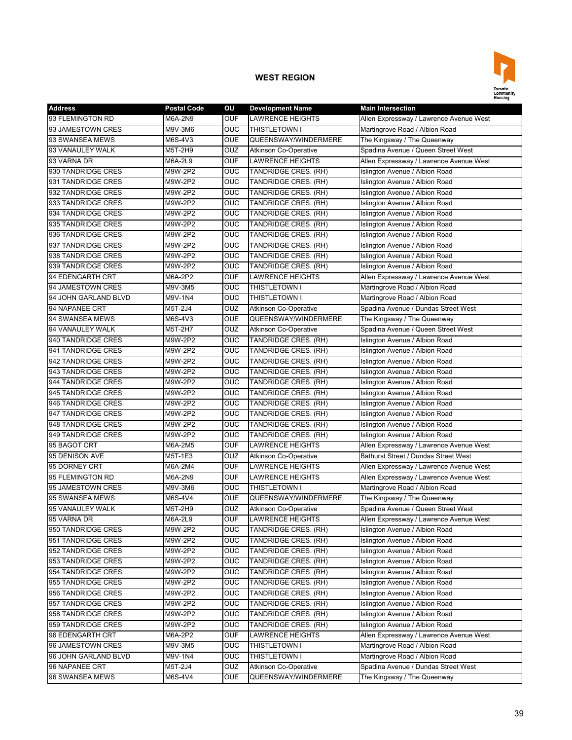## WEST REGION

| Address | Postal Code | OU | Development Name | Main Intersection |
|---|---|---|---|---|
| 93 FLEMINGTON RD | M6A-2N9 | OUF | LAWRENCE HEIGHTS | Allen Expressway / Lawrence Avenue West |
| 93 JAMESTOWN CRES | M9V-3M6 | OUC | THISTLETOWN I | Martingrove Road / Albion Road |
| 93 SWANSEA MEWS | M6S-4V3 | OUE | QUEENSWAY/WINDERMERE | The Kingsway / The Queenway |
| 93 VANAULEY WALK | M5T-2H9 | OUZ | Atkinson Co-Operative | Spadina Avenue / Queen Street West |
| 93 VARNA DR | M6A-2L9 | OUF | LAWRENCE HEIGHTS | Allen Expressway / Lawrence Avenue West |
| 930 TANDRIDGE CRES | M9W-2P2 | OUC | TANDRIDGE CRES. (RH) | Islington Avenue / Albion Road |
| 931 TANDRIDGE CRES | M9W-2P2 | OUC | TANDRIDGE CRES. (RH) | Islington Avenue / Albion Road |
| 932 TANDRIDGE CRES | M9W-2P2 | OUC | TANDRIDGE CRES. (RH) | Islington Avenue / Albion Road |
| 933 TANDRIDGE CRES | M9W-2P2 | OUC | TANDRIDGE CRES. (RH) | Islington Avenue / Albion Road |
| 934 TANDRIDGE CRES | M9W-2P2 | OUC | TANDRIDGE CRES. (RH) | Islington Avenue / Albion Road |
| 935 TANDRIDGE CRES | M9W-2P2 | OUC | TANDRIDGE CRES. (RH) | Islington Avenue / Albion Road |
| 936 TANDRIDGE CRES | M9W-2P2 | OUC | TANDRIDGE CRES. (RH) | Islington Avenue / Albion Road |
| 937 TANDRIDGE CRES | M9W-2P2 | OUC | TANDRIDGE CRES. (RH) | Islington Avenue / Albion Road |
| 938 TANDRIDGE CRES | M9W-2P2 | OUC | TANDRIDGE CRES. (RH) | Islington Avenue / Albion Road |
| 939 TANDRIDGE CRES | M9W-2P2 | OUC | TANDRIDGE CRES. (RH) | Islington Avenue / Albion Road |
| 94 EDENGARTH CRT | M6A-2P2 | OUF | LAWRENCE HEIGHTS | Allen Expressway / Lawrence Avenue West |
| 94 JAMESTOWN CRES | M9V-3M5 | OUC | THISTLETOWN I | Martingrove Road / Albion Road |
| 94 JOHN GARLAND BLVD | M9V-1N4 | OUC | THISTLETOWN I | Martingrove Road / Albion Road |
| 94 NAPANEE CRT | M5T-2J4 | OUZ | Atkinson Co-Operative | Spadina Avenue / Dundas Street West |
| 94 SWANSEA MEWS | M6S-4V3 | OUE | QUEENSWAY/WINDERMERE | The Kingsway / The Queenway |
| 94 VANAULEY WALK | M5T-2H7 | OUZ | Atkinson Co-Operative | Spadina Avenue / Queen Street West |
| 940 TANDRIDGE CRES | M9W-2P2 | OUC | TANDRIDGE CRES. (RH) | Islington Avenue / Albion Road |
| 941 TANDRIDGE CRES | M9W-2P2 | OUC | TANDRIDGE CRES. (RH) | Islington Avenue / Albion Road |
| 942 TANDRIDGE CRES | M9W-2P2 | OUC | TANDRIDGE CRES. (RH) | Islington Avenue / Albion Road |
| 943 TANDRIDGE CRES | M9W-2P2 | OUC | TANDRIDGE CRES. (RH) | Islington Avenue / Albion Road |
| 944 TANDRIDGE CRES | M9W-2P2 | OUC | TANDRIDGE CRES. (RH) | Islington Avenue / Albion Road |
| 945 TANDRIDGE CRES | M9W-2P2 | OUC | TANDRIDGE CRES. (RH) | Islington Avenue / Albion Road |
| 946 TANDRIDGE CRES | M9W-2P2 | OUC | TANDRIDGE CRES. (RH) | Islington Avenue / Albion Road |
| 947 TANDRIDGE CRES | M9W-2P2 | OUC | TANDRIDGE CRES. (RH) | Islington Avenue / Albion Road |
| 948 TANDRIDGE CRES | M9W-2P2 | OUC | TANDRIDGE CRES. (RH) | Islington Avenue / Albion Road |
| 949 TANDRIDGE CRES | M9W-2P2 | OUC | TANDRIDGE CRES. (RH) | Islington Avenue / Albion Road |
| 95 BAGOT CRT | M6A-2M5 | OUF | LAWRENCE HEIGHTS | Allen Expressway / Lawrence Avenue West |
| 95 DENISON AVE | M5T-1E3 | OUZ | Atkinson Co-Operative | Bathurst Street / Dundas Street West |
| 95 DORNEY CRT | M6A-2M4 | OUF | LAWRENCE HEIGHTS | Allen Expressway / Lawrence Avenue West |
| 95 FLEMINGTON RD | M6A-2N9 | OUF | LAWRENCE HEIGHTS | Allen Expressway / Lawrence Avenue West |
| 95 JAMESTOWN CRES | M9V-3M6 | OUC | THISTLETOWN I | Martingrove Road / Albion Road |
| 95 SWANSEA MEWS | M6S-4V4 | OUE | QUEENSWAY/WINDERMERE | The Kingsway / The Queenway |
| 95 VANAULEY WALK | M5T-2H9 | OUZ | Atkinson Co-Operative | Spadina Avenue / Queen Street West |
| 95 VARNA DR | M6A-2L9 | OUF | LAWRENCE HEIGHTS | Allen Expressway / Lawrence Avenue West |
| 950 TANDRIDGE CRES | M9W-2P2 | OUC | TANDRIDGE CRES. (RH) | Islington Avenue / Albion Road |
| 951 TANDRIDGE CRES | M9W-2P2 | OUC | TANDRIDGE CRES. (RH) | Islington Avenue / Albion Road |
| 952 TANDRIDGE CRES | M9W-2P2 | OUC | TANDRIDGE CRES. (RH) | Islington Avenue / Albion Road |
| 953 TANDRIDGE CRES | M9W-2P2 | OUC | TANDRIDGE CRES. (RH) | Islington Avenue / Albion Road |
| 954 TANDRIDGE CRES | M9W-2P2 | OUC | TANDRIDGE CRES. (RH) | Islington Avenue / Albion Road |
| 955 TANDRIDGE CRES | M9W-2P2 | OUC | TANDRIDGE CRES. (RH) | Islington Avenue / Albion Road |
| 956 TANDRIDGE CRES | M9W-2P2 | OUC | TANDRIDGE CRES. (RH) | Islington Avenue / Albion Road |
| 957 TANDRIDGE CRES | M9W-2P2 | OUC | TANDRIDGE CRES. (RH) | Islington Avenue / Albion Road |
| 958 TANDRIDGE CRES | M9W-2P2 | OUC | TANDRIDGE CRES. (RH) | Islington Avenue / Albion Road |
| 959 TANDRIDGE CRES | M9W-2P2 | OUC | TANDRIDGE CRES. (RH) | Islington Avenue / Albion Road |
| 96 EDENGARTH CRT | M6A-2P2 | OUF | LAWRENCE HEIGHTS | Allen Expressway / Lawrence Avenue West |
| 96 JAMESTOWN CRES | M9V-3M5 | OUC | THISTLETOWN I | Martingrove Road / Albion Road |
| 96 JOHN GARLAND BLVD | M9V-1N4 | OUC | THISTLETOWN I | Martingrove Road / Albion Road |
| 96 NAPANEE CRT | M5T-2J4 | OUZ | Atkinson Co-Operative | Spadina Avenue / Dundas Street West |
| 96 SWANSEA MEWS | M6S-4V4 | OUE | QUEENSWAY/WINDERMERE | The Kingsway / The Queenway |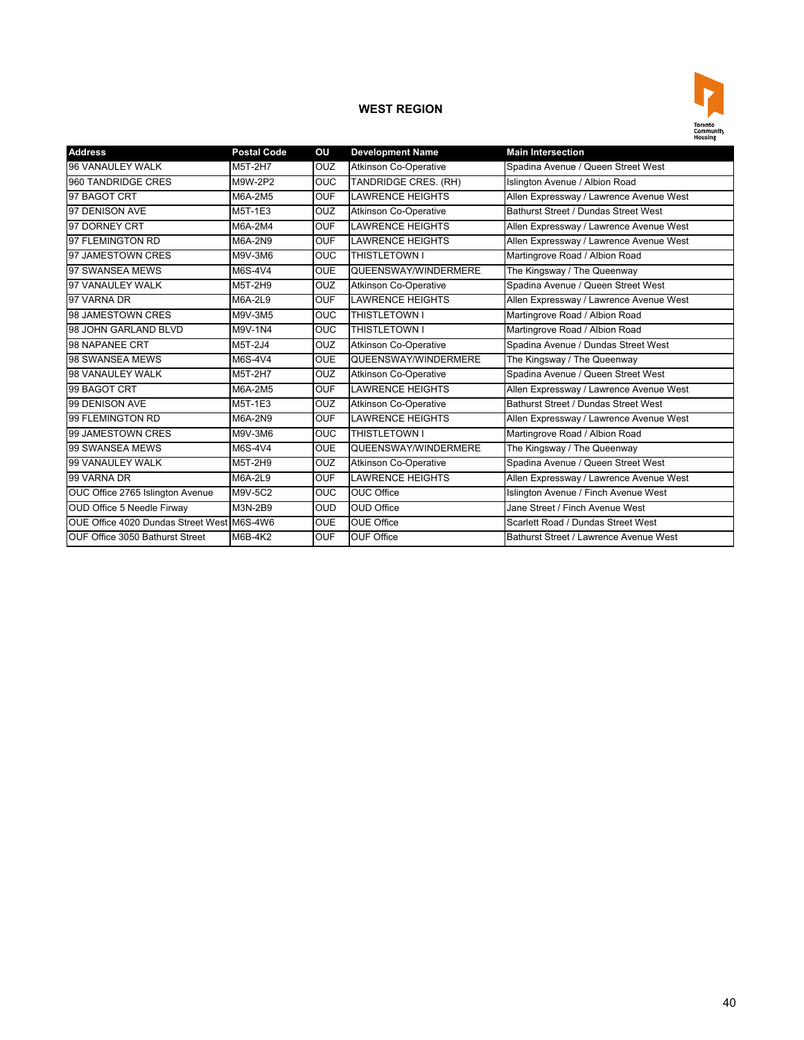## WEST REGION

| Address | Postal Code | OU | Development Name | Main Intersection |
|---|---|---|---|---|
| 96 VANAULEY WALK | M5T-2H7 | OUZ | Atkinson Co-Operative | Spadina Avenue / Queen Street West |
| 960 TANDRIDGE CRES | M9W-2P2 | OUC | TANDRIDGE CRES. (RH) | Islington Avenue / Albion Road |
| 97 BAGOT CRT | M6A-2M5 | OUF | LAWRENCE HEIGHTS | Allen Expressway / Lawrence Avenue West |
| 97 DENISON AVE | M5T-1E3 | OUZ | Atkinson Co-Operative | Bathurst Street / Dundas Street West |
| 97 DORNEY CRT | M6A-2M4 | OUF | LAWRENCE HEIGHTS | Allen Expressway / Lawrence Avenue West |
| 97 FLEMINGTON RD | M6A-2N9 | OUF | LAWRENCE HEIGHTS | Allen Expressway / Lawrence Avenue West |
| 97 JAMESTOWN CRES | M9V-3M6 | OUC | THISTLETOWN I | Martingrove Road / Albion Road |
| 97 SWANSEA MEWS | M6S-4V4 | OUE | QUEENSWAY/WINDERMERE | The Kingsway / The Queenway |
| 97 VANAULEY WALK | M5T-2H9 | OUZ | Atkinson Co-Operative | Spadina Avenue / Queen Street West |
| 97 VARNA DR | M6A-2L9 | OUF | LAWRENCE HEIGHTS | Allen Expressway / Lawrence Avenue West |
| 98 JAMESTOWN CRES | M9V-3M5 | OUC | THISTLETOWN I | Martingrove Road / Albion Road |
| 98 JOHN GARLAND BLVD | M9V-1N4 | OUC | THISTLETOWN I | Martingrove Road / Albion Road |
| 98 NAPANEE CRT | M5T-2J4 | OUZ | Atkinson Co-Operative | Spadina Avenue / Dundas Street West |
| 98 SWANSEA MEWS | M6S-4V4 | OUE | QUEENSWAY/WINDERMERE | The Kingsway / The Queenway |
| 98 VANAULEY WALK | M5T-2H7 | OUZ | Atkinson Co-Operative | Spadina Avenue / Queen Street West |
| 99 BAGOT CRT | M6A-2M5 | OUF | LAWRENCE HEIGHTS | Allen Expressway / Lawrence Avenue West |
| 99 DENISON AVE | M5T-1E3 | OUZ | Atkinson Co-Operative | Bathurst Street / Dundas Street West |
| 99 FLEMINGTON RD | M6A-2N9 | OUF | LAWRENCE HEIGHTS | Allen Expressway / Lawrence Avenue West |
| 99 JAMESTOWN CRES | M9V-3M6 | OUC | THISTLETOWN I | Martingrove Road / Albion Road |
| 99 SWANSEA MEWS | M6S-4V4 | OUE | QUEENSWAY/WINDERMERE | The Kingsway / The Queenway |
| 99 VANAULEY WALK | M5T-2H9 | OUZ | Atkinson Co-Operative | Spadina Avenue / Queen Street West |
| 99 VARNA DR | M6A-2L9 | OUF | LAWRENCE HEIGHTS | Allen Expressway / Lawrence Avenue West |
| OUC Office 2765 Islington Avenue | M9V-5C2 | OUC | OUC Office | Islington Avenue / Finch Avenue West |
| OUD Office 5 Needle Firway | M3N-2B9 | OUD | OUD Office | Jane Street / Finch Avenue West |
| OUE Office 4020 Dundas Street West | M6S-4W6 | OUE | OUE Office | Scarlett Road / Dundas Street West |
| OUF Office 3050 Bathurst Street | M6B-4K2 | OUF | OUF Office | Bathurst Street / Lawrence Avenue West |